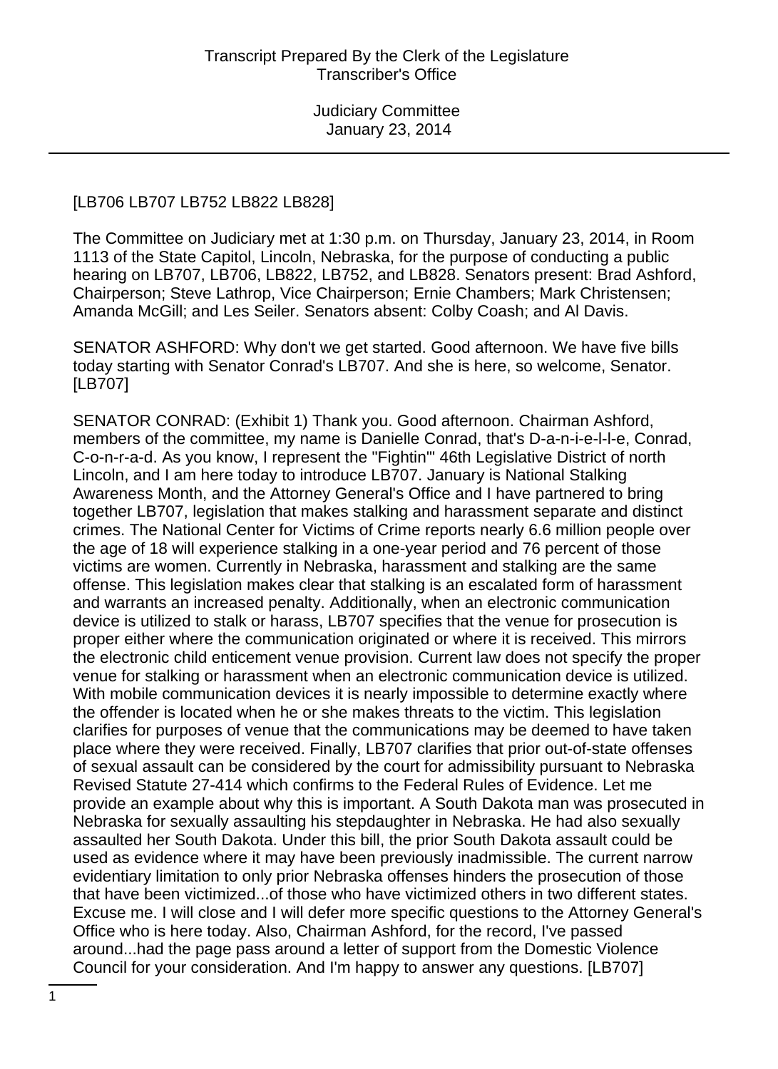[LB706 LB707 LB752 LB822 LB828]

The Committee on Judiciary met at 1:30 p.m. on Thursday, January 23, 2014, in Room 1113 of the State Capitol, Lincoln, Nebraska, for the purpose of conducting a public hearing on LB707, LB706, LB822, LB752, and LB828. Senators present: Brad Ashford, Chairperson; Steve Lathrop, Vice Chairperson; Ernie Chambers; Mark Christensen; Amanda McGill; and Les Seiler. Senators absent: Colby Coash; and Al Davis.

SENATOR ASHFORD: Why don't we get started. Good afternoon. We have five bills today starting with Senator Conrad's LB707. And she is here, so welcome, Senator. [LB707]

SENATOR CONRAD: (Exhibit 1) Thank you. Good afternoon. Chairman Ashford, members of the committee, my name is Danielle Conrad, that's D-a-n-i-e-l-l-e, Conrad, C-o-n-r-a-d. As you know, I represent the "Fightin'" 46th Legislative District of north Lincoln, and I am here today to introduce LB707. January is National Stalking Awareness Month, and the Attorney General's Office and I have partnered to bring together LB707, legislation that makes stalking and harassment separate and distinct crimes. The National Center for Victims of Crime reports nearly 6.6 million people over the age of 18 will experience stalking in a one-year period and 76 percent of those victims are women. Currently in Nebraska, harassment and stalking are the same offense. This legislation makes clear that stalking is an escalated form of harassment and warrants an increased penalty. Additionally, when an electronic communication device is utilized to stalk or harass, LB707 specifies that the venue for prosecution is proper either where the communication originated or where it is received. This mirrors the electronic child enticement venue provision. Current law does not specify the proper venue for stalking or harassment when an electronic communication device is utilized. With mobile communication devices it is nearly impossible to determine exactly where the offender is located when he or she makes threats to the victim. This legislation clarifies for purposes of venue that the communications may be deemed to have taken place where they were received. Finally, LB707 clarifies that prior out-of-state offenses of sexual assault can be considered by the court for admissibility pursuant to Nebraska Revised Statute 27-414 which confirms to the Federal Rules of Evidence. Let me provide an example about why this is important. A South Dakota man was prosecuted in Nebraska for sexually assaulting his stepdaughter in Nebraska. He had also sexually assaulted her South Dakota. Under this bill, the prior South Dakota assault could be used as evidence where it may have been previously inadmissible. The current narrow evidentiary limitation to only prior Nebraska offenses hinders the prosecution of those that have been victimized...of those who have victimized others in two different states. Excuse me. I will close and I will defer more specific questions to the Attorney General's Office who is here today. Also, Chairman Ashford, for the record, I've passed around...had the page pass around a letter of support from the Domestic Violence Council for your consideration. And I'm happy to answer any questions. [LB707]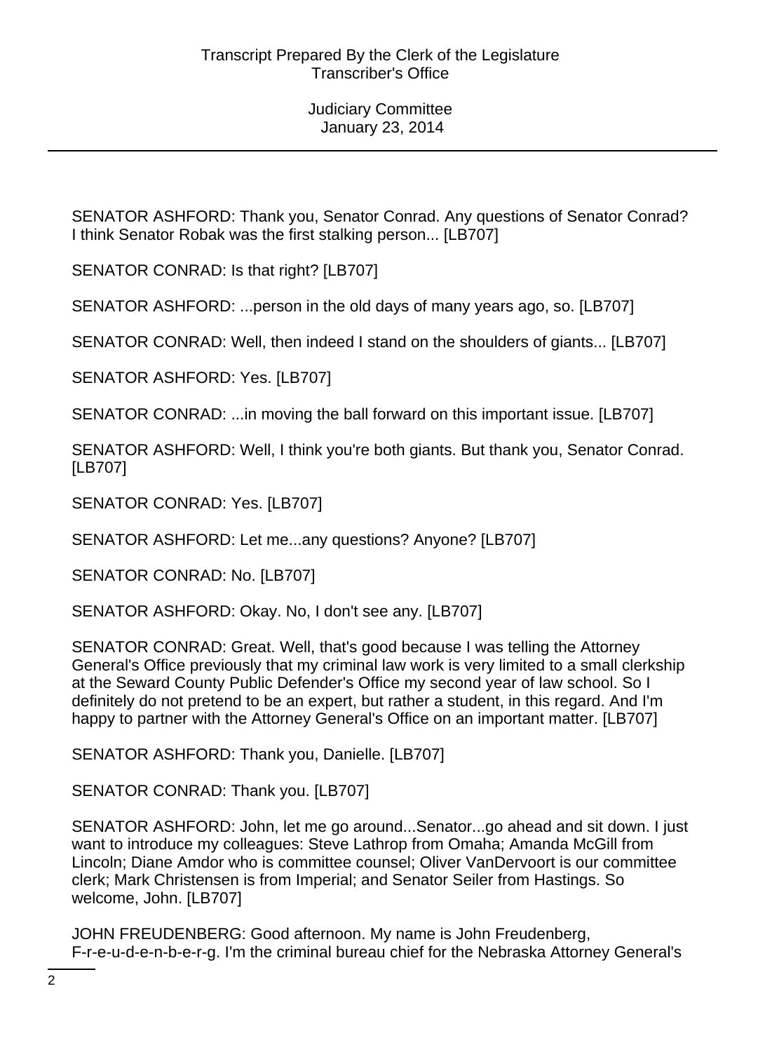SENATOR ASHFORD: Thank you, Senator Conrad. Any questions of Senator Conrad? I think Senator Robak was the first stalking person... [LB707]

SENATOR CONRAD: Is that right? [LB707]

SENATOR ASHFORD: ...person in the old days of many years ago, so. [LB707]

SENATOR CONRAD: Well, then indeed I stand on the shoulders of giants... [LB707]

SENATOR ASHFORD: Yes. [LB707]

SENATOR CONRAD: ...in moving the ball forward on this important issue. [LB707]

SENATOR ASHFORD: Well, I think you're both giants. But thank you, Senator Conrad. [LB707]

SENATOR CONRAD: Yes. [LB707]

SENATOR ASHFORD: Let me...any questions? Anyone? [LB707]

SENATOR CONRAD: No. [LB707]

SENATOR ASHFORD: Okay. No, I don't see any. [LB707]

SENATOR CONRAD: Great. Well, that's good because I was telling the Attorney General's Office previously that my criminal law work is very limited to a small clerkship at the Seward County Public Defender's Office my second year of law school. So I definitely do not pretend to be an expert, but rather a student, in this regard. And I'm happy to partner with the Attorney General's Office on an important matter. [LB707]

SENATOR ASHFORD: Thank you, Danielle. [LB707]

SENATOR CONRAD: Thank you. [LB707]

SENATOR ASHFORD: John, let me go around...Senator...go ahead and sit down. I just want to introduce my colleagues: Steve Lathrop from Omaha; Amanda McGill from Lincoln; Diane Amdor who is committee counsel; Oliver VanDervoort is our committee clerk; Mark Christensen is from Imperial; and Senator Seiler from Hastings. So welcome, John. [LB707]

JOHN FREUDENBERG: Good afternoon. My name is John Freudenberg, F-r-e-u-d-e-n-b-e-r-g. I'm the criminal bureau chief for the Nebraska Attorney General's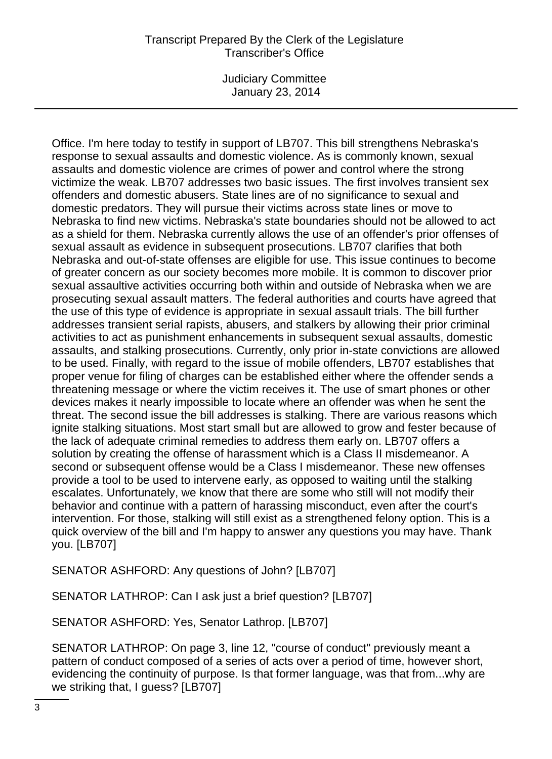Office. I'm here today to testify in support of LB707. This bill strengthens Nebraska's response to sexual assaults and domestic violence. As is commonly known, sexual assaults and domestic violence are crimes of power and control where the strong victimize the weak. LB707 addresses two basic issues. The first involves transient sex offenders and domestic abusers. State lines are of no significance to sexual and domestic predators. They will pursue their victims across state lines or move to Nebraska to find new victims. Nebraska's state boundaries should not be allowed to act as a shield for them. Nebraska currently allows the use of an offender's prior offenses of sexual assault as evidence in subsequent prosecutions. LB707 clarifies that both Nebraska and out-of-state offenses are eligible for use. This issue continues to become of greater concern as our society becomes more mobile. It is common to discover prior sexual assaultive activities occurring both within and outside of Nebraska when we are prosecuting sexual assault matters. The federal authorities and courts have agreed that the use of this type of evidence is appropriate in sexual assault trials. The bill further addresses transient serial rapists, abusers, and stalkers by allowing their prior criminal activities to act as punishment enhancements in subsequent sexual assaults, domestic assaults, and stalking prosecutions. Currently, only prior in-state convictions are allowed to be used. Finally, with regard to the issue of mobile offenders, LB707 establishes that proper venue for filing of charges can be established either where the offender sends a threatening message or where the victim receives it. The use of smart phones or other devices makes it nearly impossible to locate where an offender was when he sent the threat. The second issue the bill addresses is stalking. There are various reasons which ignite stalking situations. Most start small but are allowed to grow and fester because of the lack of adequate criminal remedies to address them early on. LB707 offers a solution by creating the offense of harassment which is a Class II misdemeanor. A second or subsequent offense would be a Class I misdemeanor. These new offenses provide a tool to be used to intervene early, as opposed to waiting until the stalking escalates. Unfortunately, we know that there are some who still will not modify their behavior and continue with a pattern of harassing misconduct, even after the court's intervention. For those, stalking will still exist as a strengthened felony option. This is a quick overview of the bill and I'm happy to answer any questions you may have. Thank you. [LB707]

SENATOR ASHFORD: Any questions of John? [LB707]

SENATOR LATHROP: Can I ask just a brief question? [LB707]

SENATOR ASHFORD: Yes, Senator Lathrop. [LB707]

SENATOR LATHROP: On page 3, line 12, "course of conduct" previously meant a pattern of conduct composed of a series of acts over a period of time, however short, evidencing the continuity of purpose. Is that former language, was that from...why are we striking that, I guess? [LB707]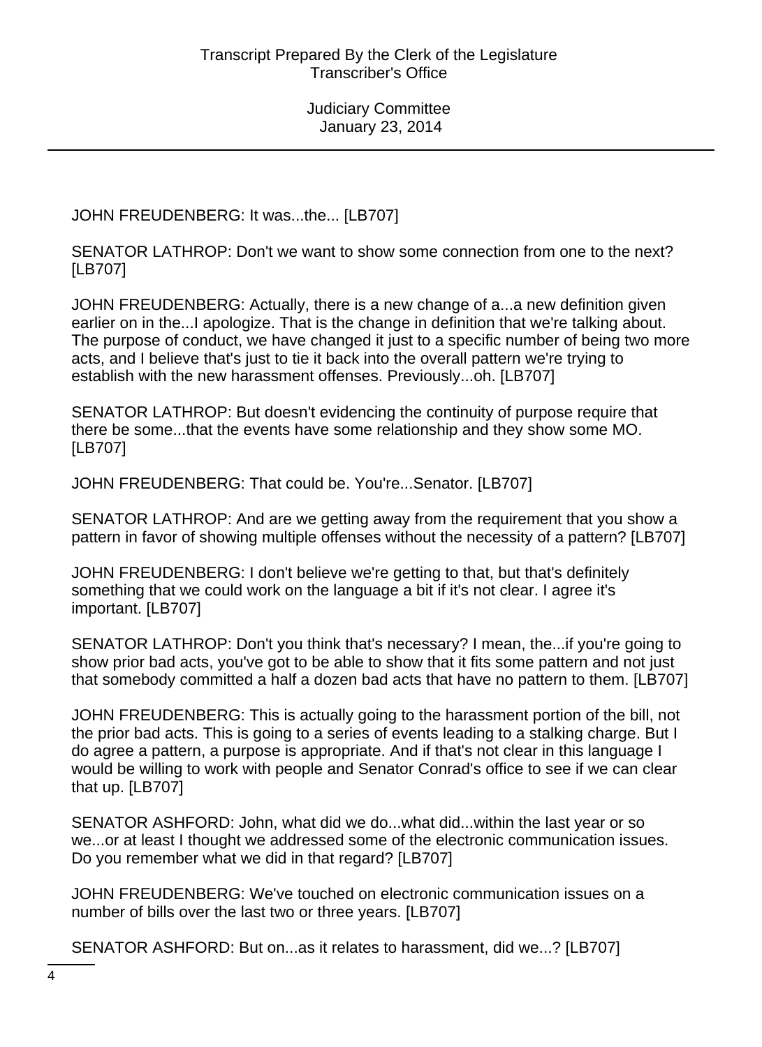JOHN FREUDENBERG: It was...the... [LB707]

SENATOR LATHROP: Don't we want to show some connection from one to the next? [LB707]

JOHN FREUDENBERG: Actually, there is a new change of a...a new definition given earlier on in the...I apologize. That is the change in definition that we're talking about. The purpose of conduct, we have changed it just to a specific number of being two more acts, and I believe that's just to tie it back into the overall pattern we're trying to establish with the new harassment offenses. Previously...oh. [LB707]

SENATOR LATHROP: But doesn't evidencing the continuity of purpose require that there be some...that the events have some relationship and they show some MO. [LB707]

JOHN FREUDENBERG: That could be. You're...Senator. [LB707]

SENATOR LATHROP: And are we getting away from the requirement that you show a pattern in favor of showing multiple offenses without the necessity of a pattern? [LB707]

JOHN FREUDENBERG: I don't believe we're getting to that, but that's definitely something that we could work on the language a bit if it's not clear. I agree it's important. [LB707]

SENATOR LATHROP: Don't you think that's necessary? I mean, the...if you're going to show prior bad acts, you've got to be able to show that it fits some pattern and not just that somebody committed a half a dozen bad acts that have no pattern to them. [LB707]

JOHN FREUDENBERG: This is actually going to the harassment portion of the bill, not the prior bad acts. This is going to a series of events leading to a stalking charge. But I do agree a pattern, a purpose is appropriate. And if that's not clear in this language I would be willing to work with people and Senator Conrad's office to see if we can clear that up. [LB707]

SENATOR ASHFORD: John, what did we do...what did...within the last year or so we...or at least I thought we addressed some of the electronic communication issues. Do you remember what we did in that regard? [LB707]

JOHN FREUDENBERG: We've touched on electronic communication issues on a number of bills over the last two or three years. [LB707]

SENATOR ASHFORD: But on...as it relates to harassment, did we...? [LB707]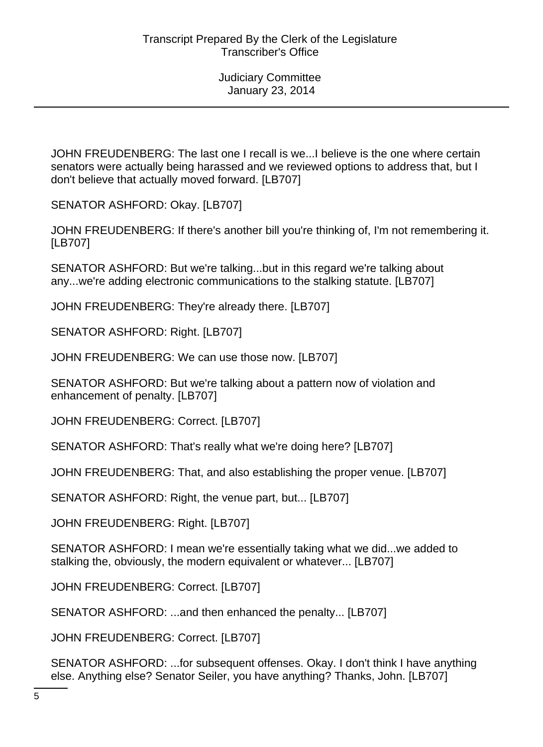JOHN FREUDENBERG: The last one I recall is we...I believe is the one where certain senators were actually being harassed and we reviewed options to address that, but I don't believe that actually moved forward. [LB707]

SENATOR ASHFORD: Okay. [LB707]

JOHN FREUDENBERG: If there's another bill you're thinking of, I'm not remembering it. [LB707]

SENATOR ASHFORD: But we're talking...but in this regard we're talking about any...we're adding electronic communications to the stalking statute. [LB707]

JOHN FREUDENBERG: They're already there. [LB707]

SENATOR ASHFORD: Right. [LB707]

JOHN FREUDENBERG: We can use those now. [LB707]

SENATOR ASHFORD: But we're talking about a pattern now of violation and enhancement of penalty. [LB707]

JOHN FREUDENBERG: Correct. [LB707]

SENATOR ASHFORD: That's really what we're doing here? [LB707]

JOHN FREUDENBERG: That, and also establishing the proper venue. [LB707]

SENATOR ASHFORD: Right, the venue part, but... [LB707]

JOHN FREUDENBERG: Right. [LB707]

SENATOR ASHFORD: I mean we're essentially taking what we did...we added to stalking the, obviously, the modern equivalent or whatever... [LB707]

JOHN FREUDENBERG: Correct. [LB707]

SENATOR ASHFORD: ...and then enhanced the penalty... [LB707]

JOHN FREUDENBERG: Correct. [LB707]

SENATOR ASHFORD: ...for subsequent offenses. Okay. I don't think I have anything else. Anything else? Senator Seiler, you have anything? Thanks, John. [LB707]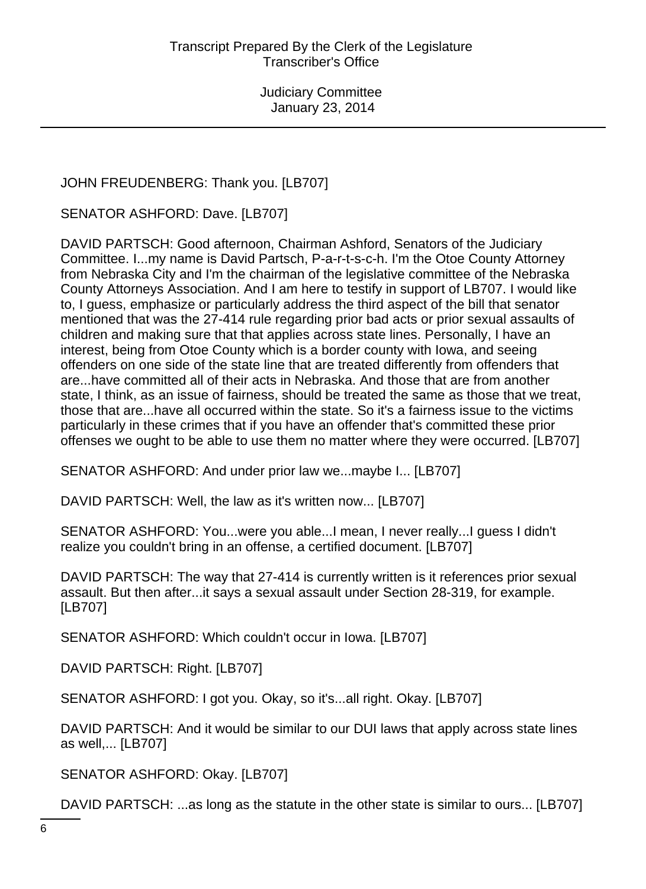JOHN FREUDENBERG: Thank you. [LB707]

SENATOR ASHFORD: Dave. [LB707]

DAVID PARTSCH: Good afternoon, Chairman Ashford, Senators of the Judiciary Committee. I...my name is David Partsch, P-a-r-t-s-c-h. I'm the Otoe County Attorney from Nebraska City and I'm the chairman of the legislative committee of the Nebraska County Attorneys Association. And I am here to testify in support of LB707. I would like to, I guess, emphasize or particularly address the third aspect of the bill that senator mentioned that was the 27-414 rule regarding prior bad acts or prior sexual assaults of children and making sure that that applies across state lines. Personally, I have an interest, being from Otoe County which is a border county with Iowa, and seeing offenders on one side of the state line that are treated differently from offenders that are...have committed all of their acts in Nebraska. And those that are from another state, I think, as an issue of fairness, should be treated the same as those that we treat, those that are...have all occurred within the state. So it's a fairness issue to the victims particularly in these crimes that if you have an offender that's committed these prior offenses we ought to be able to use them no matter where they were occurred. [LB707]

SENATOR ASHFORD: And under prior law we...maybe I... [LB707]

DAVID PARTSCH: Well, the law as it's written now... [LB707]

SENATOR ASHFORD: You...were you able...I mean, I never really...I guess I didn't realize you couldn't bring in an offense, a certified document. [LB707]

DAVID PARTSCH: The way that 27-414 is currently written is it references prior sexual assault. But then after...it says a sexual assault under Section 28-319, for example. [LB707]

SENATOR ASHFORD: Which couldn't occur in Iowa. [LB707]

DAVID PARTSCH: Right. [LB707]

SENATOR ASHFORD: I got you. Okay, so it's...all right. Okay. [LB707]

DAVID PARTSCH: And it would be similar to our DUI laws that apply across state lines as well,... [LB707]

SENATOR ASHFORD: Okay. [LB707]

DAVID PARTSCH: ...as long as the statute in the other state is similar to ours... [LB707]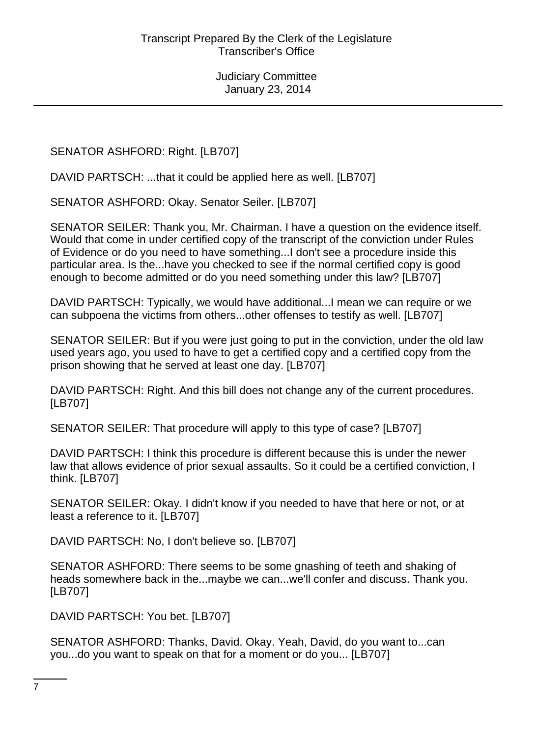SENATOR ASHFORD: Right. [LB707]

DAVID PARTSCH: ...that it could be applied here as well. [LB707]

SENATOR ASHFORD: Okay. Senator Seiler. [LB707]

SENATOR SEILER: Thank you, Mr. Chairman. I have a question on the evidence itself. Would that come in under certified copy of the transcript of the conviction under Rules of Evidence or do you need to have something...I don't see a procedure inside this particular area. Is the...have you checked to see if the normal certified copy is good enough to become admitted or do you need something under this law? [LB707]

DAVID PARTSCH: Typically, we would have additional...I mean we can require or we can subpoena the victims from others...other offenses to testify as well. [LB707]

SENATOR SEILER: But if you were just going to put in the conviction, under the old law used years ago, you used to have to get a certified copy and a certified copy from the prison showing that he served at least one day. [LB707]

DAVID PARTSCH: Right. And this bill does not change any of the current procedures. [LB707]

SENATOR SEILER: That procedure will apply to this type of case? [LB707]

DAVID PARTSCH: I think this procedure is different because this is under the newer law that allows evidence of prior sexual assaults. So it could be a certified conviction, I think. [LB707]

SENATOR SEILER: Okay. I didn't know if you needed to have that here or not, or at least a reference to it. [LB707]

DAVID PARTSCH: No, I don't believe so. [LB707]

SENATOR ASHFORD: There seems to be some gnashing of teeth and shaking of heads somewhere back in the...maybe we can...we'll confer and discuss. Thank you. [LB707]

DAVID PARTSCH: You bet. [LB707]

SENATOR ASHFORD: Thanks, David. Okay. Yeah, David, do you want to...can you...do you want to speak on that for a moment or do you... [LB707]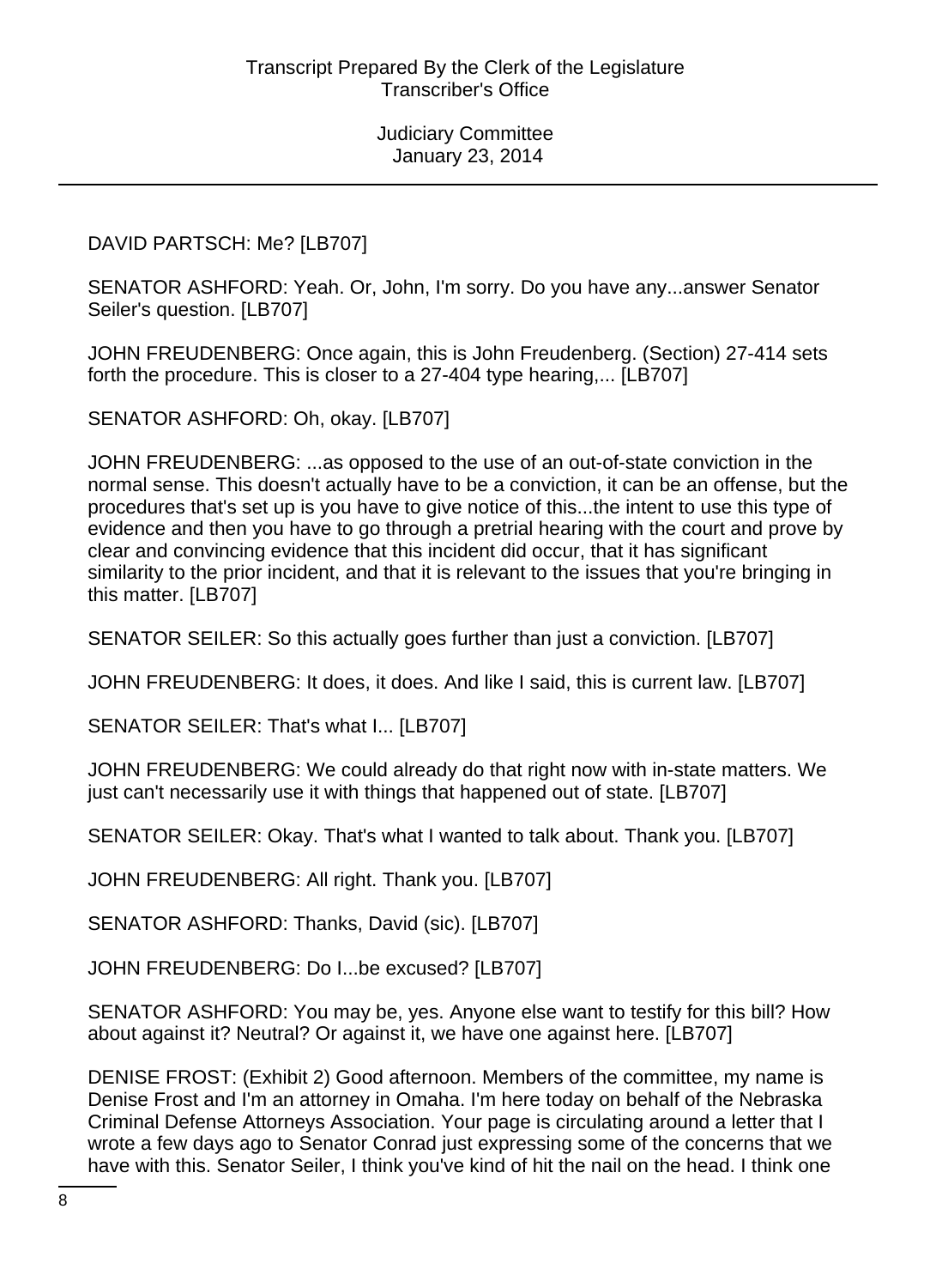DAVID PARTSCH: Me? [LB707]

SENATOR ASHFORD: Yeah. Or, John, I'm sorry. Do you have any...answer Senator Seiler's question. [LB707]

JOHN FREUDENBERG: Once again, this is John Freudenberg. (Section) 27-414 sets forth the procedure. This is closer to a 27-404 type hearing,... [LB707]

SENATOR ASHFORD: Oh, okay. [LB707]

JOHN FREUDENBERG: ...as opposed to the use of an out-of-state conviction in the normal sense. This doesn't actually have to be a conviction, it can be an offense, but the procedures that's set up is you have to give notice of this...the intent to use this type of evidence and then you have to go through a pretrial hearing with the court and prove by clear and convincing evidence that this incident did occur, that it has significant similarity to the prior incident, and that it is relevant to the issues that you're bringing in this matter. [LB707]

SENATOR SEILER: So this actually goes further than just a conviction. [LB707]

JOHN FREUDENBERG: It does, it does. And like I said, this is current law. [LB707]

SENATOR SEILER: That's what I... [LB707]

JOHN FREUDENBERG: We could already do that right now with in-state matters. We just can't necessarily use it with things that happened out of state. [LB707]

SENATOR SEILER: Okay. That's what I wanted to talk about. Thank you. [LB707]

JOHN FREUDENBERG: All right. Thank you. [LB707]

SENATOR ASHFORD: Thanks, David (sic). [LB707]

JOHN FREUDENBERG: Do I...be excused? [LB707]

SENATOR ASHFORD: You may be, yes. Anyone else want to testify for this bill? How about against it? Neutral? Or against it, we have one against here. [LB707]

DENISE FROST: (Exhibit 2) Good afternoon. Members of the committee, my name is Denise Frost and I'm an attorney in Omaha. I'm here today on behalf of the Nebraska Criminal Defense Attorneys Association. Your page is circulating around a letter that I wrote a few days ago to Senator Conrad just expressing some of the concerns that we have with this. Senator Seiler, I think you've kind of hit the nail on the head. I think one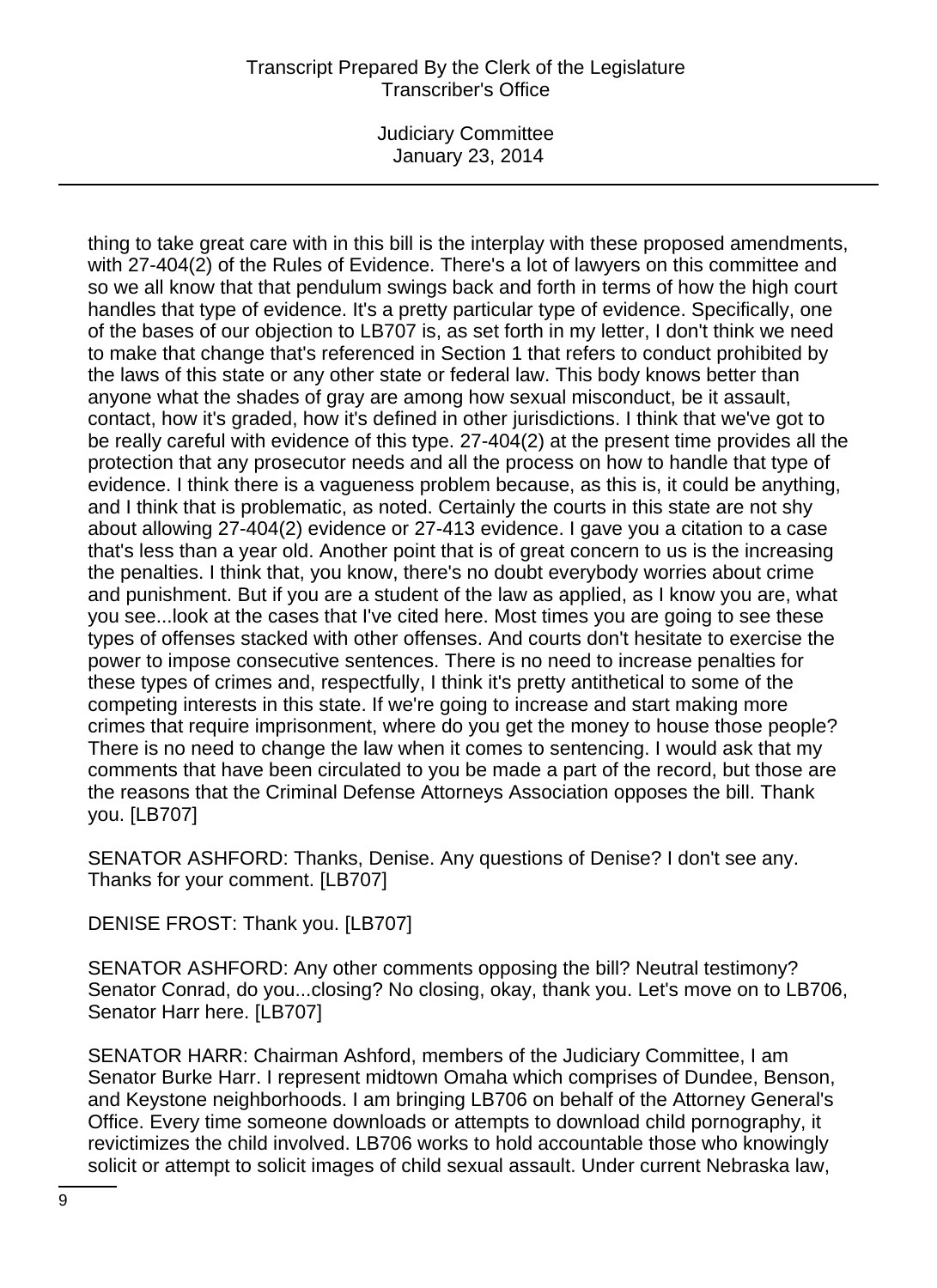thing to take great care with in this bill is the interplay with these proposed amendments, with 27-404(2) of the Rules of Evidence. There's a lot of lawyers on this committee and so we all know that that pendulum swings back and forth in terms of how the high court handles that type of evidence. It's a pretty particular type of evidence. Specifically, one of the bases of our objection to LB707 is, as set forth in my letter, I don't think we need to make that change that's referenced in Section 1 that refers to conduct prohibited by the laws of this state or any other state or federal law. This body knows better than anyone what the shades of gray are among how sexual misconduct, be it assault, contact, how it's graded, how it's defined in other jurisdictions. I think that we've got to be really careful with evidence of this type. 27-404(2) at the present time provides all the protection that any prosecutor needs and all the process on how to handle that type of evidence. I think there is a vagueness problem because, as this is, it could be anything, and I think that is problematic, as noted. Certainly the courts in this state are not shy about allowing 27-404(2) evidence or 27-413 evidence. I gave you a citation to a case that's less than a year old. Another point that is of great concern to us is the increasing the penalties. I think that, you know, there's no doubt everybody worries about crime and punishment. But if you are a student of the law as applied, as I know you are, what you see...look at the cases that I've cited here. Most times you are going to see these types of offenses stacked with other offenses. And courts don't hesitate to exercise the power to impose consecutive sentences. There is no need to increase penalties for these types of crimes and, respectfully, I think it's pretty antithetical to some of the competing interests in this state. If we're going to increase and start making more crimes that require imprisonment, where do you get the money to house those people? There is no need to change the law when it comes to sentencing. I would ask that my comments that have been circulated to you be made a part of the record, but those are the reasons that the Criminal Defense Attorneys Association opposes the bill. Thank you. [LB707]

SENATOR ASHFORD: Thanks, Denise. Any questions of Denise? I don't see any. Thanks for your comment. [LB707]

DENISE FROST: Thank you. [LB707]

SENATOR ASHFORD: Any other comments opposing the bill? Neutral testimony? Senator Conrad, do you...closing? No closing, okay, thank you. Let's move on to LB706, Senator Harr here. [LB707]

SENATOR HARR: Chairman Ashford, members of the Judiciary Committee, I am Senator Burke Harr. I represent midtown Omaha which comprises of Dundee, Benson, and Keystone neighborhoods. I am bringing LB706 on behalf of the Attorney General's Office. Every time someone downloads or attempts to download child pornography, it revictimizes the child involved. LB706 works to hold accountable those who knowingly solicit or attempt to solicit images of child sexual assault. Under current Nebraska law,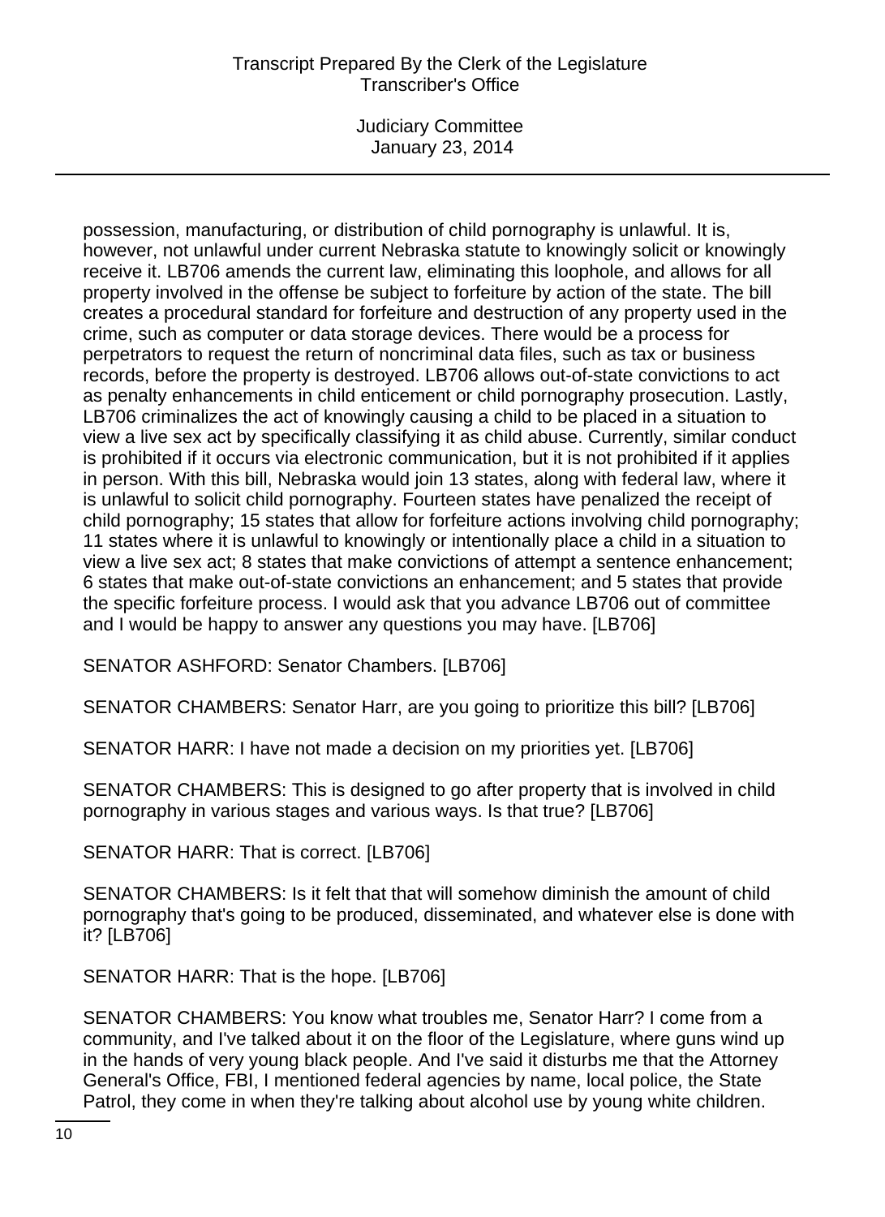possession, manufacturing, or distribution of child pornography is unlawful. It is, however, not unlawful under current Nebraska statute to knowingly solicit or knowingly receive it. LB706 amends the current law, eliminating this loophole, and allows for all property involved in the offense be subject to forfeiture by action of the state. The bill creates a procedural standard for forfeiture and destruction of any property used in the crime, such as computer or data storage devices. There would be a process for perpetrators to request the return of noncriminal data files, such as tax or business records, before the property is destroyed. LB706 allows out-of-state convictions to act as penalty enhancements in child enticement or child pornography prosecution. Lastly, LB706 criminalizes the act of knowingly causing a child to be placed in a situation to view a live sex act by specifically classifying it as child abuse. Currently, similar conduct is prohibited if it occurs via electronic communication, but it is not prohibited if it applies in person. With this bill, Nebraska would join 13 states, along with federal law, where it is unlawful to solicit child pornography. Fourteen states have penalized the receipt of child pornography; 15 states that allow for forfeiture actions involving child pornography; 11 states where it is unlawful to knowingly or intentionally place a child in a situation to view a live sex act; 8 states that make convictions of attempt a sentence enhancement; 6 states that make out-of-state convictions an enhancement; and 5 states that provide the specific forfeiture process. I would ask that you advance LB706 out of committee and I would be happy to answer any questions you may have. [LB706]

SENATOR ASHFORD: Senator Chambers. [LB706]

SENATOR CHAMBERS: Senator Harr, are you going to prioritize this bill? [LB706]

SENATOR HARR: I have not made a decision on my priorities yet. [LB706]

SENATOR CHAMBERS: This is designed to go after property that is involved in child pornography in various stages and various ways. Is that true? [LB706]

SENATOR HARR: That is correct. [LB706]

SENATOR CHAMBERS: Is it felt that that will somehow diminish the amount of child pornography that's going to be produced, disseminated, and whatever else is done with it? [LB706]

SENATOR HARR: That is the hope. [LB706]

SENATOR CHAMBERS: You know what troubles me, Senator Harr? I come from a community, and I've talked about it on the floor of the Legislature, where guns wind up in the hands of very young black people. And I've said it disturbs me that the Attorney General's Office, FBI, I mentioned federal agencies by name, local police, the State Patrol, they come in when they're talking about alcohol use by young white children.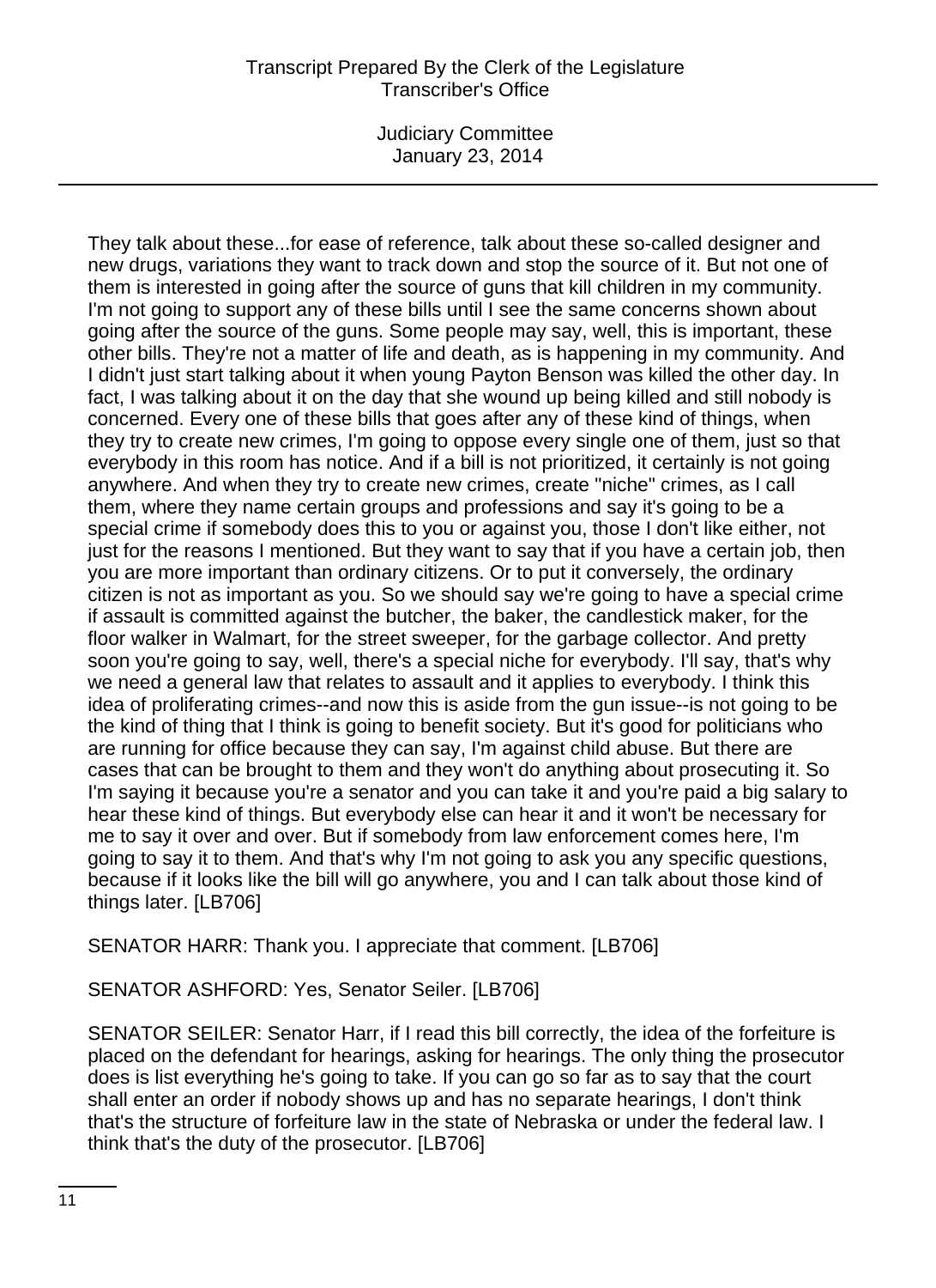They talk about these...for ease of reference, talk about these so-called designer and new drugs, variations they want to track down and stop the source of it. But not one of them is interested in going after the source of guns that kill children in my community. I'm not going to support any of these bills until I see the same concerns shown about going after the source of the guns. Some people may say, well, this is important, these other bills. They're not a matter of life and death, as is happening in my community. And I didn't just start talking about it when young Payton Benson was killed the other day. In fact, I was talking about it on the day that she wound up being killed and still nobody is concerned. Every one of these bills that goes after any of these kind of things, when they try to create new crimes, I'm going to oppose every single one of them, just so that everybody in this room has notice. And if a bill is not prioritized, it certainly is not going anywhere. And when they try to create new crimes, create "niche" crimes, as I call them, where they name certain groups and professions and say it's going to be a special crime if somebody does this to you or against you, those I don't like either, not just for the reasons I mentioned. But they want to say that if you have a certain job, then you are more important than ordinary citizens. Or to put it conversely, the ordinary citizen is not as important as you. So we should say we're going to have a special crime if assault is committed against the butcher, the baker, the candlestick maker, for the floor walker in Walmart, for the street sweeper, for the garbage collector. And pretty soon you're going to say, well, there's a special niche for everybody. I'll say, that's why we need a general law that relates to assault and it applies to everybody. I think this idea of proliferating crimes--and now this is aside from the gun issue--is not going to be the kind of thing that I think is going to benefit society. But it's good for politicians who are running for office because they can say, I'm against child abuse. But there are cases that can be brought to them and they won't do anything about prosecuting it. So I'm saying it because you're a senator and you can take it and you're paid a big salary to hear these kind of things. But everybody else can hear it and it won't be necessary for me to say it over and over. But if somebody from law enforcement comes here, I'm going to say it to them. And that's why I'm not going to ask you any specific questions, because if it looks like the bill will go anywhere, you and I can talk about those kind of things later. [LB706]

SENATOR HARR: Thank you. I appreciate that comment. [LB706]

SENATOR ASHFORD: Yes, Senator Seiler. [LB706]

SENATOR SEILER: Senator Harr, if I read this bill correctly, the idea of the forfeiture is placed on the defendant for hearings, asking for hearings. The only thing the prosecutor does is list everything he's going to take. If you can go so far as to say that the court shall enter an order if nobody shows up and has no separate hearings, I don't think that's the structure of forfeiture law in the state of Nebraska or under the federal law. I think that's the duty of the prosecutor. [LB706]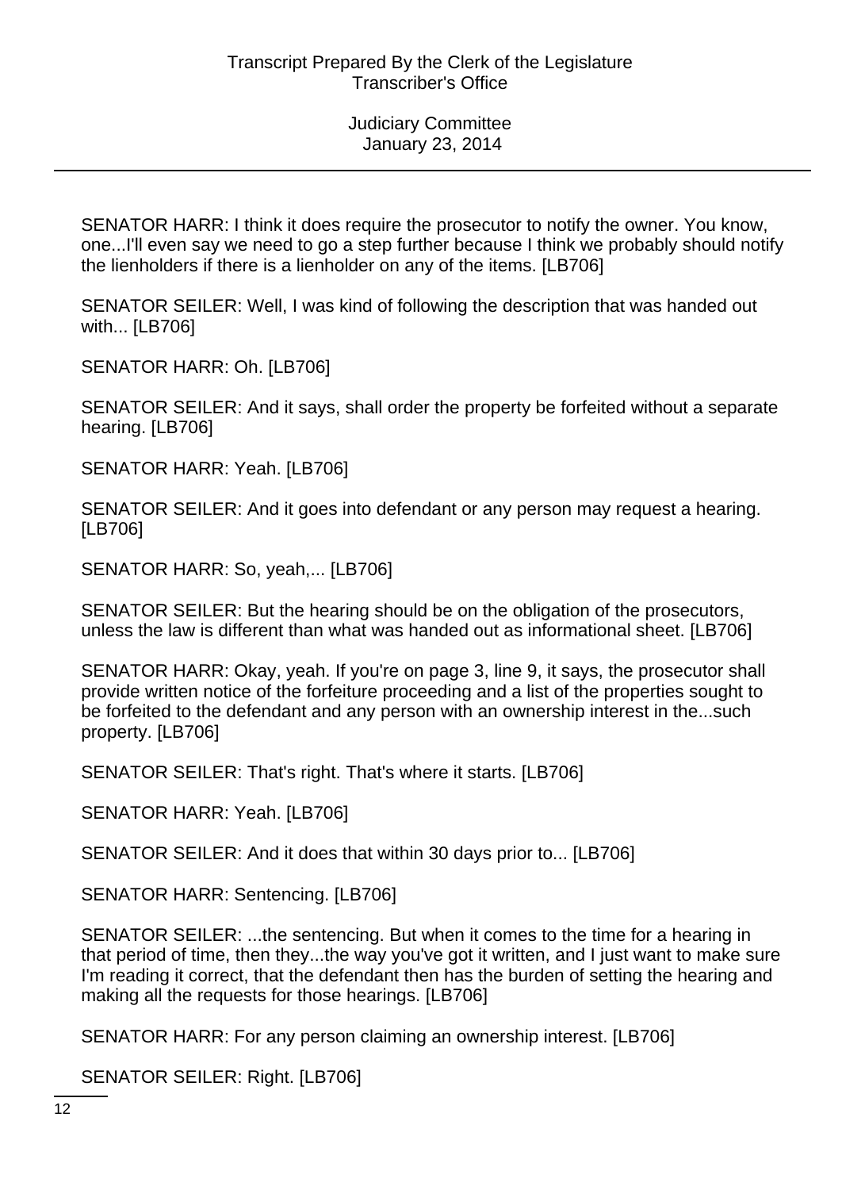SENATOR HARR: I think it does require the prosecutor to notify the owner. You know, one...I'll even say we need to go a step further because I think we probably should notify the lienholders if there is a lienholder on any of the items. [LB706]

SENATOR SEILER: Well, I was kind of following the description that was handed out with... [LB706]

SENATOR HARR: Oh. [LB706]

SENATOR SEILER: And it says, shall order the property be forfeited without a separate hearing. [LB706]

SENATOR HARR: Yeah. [LB706]

SENATOR SEILER: And it goes into defendant or any person may request a hearing. [LB706]

SENATOR HARR: So, yeah,... [LB706]

SENATOR SEILER: But the hearing should be on the obligation of the prosecutors, unless the law is different than what was handed out as informational sheet. [LB706]

SENATOR HARR: Okay, yeah. If you're on page 3, line 9, it says, the prosecutor shall provide written notice of the forfeiture proceeding and a list of the properties sought to be forfeited to the defendant and any person with an ownership interest in the...such property. [LB706]

SENATOR SEILER: That's right. That's where it starts. [LB706]

SENATOR HARR: Yeah. [LB706]

SENATOR SEILER: And it does that within 30 days prior to... [LB706]

SENATOR HARR: Sentencing. [LB706]

SENATOR SEILER: ...the sentencing. But when it comes to the time for a hearing in that period of time, then they...the way you've got it written, and I just want to make sure I'm reading it correct, that the defendant then has the burden of setting the hearing and making all the requests for those hearings. [LB706]

SENATOR HARR: For any person claiming an ownership interest. [LB706]

SENATOR SEILER: Right. [LB706]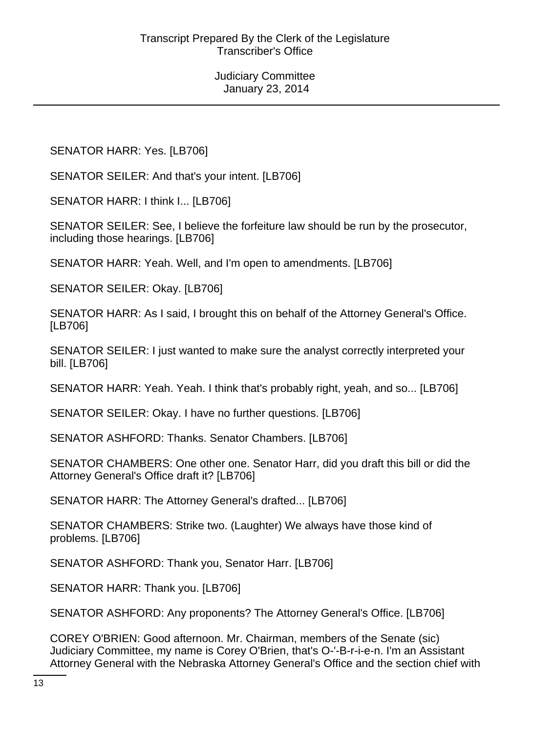SENATOR HARR: Yes. [LB706]

SENATOR SEILER: And that's your intent. [LB706]

SENATOR HARR: I think I... [LB706]

SENATOR SEILER: See, I believe the forfeiture law should be run by the prosecutor, including those hearings. [LB706]

SENATOR HARR: Yeah. Well, and I'm open to amendments. [LB706]

SENATOR SEILER: Okay. [LB706]

SENATOR HARR: As I said, I brought this on behalf of the Attorney General's Office. [LB706]

SENATOR SEILER: I just wanted to make sure the analyst correctly interpreted your bill. [LB706]

SENATOR HARR: Yeah. Yeah. I think that's probably right, yeah, and so... [LB706]

SENATOR SEILER: Okay. I have no further questions. [LB706]

SENATOR ASHFORD: Thanks. Senator Chambers. [LB706]

SENATOR CHAMBERS: One other one. Senator Harr, did you draft this bill or did the Attorney General's Office draft it? [LB706]

SENATOR HARR: The Attorney General's drafted... [LB706]

SENATOR CHAMBERS: Strike two. (Laughter) We always have those kind of problems. [LB706]

SENATOR ASHFORD: Thank you, Senator Harr. [LB706]

SENATOR HARR: Thank you. [LB706]

SENATOR ASHFORD: Any proponents? The Attorney General's Office. [LB706]

COREY O'BRIEN: Good afternoon. Mr. Chairman, members of the Senate (sic) Judiciary Committee, my name is Corey O'Brien, that's O-'-B-r-i-e-n. I'm an Assistant Attorney General with the Nebraska Attorney General's Office and the section chief with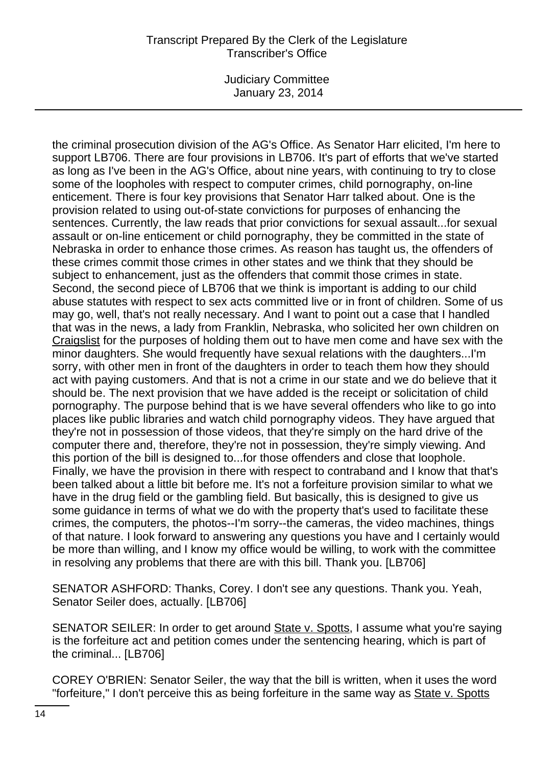the criminal prosecution division of the AG's Office. As Senator Harr elicited, I'm here to support LB706. There are four provisions in LB706. It's part of efforts that we've started as long as I've been in the AG's Office, about nine years, with continuing to try to close some of the loopholes with respect to computer crimes, child pornography, on-line enticement. There is four key provisions that Senator Harr talked about. One is the provision related to using out-of-state convictions for purposes of enhancing the sentences. Currently, the law reads that prior convictions for sexual assault...for sexual assault or on-line enticement or child pornography, they be committed in the state of Nebraska in order to enhance those crimes. As reason has taught us, the offenders of these crimes commit those crimes in other states and we think that they should be subject to enhancement, just as the offenders that commit those crimes in state. Second, the second piece of LB706 that we think is important is adding to our child abuse statutes with respect to sex acts committed live or in front of children. Some of us may go, well, that's not really necessary. And I want to point out a case that I handled that was in the news, a lady from Franklin, Nebraska, who solicited her own children on Craigslist for the purposes of holding them out to have men come and have sex with the minor daughters. She would frequently have sexual relations with the daughters...I'm sorry, with other men in front of the daughters in order to teach them how they should act with paying customers. And that is not a crime in our state and we do believe that it should be. The next provision that we have added is the receipt or solicitation of child pornography. The purpose behind that is we have several offenders who like to go into places like public libraries and watch child pornography videos. They have argued that they're not in possession of those videos, that they're simply on the hard drive of the computer there and, therefore, they're not in possession, they're simply viewing. And this portion of the bill is designed to...for those offenders and close that loophole. Finally, we have the provision in there with respect to contraband and I know that that's been talked about a little bit before me. It's not a forfeiture provision similar to what we have in the drug field or the gambling field. But basically, this is designed to give us some guidance in terms of what we do with the property that's used to facilitate these crimes, the computers, the photos--I'm sorry--the cameras, the video machines, things of that nature. I look forward to answering any questions you have and I certainly would be more than willing, and I know my office would be willing, to work with the committee in resolving any problems that there are with this bill. Thank you. [LB706]

SENATOR ASHFORD: Thanks, Corey. I don't see any questions. Thank you. Yeah, Senator Seiler does, actually. [LB706]

SENATOR SEILER: In order to get around State v. Spotts, I assume what you're saying is the forfeiture act and petition comes under the sentencing hearing, which is part of the criminal... [LB706]

COREY O'BRIEN: Senator Seiler, the way that the bill is written, when it uses the word "forfeiture," I don't perceive this as being forfeiture in the same way as State v. Spotts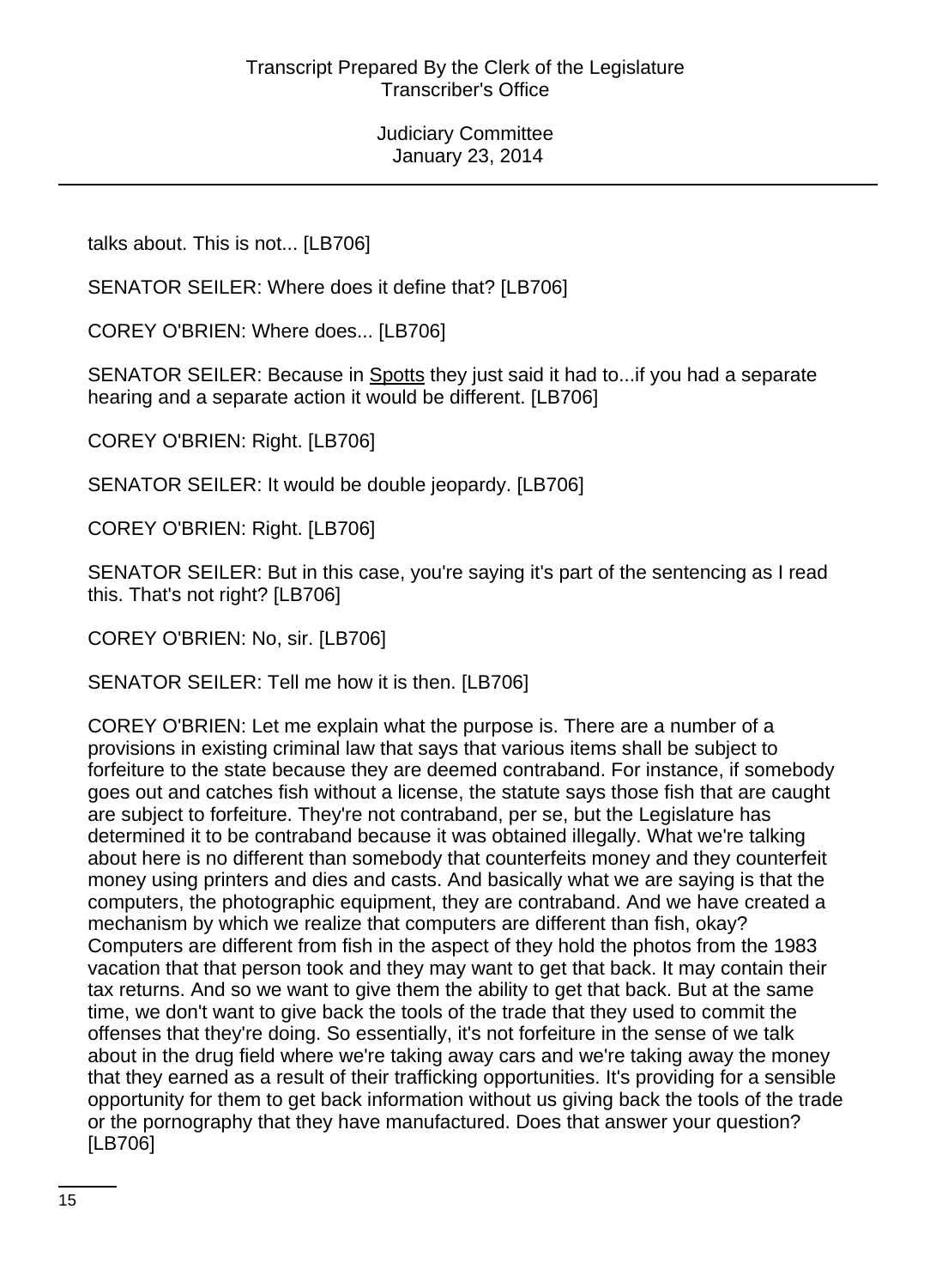talks about. This is not... [LB706]

SENATOR SEILER: Where does it define that? [LB706]

COREY O'BRIEN: Where does... [LB706]

SENATOR SEILER: Because in Spotts they just said it had to...if you had a separate hearing and a separate action it would be different. [LB706]

COREY O'BRIEN: Right. [LB706]

SENATOR SEILER: It would be double jeopardy. [LB706]

COREY O'BRIEN: Right. [LB706]

SENATOR SEILER: But in this case, you're saying it's part of the sentencing as I read this. That's not right? [LB706]

COREY O'BRIEN: No, sir. [LB706]

SENATOR SEILER: Tell me how it is then. [LB706]

COREY O'BRIEN: Let me explain what the purpose is. There are a number of a provisions in existing criminal law that says that various items shall be subject to forfeiture to the state because they are deemed contraband. For instance, if somebody goes out and catches fish without a license, the statute says those fish that are caught are subject to forfeiture. They're not contraband, per se, but the Legislature has determined it to be contraband because it was obtained illegally. What we're talking about here is no different than somebody that counterfeits money and they counterfeit money using printers and dies and casts. And basically what we are saying is that the computers, the photographic equipment, they are contraband. And we have created a mechanism by which we realize that computers are different than fish, okay? Computers are different from fish in the aspect of they hold the photos from the 1983 vacation that that person took and they may want to get that back. It may contain their tax returns. And so we want to give them the ability to get that back. But at the same time, we don't want to give back the tools of the trade that they used to commit the offenses that they're doing. So essentially, it's not forfeiture in the sense of we talk about in the drug field where we're taking away cars and we're taking away the money that they earned as a result of their trafficking opportunities. It's providing for a sensible opportunity for them to get back information without us giving back the tools of the trade or the pornography that they have manufactured. Does that answer your question? [LB706]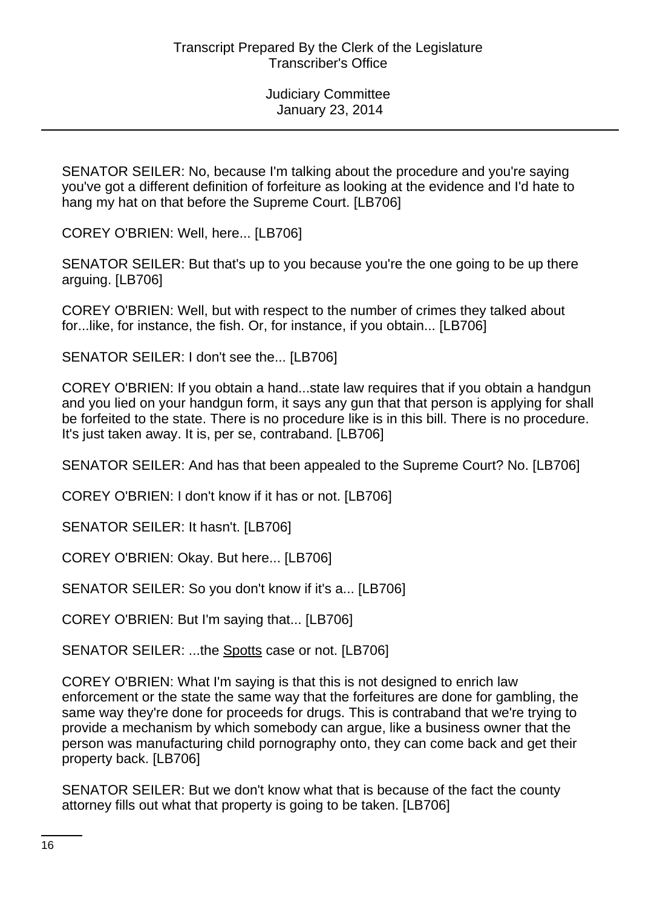SENATOR SEILER: No, because I'm talking about the procedure and you're saying you've got a different definition of forfeiture as looking at the evidence and I'd hate to hang my hat on that before the Supreme Court. [LB706]

COREY O'BRIEN: Well, here... [LB706]

SENATOR SEILER: But that's up to you because you're the one going to be up there arguing. [LB706]

COREY O'BRIEN: Well, but with respect to the number of crimes they talked about for...like, for instance, the fish. Or, for instance, if you obtain... [LB706]

SENATOR SEILER: I don't see the... [LB706]

COREY O'BRIEN: If you obtain a hand...state law requires that if you obtain a handgun and you lied on your handgun form, it says any gun that that person is applying for shall be forfeited to the state. There is no procedure like is in this bill. There is no procedure. It's just taken away. It is, per se, contraband. [LB706]

SENATOR SEILER: And has that been appealed to the Supreme Court? No. [LB706]

COREY O'BRIEN: I don't know if it has or not. [LB706]

SENATOR SEILER: It hasn't. [LB706]

COREY O'BRIEN: Okay. But here... [LB706]

SENATOR SEILER: So you don't know if it's a... [LB706]

COREY O'BRIEN: But I'm saying that... [LB706]

SENATOR SEILER: ...the Spotts case or not. [LB706]

COREY O'BRIEN: What I'm saying is that this is not designed to enrich law enforcement or the state the same way that the forfeitures are done for gambling, the same way they're done for proceeds for drugs. This is contraband that we're trying to provide a mechanism by which somebody can argue, like a business owner that the person was manufacturing child pornography onto, they can come back and get their property back. [LB706]

SENATOR SEILER: But we don't know what that is because of the fact the county attorney fills out what that property is going to be taken. [LB706]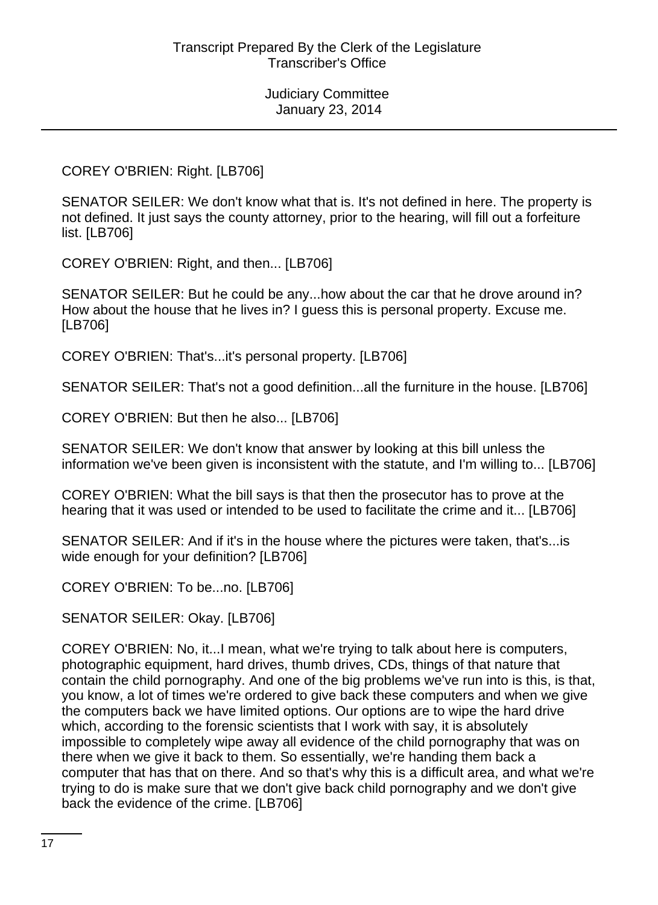COREY O'BRIEN: Right. [LB706]

SENATOR SEILER: We don't know what that is. It's not defined in here. The property is not defined. It just says the county attorney, prior to the hearing, will fill out a forfeiture list. [LB706]

COREY O'BRIEN: Right, and then... [LB706]

SENATOR SEILER: But he could be any...how about the car that he drove around in? How about the house that he lives in? I guess this is personal property. Excuse me. [LB706]

COREY O'BRIEN: That's...it's personal property. [LB706]

SENATOR SEILER: That's not a good definition...all the furniture in the house. [LB706]

COREY O'BRIEN: But then he also... [LB706]

SENATOR SEILER: We don't know that answer by looking at this bill unless the information we've been given is inconsistent with the statute, and I'm willing to... [LB706]

COREY O'BRIEN: What the bill says is that then the prosecutor has to prove at the hearing that it was used or intended to be used to facilitate the crime and it... [LB706]

SENATOR SEILER: And if it's in the house where the pictures were taken, that's...is wide enough for your definition? [LB706]

COREY O'BRIEN: To be...no. [LB706]

SENATOR SEILER: Okay. [LB706]

COREY O'BRIEN: No, it...I mean, what we're trying to talk about here is computers, photographic equipment, hard drives, thumb drives, CDs, things of that nature that contain the child pornography. And one of the big problems we've run into is this, is that, you know, a lot of times we're ordered to give back these computers and when we give the computers back we have limited options. Our options are to wipe the hard drive which, according to the forensic scientists that I work with say, it is absolutely impossible to completely wipe away all evidence of the child pornography that was on there when we give it back to them. So essentially, we're handing them back a computer that has that on there. And so that's why this is a difficult area, and what we're trying to do is make sure that we don't give back child pornography and we don't give back the evidence of the crime. [LB706]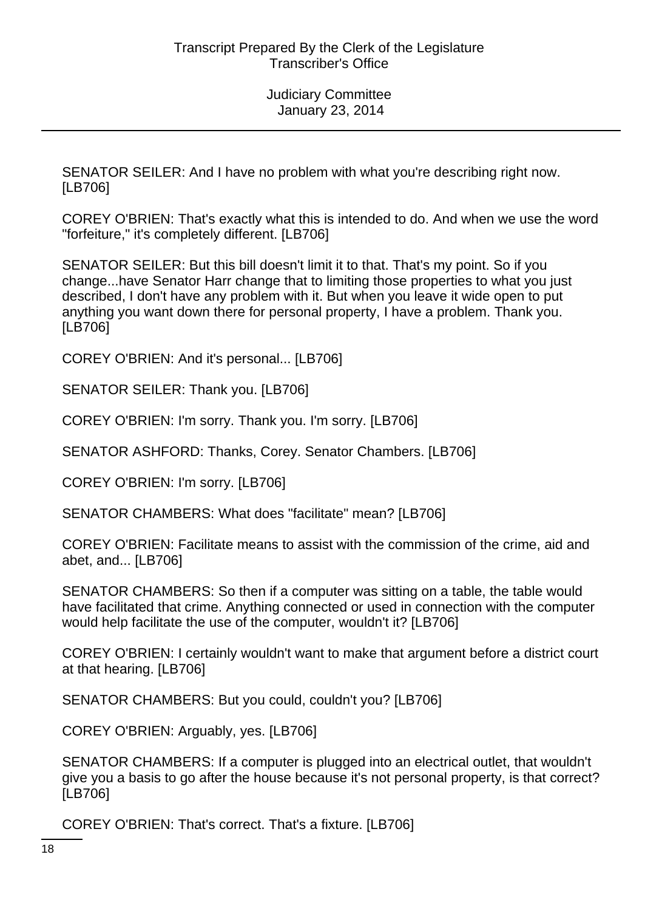SENATOR SEILER: And I have no problem with what you're describing right now. [LB706]

COREY O'BRIEN: That's exactly what this is intended to do. And when we use the word "forfeiture," it's completely different. [LB706]

SENATOR SEILER: But this bill doesn't limit it to that. That's my point. So if you change...have Senator Harr change that to limiting those properties to what you just described, I don't have any problem with it. But when you leave it wide open to put anything you want down there for personal property, I have a problem. Thank you. [LB706]

COREY O'BRIEN: And it's personal... [LB706]

SENATOR SEILER: Thank you. [LB706]

COREY O'BRIEN: I'm sorry. Thank you. I'm sorry. [LB706]

SENATOR ASHFORD: Thanks, Corey. Senator Chambers. [LB706]

COREY O'BRIEN: I'm sorry. [LB706]

SENATOR CHAMBERS: What does "facilitate" mean? [LB706]

COREY O'BRIEN: Facilitate means to assist with the commission of the crime, aid and abet, and... [LB706]

SENATOR CHAMBERS: So then if a computer was sitting on a table, the table would have facilitated that crime. Anything connected or used in connection with the computer would help facilitate the use of the computer, wouldn't it? [LB706]

COREY O'BRIEN: I certainly wouldn't want to make that argument before a district court at that hearing. [LB706]

SENATOR CHAMBERS: But you could, couldn't you? [LB706]

COREY O'BRIEN: Arguably, yes. [LB706]

SENATOR CHAMBERS: If a computer is plugged into an electrical outlet, that wouldn't give you a basis to go after the house because it's not personal property, is that correct? [LB706]

COREY O'BRIEN: That's correct. That's a fixture. [LB706]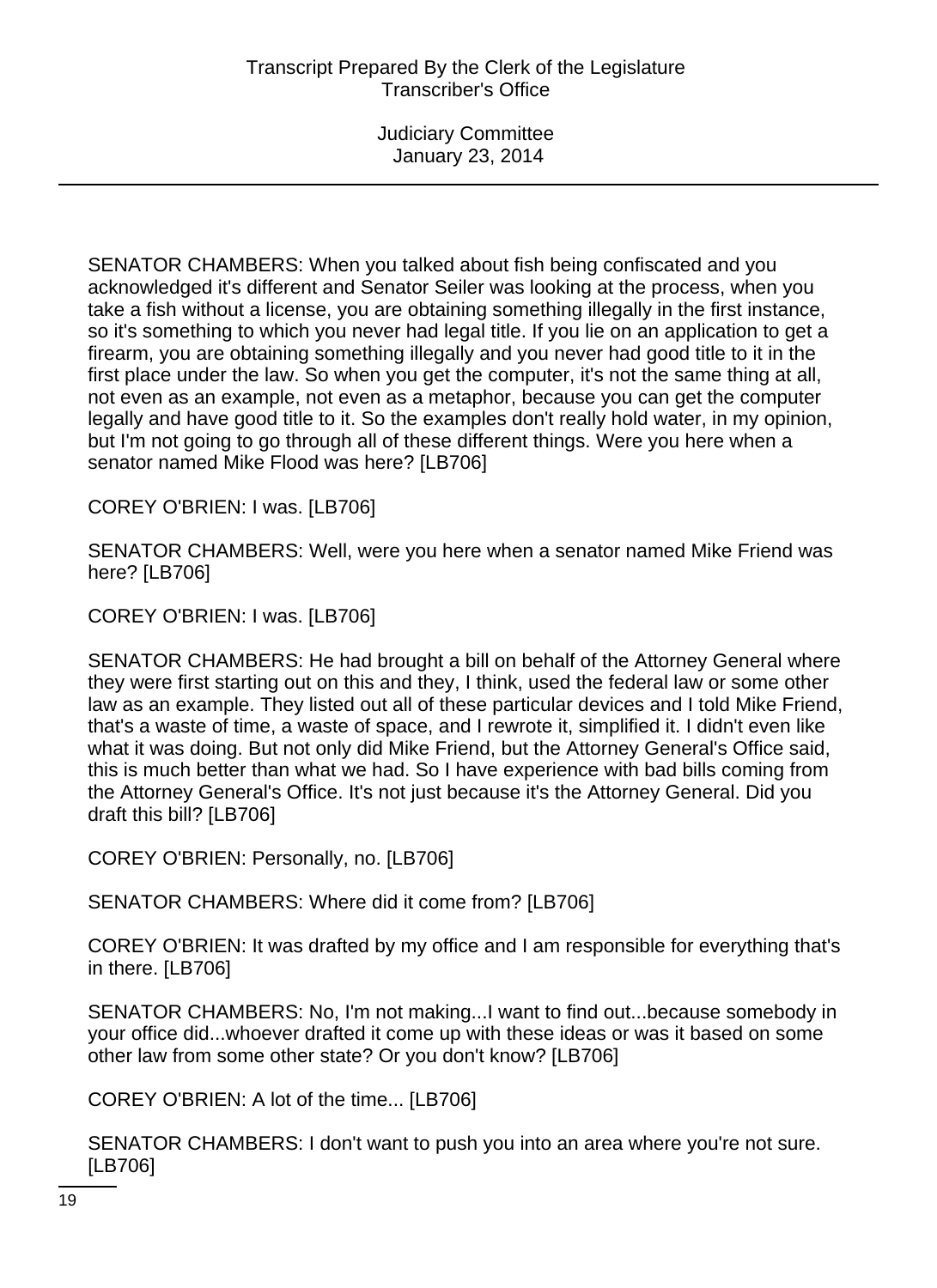SENATOR CHAMBERS: When you talked about fish being confiscated and you acknowledged it's different and Senator Seiler was looking at the process, when you take a fish without a license, you are obtaining something illegally in the first instance, so it's something to which you never had legal title. If you lie on an application to get a firearm, you are obtaining something illegally and you never had good title to it in the first place under the law. So when you get the computer, it's not the same thing at all, not even as an example, not even as a metaphor, because you can get the computer legally and have good title to it. So the examples don't really hold water, in my opinion, but I'm not going to go through all of these different things. Were you here when a senator named Mike Flood was here? [LB706]

COREY O'BRIEN: I was. [LB706]

SENATOR CHAMBERS: Well, were you here when a senator named Mike Friend was here? [LB706]

COREY O'BRIEN: I was. [LB706]

SENATOR CHAMBERS: He had brought a bill on behalf of the Attorney General where they were first starting out on this and they, I think, used the federal law or some other law as an example. They listed out all of these particular devices and I told Mike Friend, that's a waste of time, a waste of space, and I rewrote it, simplified it. I didn't even like what it was doing. But not only did Mike Friend, but the Attorney General's Office said, this is much better than what we had. So I have experience with bad bills coming from the Attorney General's Office. It's not just because it's the Attorney General. Did you draft this bill? [LB706]

COREY O'BRIEN: Personally, no. [LB706]

SENATOR CHAMBERS: Where did it come from? [LB706]

COREY O'BRIEN: It was drafted by my office and I am responsible for everything that's in there. [LB706]

SENATOR CHAMBERS: No, I'm not making...I want to find out...because somebody in your office did...whoever drafted it come up with these ideas or was it based on some other law from some other state? Or you don't know? [LB706]

COREY O'BRIEN: A lot of the time... [LB706]

SENATOR CHAMBERS: I don't want to push you into an area where you're not sure. [LB706]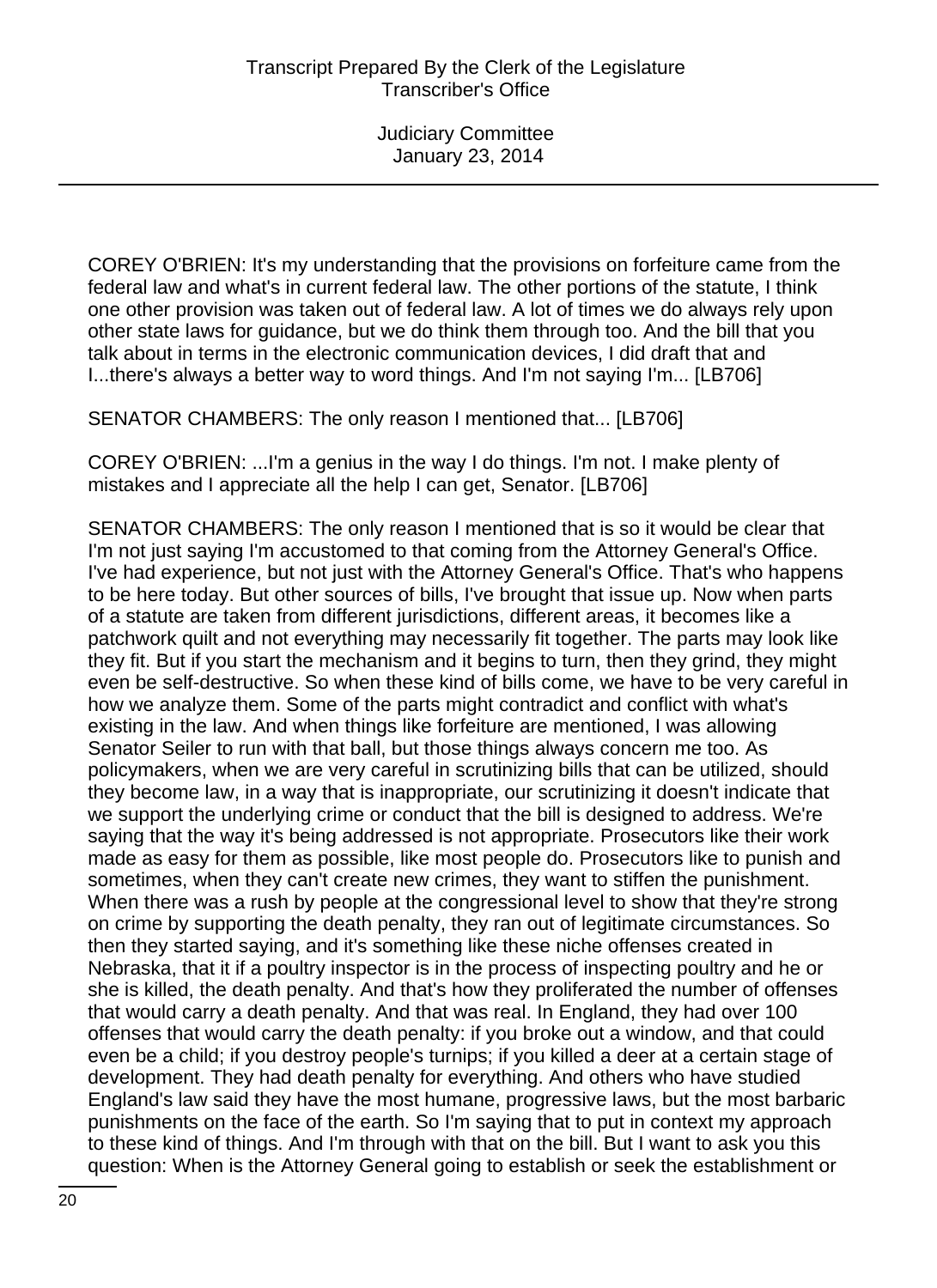COREY O'BRIEN: It's my understanding that the provisions on forfeiture came from the federal law and what's in current federal law. The other portions of the statute, I think one other provision was taken out of federal law. A lot of times we do always rely upon other state laws for guidance, but we do think them through too. And the bill that you talk about in terms in the electronic communication devices, I did draft that and I...there's always a better way to word things. And I'm not saying I'm... [LB706]

SENATOR CHAMBERS: The only reason I mentioned that... [LB706]

COREY O'BRIEN: ...I'm a genius in the way I do things. I'm not. I make plenty of mistakes and I appreciate all the help I can get, Senator. [LB706]

SENATOR CHAMBERS: The only reason I mentioned that is so it would be clear that I'm not just saying I'm accustomed to that coming from the Attorney General's Office. I've had experience, but not just with the Attorney General's Office. That's who happens to be here today. But other sources of bills, I've brought that issue up. Now when parts of a statute are taken from different jurisdictions, different areas, it becomes like a patchwork quilt and not everything may necessarily fit together. The parts may look like they fit. But if you start the mechanism and it begins to turn, then they grind, they might even be self-destructive. So when these kind of bills come, we have to be very careful in how we analyze them. Some of the parts might contradict and conflict with what's existing in the law. And when things like forfeiture are mentioned, I was allowing Senator Seiler to run with that ball, but those things always concern me too. As policymakers, when we are very careful in scrutinizing bills that can be utilized, should they become law, in a way that is inappropriate, our scrutinizing it doesn't indicate that we support the underlying crime or conduct that the bill is designed to address. We're saying that the way it's being addressed is not appropriate. Prosecutors like their work made as easy for them as possible, like most people do. Prosecutors like to punish and sometimes, when they can't create new crimes, they want to stiffen the punishment. When there was a rush by people at the congressional level to show that they're strong on crime by supporting the death penalty, they ran out of legitimate circumstances. So then they started saying, and it's something like these niche offenses created in Nebraska, that it if a poultry inspector is in the process of inspecting poultry and he or she is killed, the death penalty. And that's how they proliferated the number of offenses that would carry a death penalty. And that was real. In England, they had over 100 offenses that would carry the death penalty: if you broke out a window, and that could even be a child; if you destroy people's turnips; if you killed a deer at a certain stage of development. They had death penalty for everything. And others who have studied England's law said they have the most humane, progressive laws, but the most barbaric punishments on the face of the earth. So I'm saying that to put in context my approach to these kind of things. And I'm through with that on the bill. But I want to ask you this question: When is the Attorney General going to establish or seek the establishment or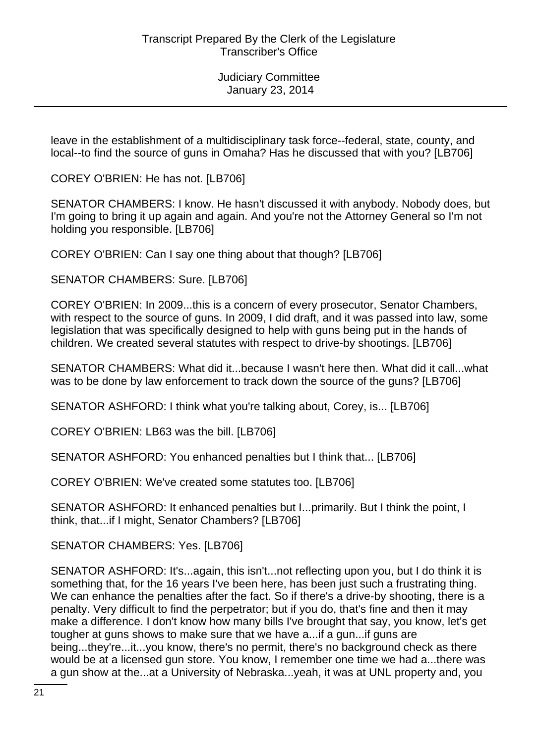leave in the establishment of a multidisciplinary task force--federal, state, county, and local--to find the source of guns in Omaha? Has he discussed that with you? [LB706]

COREY O'BRIEN: He has not. [LB706]

SENATOR CHAMBERS: I know. He hasn't discussed it with anybody. Nobody does, but I'm going to bring it up again and again. And you're not the Attorney General so I'm not holding you responsible. [LB706]

COREY O'BRIEN: Can I say one thing about that though? [LB706]

SENATOR CHAMBERS: Sure. [LB706]

COREY O'BRIEN: In 2009...this is a concern of every prosecutor, Senator Chambers, with respect to the source of guns. In 2009, I did draft, and it was passed into law, some legislation that was specifically designed to help with guns being put in the hands of children. We created several statutes with respect to drive-by shootings. [LB706]

SENATOR CHAMBERS: What did it...because I wasn't here then. What did it call...what was to be done by law enforcement to track down the source of the guns? [LB706]

SENATOR ASHFORD: I think what you're talking about, Corey, is... [LB706]

COREY O'BRIEN: LB63 was the bill. [LB706]

SENATOR ASHFORD: You enhanced penalties but I think that... [LB706]

COREY O'BRIEN: We've created some statutes too. [LB706]

SENATOR ASHFORD: It enhanced penalties but I...primarily. But I think the point, I think, that...if I might, Senator Chambers? [LB706]

SENATOR CHAMBERS: Yes. [LB706]

SENATOR ASHFORD: It's...again, this isn't...not reflecting upon you, but I do think it is something that, for the 16 years I've been here, has been just such a frustrating thing. We can enhance the penalties after the fact. So if there's a drive-by shooting, there is a penalty. Very difficult to find the perpetrator; but if you do, that's fine and then it may make a difference. I don't know how many bills I've brought that say, you know, let's get tougher at guns shows to make sure that we have a...if a gun...if guns are being...they're...it...you know, there's no permit, there's no background check as there would be at a licensed gun store. You know, I remember one time we had a...there was a gun show at the...at a University of Nebraska...yeah, it was at UNL property and, you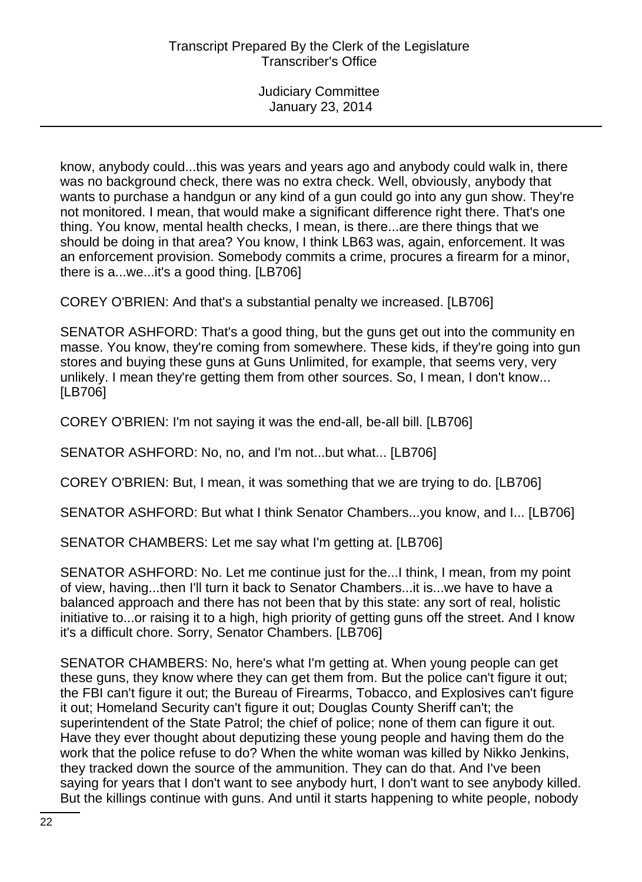know, anybody could...this was years and years ago and anybody could walk in, there was no background check, there was no extra check. Well, obviously, anybody that wants to purchase a handgun or any kind of a gun could go into any gun show. They're not monitored. I mean, that would make a significant difference right there. That's one thing. You know, mental health checks, I mean, is there...are there things that we should be doing in that area? You know, I think LB63 was, again, enforcement. It was an enforcement provision. Somebody commits a crime, procures a firearm for a minor, there is a...we...it's a good thing. [LB706]

COREY O'BRIEN: And that's a substantial penalty we increased. [LB706]

SENATOR ASHFORD: That's a good thing, but the guns get out into the community en masse. You know, they're coming from somewhere. These kids, if they're going into gun stores and buying these guns at Guns Unlimited, for example, that seems very, very unlikely. I mean they're getting them from other sources. So, I mean, I don't know... [LB706]

COREY O'BRIEN: I'm not saying it was the end-all, be-all bill. [LB706]

SENATOR ASHFORD: No, no, and I'm not...but what... [LB706]

COREY O'BRIEN: But, I mean, it was something that we are trying to do. [LB706]

SENATOR ASHFORD: But what I think Senator Chambers...you know, and I... [LB706]

SENATOR CHAMBERS: Let me say what I'm getting at. [LB706]

SENATOR ASHFORD: No. Let me continue just for the...I think, I mean, from my point of view, having...then I'll turn it back to Senator Chambers...it is...we have to have a balanced approach and there has not been that by this state: any sort of real, holistic initiative to...or raising it to a high, high priority of getting guns off the street. And I know it's a difficult chore. Sorry, Senator Chambers. [LB706]

SENATOR CHAMBERS: No, here's what I'm getting at. When young people can get these guns, they know where they can get them from. But the police can't figure it out; the FBI can't figure it out; the Bureau of Firearms, Tobacco, and Explosives can't figure it out; Homeland Security can't figure it out; Douglas County Sheriff can't; the superintendent of the State Patrol; the chief of police; none of them can figure it out. Have they ever thought about deputizing these young people and having them do the work that the police refuse to do? When the white woman was killed by Nikko Jenkins, they tracked down the source of the ammunition. They can do that. And I've been saying for years that I don't want to see anybody hurt, I don't want to see anybody killed. But the killings continue with guns. And until it starts happening to white people, nobody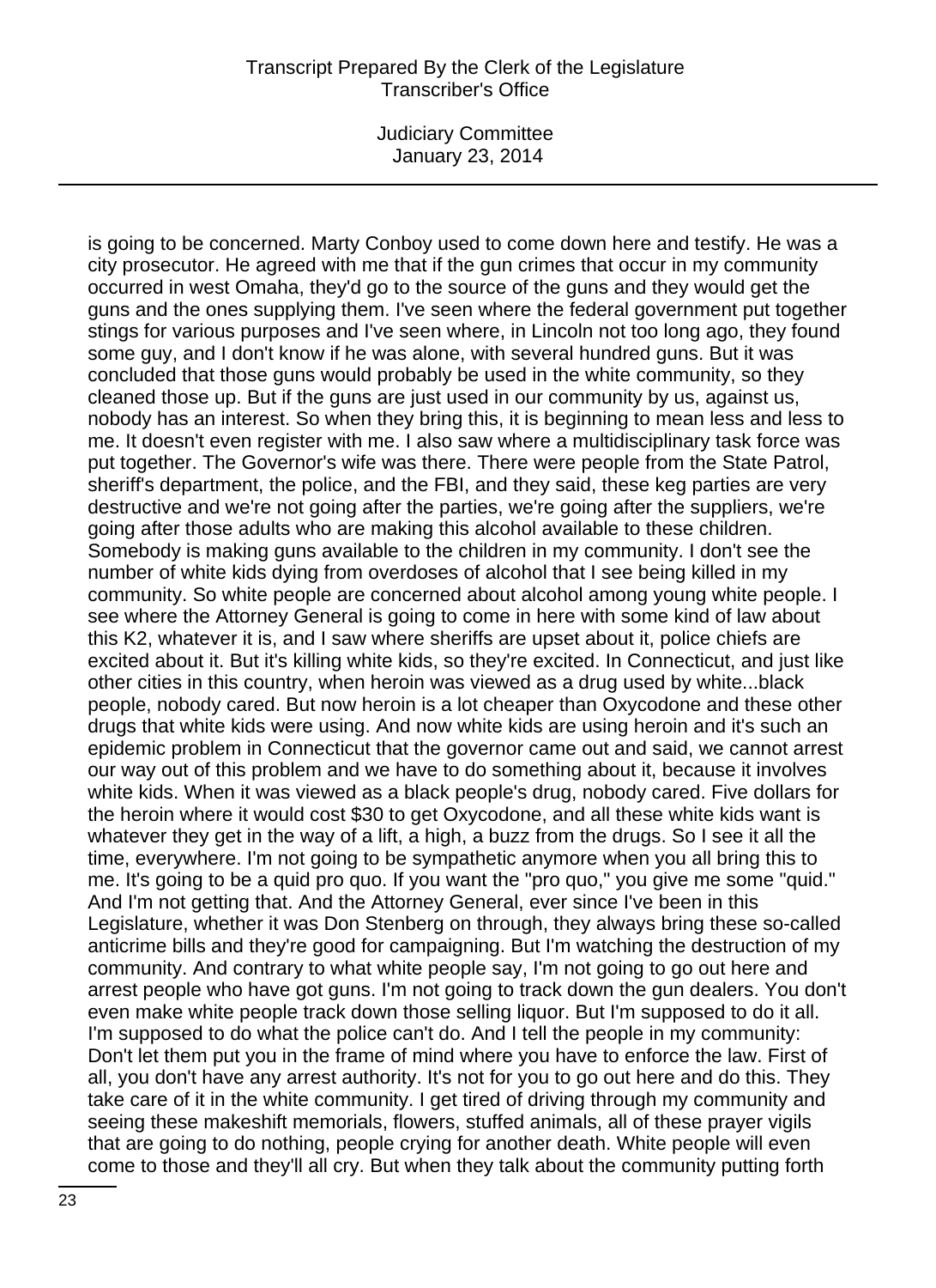is going to be concerned. Marty Conboy used to come down here and testify. He was a city prosecutor. He agreed with me that if the gun crimes that occur in my community occurred in west Omaha, they'd go to the source of the guns and they would get the guns and the ones supplying them. I've seen where the federal government put together stings for various purposes and I've seen where, in Lincoln not too long ago, they found some guy, and I don't know if he was alone, with several hundred guns. But it was concluded that those guns would probably be used in the white community, so they cleaned those up. But if the guns are just used in our community by us, against us, nobody has an interest. So when they bring this, it is beginning to mean less and less to me. It doesn't even register with me. I also saw where a multidisciplinary task force was put together. The Governor's wife was there. There were people from the State Patrol, sheriff's department, the police, and the FBI, and they said, these keg parties are very destructive and we're not going after the parties, we're going after the suppliers, we're going after those adults who are making this alcohol available to these children. Somebody is making guns available to the children in my community. I don't see the number of white kids dying from overdoses of alcohol that I see being killed in my community. So white people are concerned about alcohol among young white people. I see where the Attorney General is going to come in here with some kind of law about this K2, whatever it is, and I saw where sheriffs are upset about it, police chiefs are excited about it. But it's killing white kids, so they're excited. In Connecticut, and just like other cities in this country, when heroin was viewed as a drug used by white...black people, nobody cared. But now heroin is a lot cheaper than Oxycodone and these other drugs that white kids were using. And now white kids are using heroin and it's such an epidemic problem in Connecticut that the governor came out and said, we cannot arrest our way out of this problem and we have to do something about it, because it involves white kids. When it was viewed as a black people's drug, nobody cared. Five dollars for the heroin where it would cost $30 to get Oxycodone, and all these white kids want is whatever they get in the way of a lift, a high, a buzz from the drugs. So I see it all the time, everywhere. I'm not going to be sympathetic anymore when you all bring this to me. It's going to be a quid pro quo. If you want the "pro quo," you give me some "quid." And I'm not getting that. And the Attorney General, ever since I've been in this Legislature, whether it was Don Stenberg on through, they always bring these so-called anticrime bills and they're good for campaigning. But I'm watching the destruction of my community. And contrary to what white people say, I'm not going to go out here and arrest people who have got guns. I'm not going to track down the gun dealers. You don't even make white people track down those selling liquor. But I'm supposed to do it all. I'm supposed to do what the police can't do. And I tell the people in my community: Don't let them put you in the frame of mind where you have to enforce the law. First of all, you don't have any arrest authority. It's not for you to go out here and do this. They take care of it in the white community. I get tired of driving through my community and seeing these makeshift memorials, flowers, stuffed animals, all of these prayer vigils that are going to do nothing, people crying for another death. White people will even come to those and they'll all cry. But when they talk about the community putting forth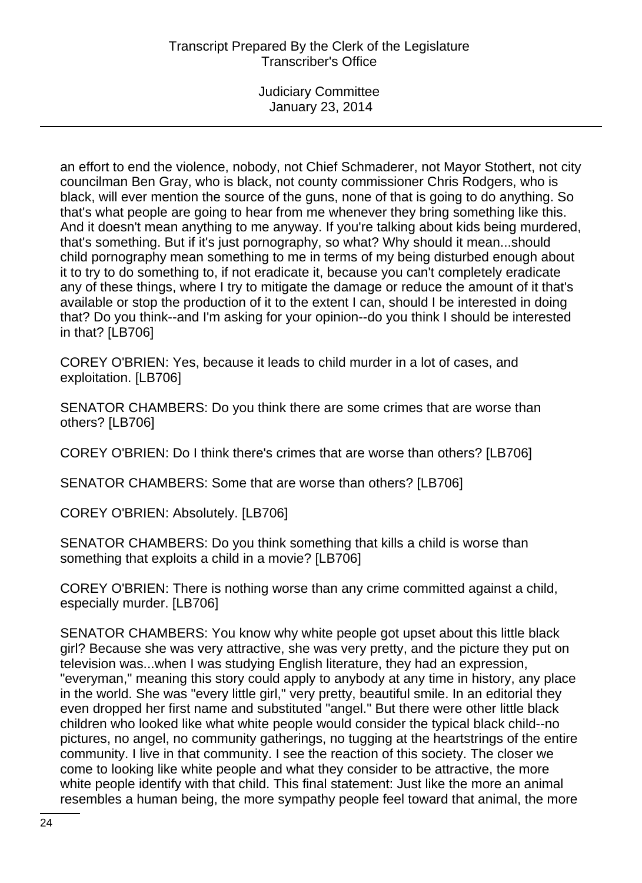an effort to end the violence, nobody, not Chief Schmaderer, not Mayor Stothert, not city councilman Ben Gray, who is black, not county commissioner Chris Rodgers, who is black, will ever mention the source of the guns, none of that is going to do anything. So that's what people are going to hear from me whenever they bring something like this. And it doesn't mean anything to me anyway. If you're talking about kids being murdered, that's something. But if it's just pornography, so what? Why should it mean...should child pornography mean something to me in terms of my being disturbed enough about it to try to do something to, if not eradicate it, because you can't completely eradicate any of these things, where I try to mitigate the damage or reduce the amount of it that's available or stop the production of it to the extent I can, should I be interested in doing that? Do you think--and I'm asking for your opinion--do you think I should be interested in that? [LB706]

COREY O'BRIEN: Yes, because it leads to child murder in a lot of cases, and exploitation. [LB706]

SENATOR CHAMBERS: Do you think there are some crimes that are worse than others? [LB706]

COREY O'BRIEN: Do I think there's crimes that are worse than others? [LB706]

SENATOR CHAMBERS: Some that are worse than others? [LB706]

COREY O'BRIEN: Absolutely. [LB706]

SENATOR CHAMBERS: Do you think something that kills a child is worse than something that exploits a child in a movie? [LB706]

COREY O'BRIEN: There is nothing worse than any crime committed against a child, especially murder. [LB706]

SENATOR CHAMBERS: You know why white people got upset about this little black girl? Because she was very attractive, she was very pretty, and the picture they put on television was...when I was studying English literature, they had an expression, "everyman," meaning this story could apply to anybody at any time in history, any place in the world. She was "every little girl," very pretty, beautiful smile. In an editorial they even dropped her first name and substituted "angel." But there were other little black children who looked like what white people would consider the typical black child--no pictures, no angel, no community gatherings, no tugging at the heartstrings of the entire community. I live in that community. I see the reaction of this society. The closer we come to looking like white people and what they consider to be attractive, the more white people identify with that child. This final statement: Just like the more an animal resembles a human being, the more sympathy people feel toward that animal, the more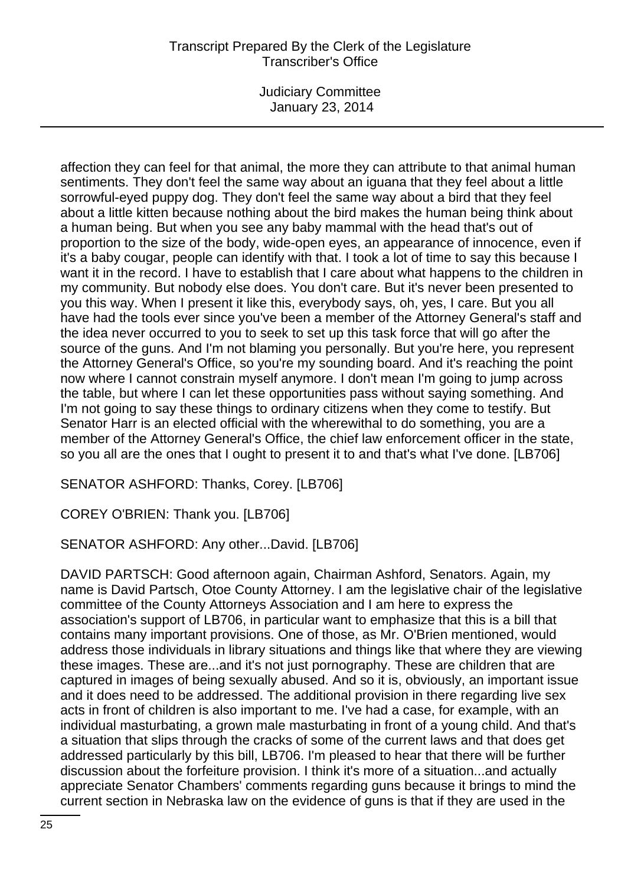affection they can feel for that animal, the more they can attribute to that animal human sentiments. They don't feel the same way about an iguana that they feel about a little sorrowful-eyed puppy dog. They don't feel the same way about a bird that they feel about a little kitten because nothing about the bird makes the human being think about a human being. But when you see any baby mammal with the head that's out of proportion to the size of the body, wide-open eyes, an appearance of innocence, even if it's a baby cougar, people can identify with that. I took a lot of time to say this because I want it in the record. I have to establish that I care about what happens to the children in my community. But nobody else does. You don't care. But it's never been presented to you this way. When I present it like this, everybody says, oh, yes, I care. But you all have had the tools ever since you've been a member of the Attorney General's staff and the idea never occurred to you to seek to set up this task force that will go after the source of the guns. And I'm not blaming you personally. But you're here, you represent the Attorney General's Office, so you're my sounding board. And it's reaching the point now where I cannot constrain myself anymore. I don't mean I'm going to jump across the table, but where I can let these opportunities pass without saying something. And I'm not going to say these things to ordinary citizens when they come to testify. But Senator Harr is an elected official with the wherewithal to do something, you are a member of the Attorney General's Office, the chief law enforcement officer in the state, so you all are the ones that I ought to present it to and that's what I've done. [LB706]

SENATOR ASHFORD: Thanks, Corey. [LB706]

COREY O'BRIEN: Thank you. [LB706]

SENATOR ASHFORD: Any other...David. [LB706]

DAVID PARTSCH: Good afternoon again, Chairman Ashford, Senators. Again, my name is David Partsch, Otoe County Attorney. I am the legislative chair of the legislative committee of the County Attorneys Association and I am here to express the association's support of LB706, in particular want to emphasize that this is a bill that contains many important provisions. One of those, as Mr. O'Brien mentioned, would address those individuals in library situations and things like that where they are viewing these images. These are...and it's not just pornography. These are children that are captured in images of being sexually abused. And so it is, obviously, an important issue and it does need to be addressed. The additional provision in there regarding live sex acts in front of children is also important to me. I've had a case, for example, with an individual masturbating, a grown male masturbating in front of a young child. And that's a situation that slips through the cracks of some of the current laws and that does get addressed particularly by this bill, LB706. I'm pleased to hear that there will be further discussion about the forfeiture provision. I think it's more of a situation...and actually appreciate Senator Chambers' comments regarding guns because it brings to mind the current section in Nebraska law on the evidence of guns is that if they are used in the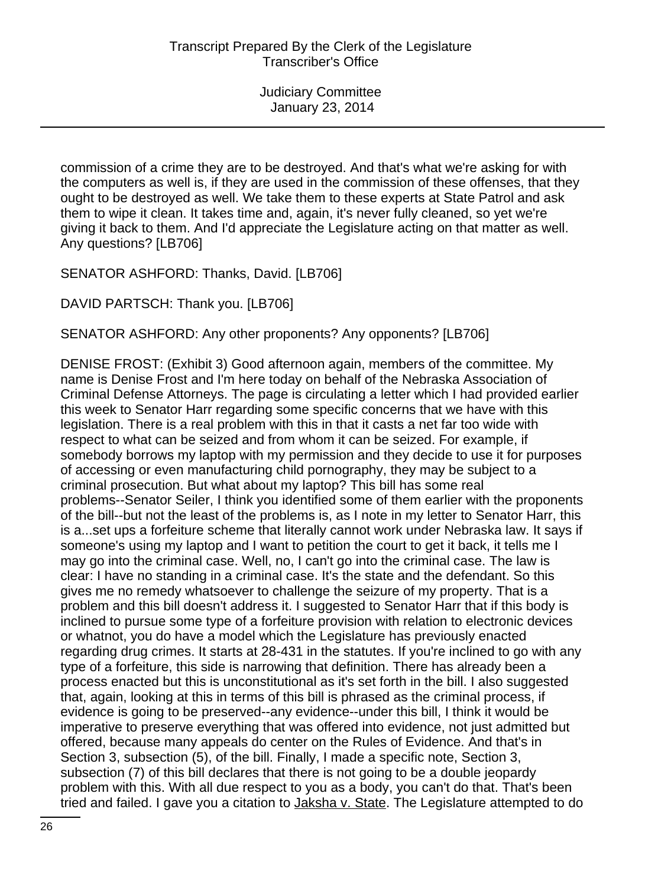commission of a crime they are to be destroyed. And that's what we're asking for with the computers as well is, if they are used in the commission of these offenses, that they ought to be destroyed as well. We take them to these experts at State Patrol and ask them to wipe it clean. It takes time and, again, it's never fully cleaned, so yet we're giving it back to them. And I'd appreciate the Legislature acting on that matter as well. Any questions? [LB706]

SENATOR ASHFORD: Thanks, David. [LB706]

DAVID PARTSCH: Thank you. [LB706]

SENATOR ASHFORD: Any other proponents? Any opponents? [LB706]

DENISE FROST: (Exhibit 3) Good afternoon again, members of the committee. My name is Denise Frost and I'm here today on behalf of the Nebraska Association of Criminal Defense Attorneys. The page is circulating a letter which I had provided earlier this week to Senator Harr regarding some specific concerns that we have with this legislation. There is a real problem with this in that it casts a net far too wide with respect to what can be seized and from whom it can be seized. For example, if somebody borrows my laptop with my permission and they decide to use it for purposes of accessing or even manufacturing child pornography, they may be subject to a criminal prosecution. But what about my laptop? This bill has some real problems--Senator Seiler, I think you identified some of them earlier with the proponents of the bill--but not the least of the problems is, as I note in my letter to Senator Harr, this is a...set ups a forfeiture scheme that literally cannot work under Nebraska law. It says if someone's using my laptop and I want to petition the court to get it back, it tells me I may go into the criminal case. Well, no, I can't go into the criminal case. The law is clear: I have no standing in a criminal case. It's the state and the defendant. So this gives me no remedy whatsoever to challenge the seizure of my property. That is a problem and this bill doesn't address it. I suggested to Senator Harr that if this body is inclined to pursue some type of a forfeiture provision with relation to electronic devices or whatnot, you do have a model which the Legislature has previously enacted regarding drug crimes. It starts at 28-431 in the statutes. If you're inclined to go with any type of a forfeiture, this side is narrowing that definition. There has already been a process enacted but this is unconstitutional as it's set forth in the bill. I also suggested that, again, looking at this in terms of this bill is phrased as the criminal process, if evidence is going to be preserved--any evidence--under this bill, I think it would be imperative to preserve everything that was offered into evidence, not just admitted but offered, because many appeals do center on the Rules of Evidence. And that's in Section 3, subsection (5), of the bill. Finally, I made a specific note, Section 3, subsection (7) of this bill declares that there is not going to be a double jeopardy problem with this. With all due respect to you as a body, you can't do that. That's been tried and failed. I gave you a citation to <u>Jaksha v. State</u>. The Legislature attempted to do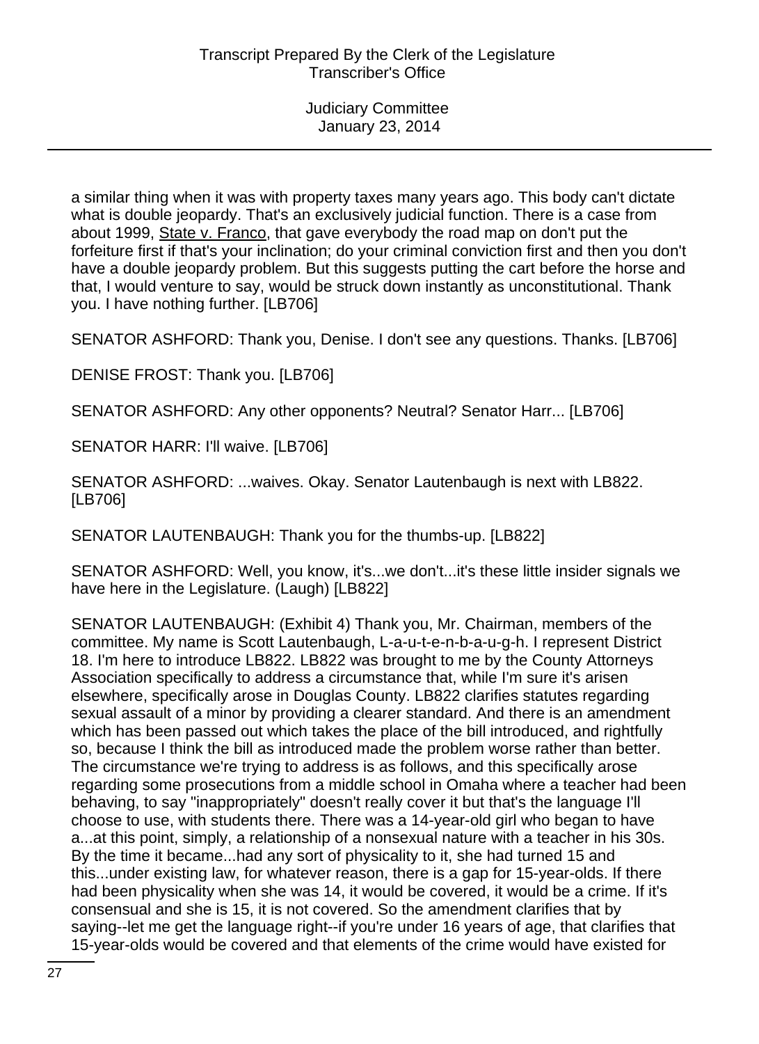a similar thing when it was with property taxes many years ago. This body can't dictate what is double jeopardy. That's an exclusively judicial function. There is a case from about 1999, State v. Franco, that gave everybody the road map on don't put the forfeiture first if that's your inclination; do your criminal conviction first and then you don't have a double jeopardy problem. But this suggests putting the cart before the horse and that, I would venture to say, would be struck down instantly as unconstitutional. Thank you. I have nothing further. [LB706]

SENATOR ASHFORD: Thank you, Denise. I don't see any questions. Thanks. [LB706]

DENISE FROST: Thank you. [LB706]

SENATOR ASHFORD: Any other opponents? Neutral? Senator Harr... [LB706]

SENATOR HARR: I'll waive. [LB706]

SENATOR ASHFORD: ...waives. Okay. Senator Lautenbaugh is next with LB822. [LB706]

SENATOR LAUTENBAUGH: Thank you for the thumbs-up. [LB822]

SENATOR ASHFORD: Well, you know, it's...we don't...it's these little insider signals we have here in the Legislature. (Laugh) [LB822]

SENATOR LAUTENBAUGH: (Exhibit 4) Thank you, Mr. Chairman, members of the committee. My name is Scott Lautenbaugh, L-a-u-t-e-n-b-a-u-g-h. I represent District 18. I'm here to introduce LB822. LB822 was brought to me by the County Attorneys Association specifically to address a circumstance that, while I'm sure it's arisen elsewhere, specifically arose in Douglas County. LB822 clarifies statutes regarding sexual assault of a minor by providing a clearer standard. And there is an amendment which has been passed out which takes the place of the bill introduced, and rightfully so, because I think the bill as introduced made the problem worse rather than better. The circumstance we're trying to address is as follows, and this specifically arose regarding some prosecutions from a middle school in Omaha where a teacher had been behaving, to say "inappropriately" doesn't really cover it but that's the language I'll choose to use, with students there. There was a 14-year-old girl who began to have a...at this point, simply, a relationship of a nonsexual nature with a teacher in his 30s. By the time it became...had any sort of physicality to it, she had turned 15 and this...under existing law, for whatever reason, there is a gap for 15-year-olds. If there had been physicality when she was 14, it would be covered, it would be a crime. If it's consensual and she is 15, it is not covered. So the amendment clarifies that by saying--let me get the language right--if you're under 16 years of age, that clarifies that 15-year-olds would be covered and that elements of the crime would have existed for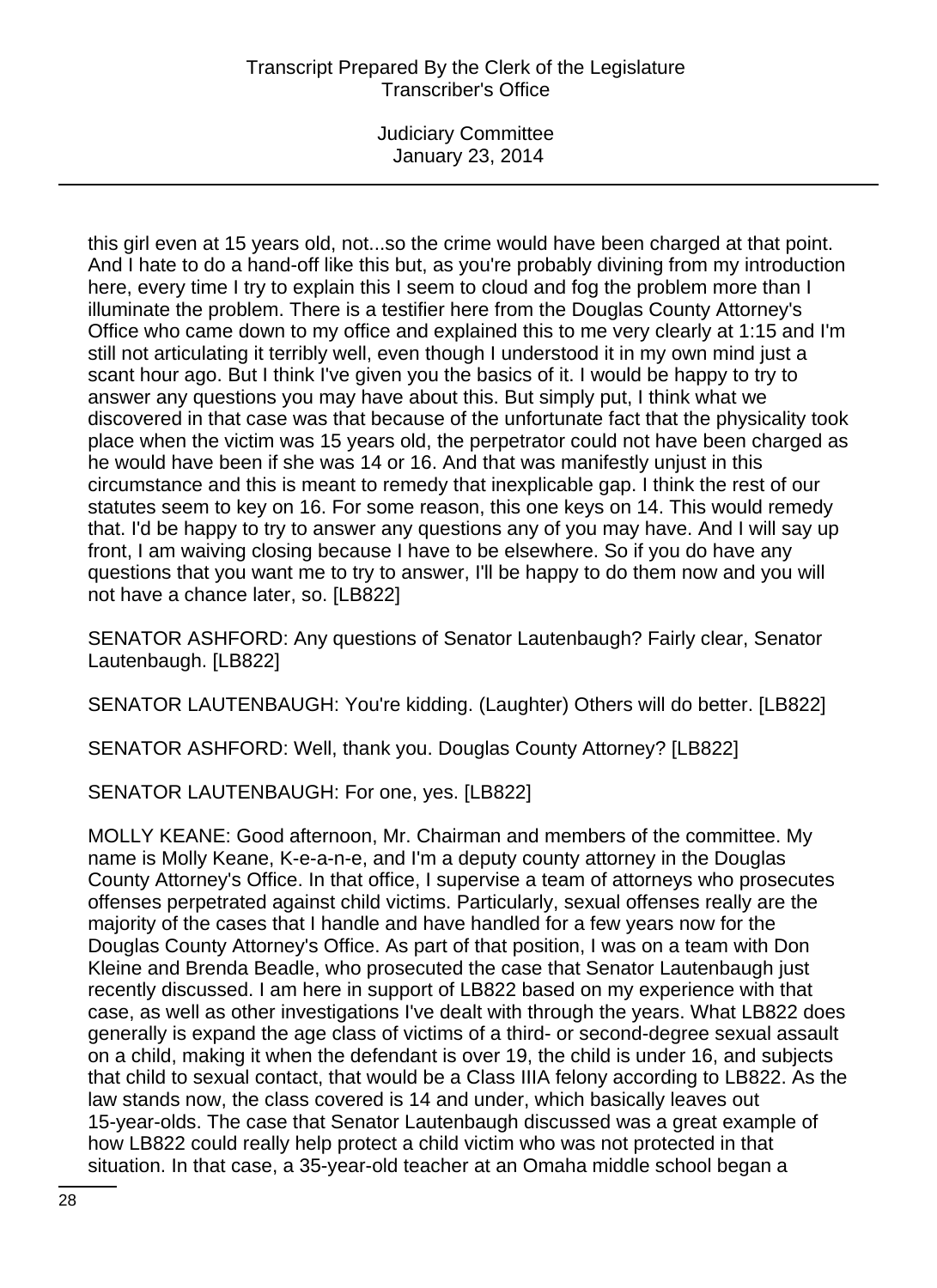this girl even at 15 years old, not...so the crime would have been charged at that point. And I hate to do a hand-off like this but, as you're probably divining from my introduction here, every time I try to explain this I seem to cloud and fog the problem more than I illuminate the problem. There is a testifier here from the Douglas County Attorney's Office who came down to my office and explained this to me very clearly at 1:15 and I'm still not articulating it terribly well, even though I understood it in my own mind just a scant hour ago. But I think I've given you the basics of it. I would be happy to try to answer any questions you may have about this. But simply put, I think what we discovered in that case was that because of the unfortunate fact that the physicality took place when the victim was 15 years old, the perpetrator could not have been charged as he would have been if she was 14 or 16. And that was manifestly unjust in this circumstance and this is meant to remedy that inexplicable gap. I think the rest of our statutes seem to key on 16. For some reason, this one keys on 14. This would remedy that. I'd be happy to try to answer any questions any of you may have. And I will say up front, I am waiving closing because I have to be elsewhere. So if you do have any questions that you want me to try to answer, I'll be happy to do them now and you will not have a chance later, so. [LB822]

SENATOR ASHFORD: Any questions of Senator Lautenbaugh? Fairly clear, Senator Lautenbaugh. [LB822]

SENATOR LAUTENBAUGH: You're kidding. (Laughter) Others will do better. [LB822]

SENATOR ASHFORD: Well, thank you. Douglas County Attorney? [LB822]

SENATOR LAUTENBAUGH: For one, yes. [LB822]

MOLLY KEANE: Good afternoon, Mr. Chairman and members of the committee. My name is Molly Keane, K-e-a-n-e, and I'm a deputy county attorney in the Douglas County Attorney's Office. In that office, I supervise a team of attorneys who prosecutes offenses perpetrated against child victims. Particularly, sexual offenses really are the majority of the cases that I handle and have handled for a few years now for the Douglas County Attorney's Office. As part of that position, I was on a team with Don Kleine and Brenda Beadle, who prosecuted the case that Senator Lautenbaugh just recently discussed. I am here in support of LB822 based on my experience with that case, as well as other investigations I've dealt with through the years. What LB822 does generally is expand the age class of victims of a third- or second-degree sexual assault on a child, making it when the defendant is over 19, the child is under 16, and subjects that child to sexual contact, that would be a Class IIIA felony according to LB822. As the law stands now, the class covered is 14 and under, which basically leaves out 15-year-olds. The case that Senator Lautenbaugh discussed was a great example of how LB822 could really help protect a child victim who was not protected in that situation. In that case, a 35-year-old teacher at an Omaha middle school began a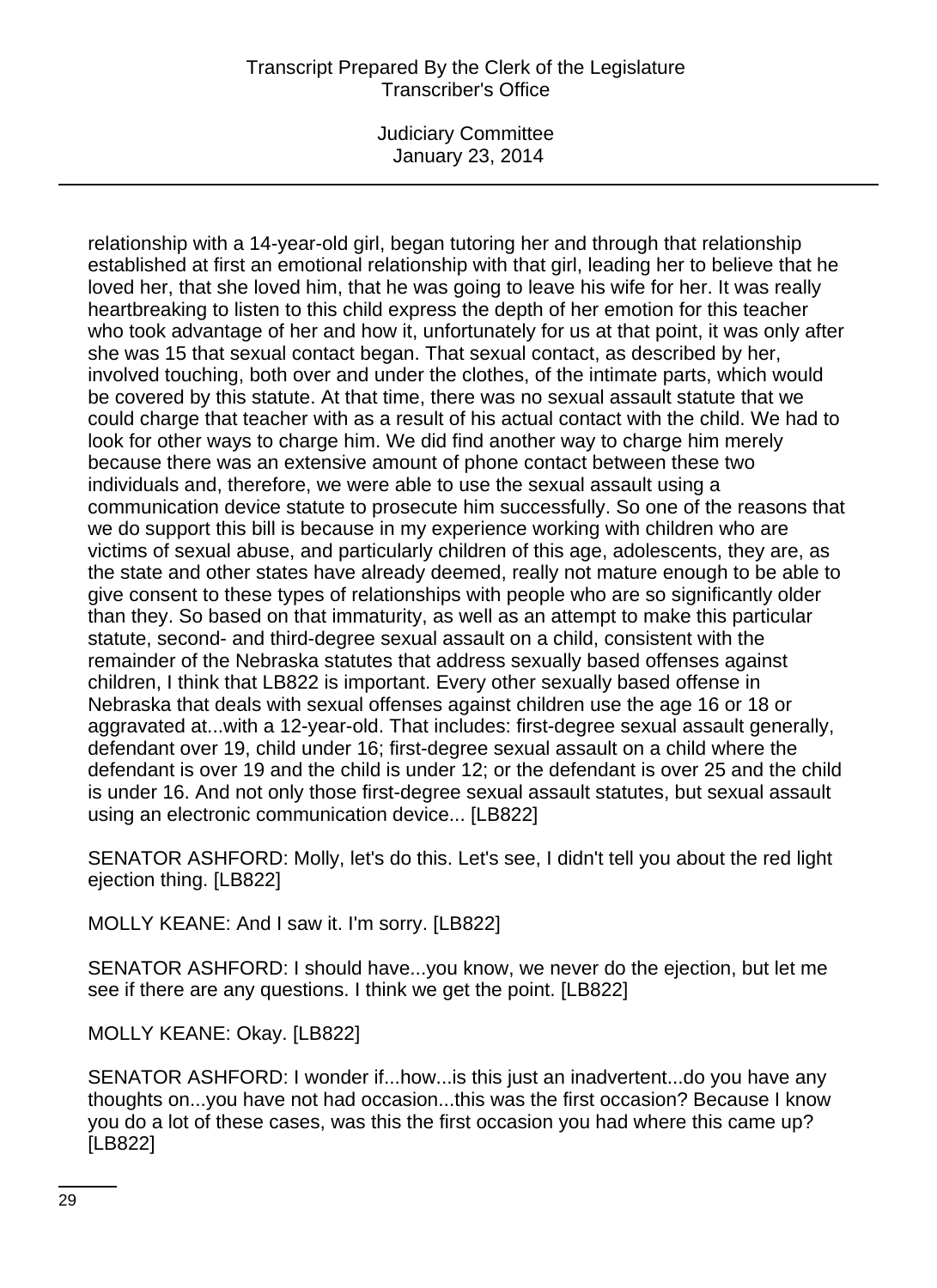relationship with a 14-year-old girl, began tutoring her and through that relationship established at first an emotional relationship with that girl, leading her to believe that he loved her, that she loved him, that he was going to leave his wife for her. It was really heartbreaking to listen to this child express the depth of her emotion for this teacher who took advantage of her and how it, unfortunately for us at that point, it was only after she was 15 that sexual contact began. That sexual contact, as described by her, involved touching, both over and under the clothes, of the intimate parts, which would be covered by this statute. At that time, there was no sexual assault statute that we could charge that teacher with as a result of his actual contact with the child. We had to look for other ways to charge him. We did find another way to charge him merely because there was an extensive amount of phone contact between these two individuals and, therefore, we were able to use the sexual assault using a communication device statute to prosecute him successfully. So one of the reasons that we do support this bill is because in my experience working with children who are victims of sexual abuse, and particularly children of this age, adolescents, they are, as the state and other states have already deemed, really not mature enough to be able to give consent to these types of relationships with people who are so significantly older than they. So based on that immaturity, as well as an attempt to make this particular statute, second- and third-degree sexual assault on a child, consistent with the remainder of the Nebraska statutes that address sexually based offenses against children, I think that LB822 is important. Every other sexually based offense in Nebraska that deals with sexual offenses against children use the age 16 or 18 or aggravated at...with a 12-year-old. That includes: first-degree sexual assault generally, defendant over 19, child under 16; first-degree sexual assault on a child where the defendant is over 19 and the child is under 12; or the defendant is over 25 and the child is under 16. And not only those first-degree sexual assault statutes, but sexual assault using an electronic communication device... [LB822]

SENATOR ASHFORD: Molly, let's do this. Let's see, I didn't tell you about the red light ejection thing. [LB822]

MOLLY KEANE: And I saw it. I'm sorry. [LB822]

SENATOR ASHFORD: I should have...you know, we never do the ejection, but let me see if there are any questions. I think we get the point. [LB822]

MOLLY KEANE: Okay. [LB822]

SENATOR ASHFORD: I wonder if...how...is this just an inadvertent...do you have any thoughts on...you have not had occasion...this was the first occasion? Because I know you do a lot of these cases, was this the first occasion you had where this came up? [LB822]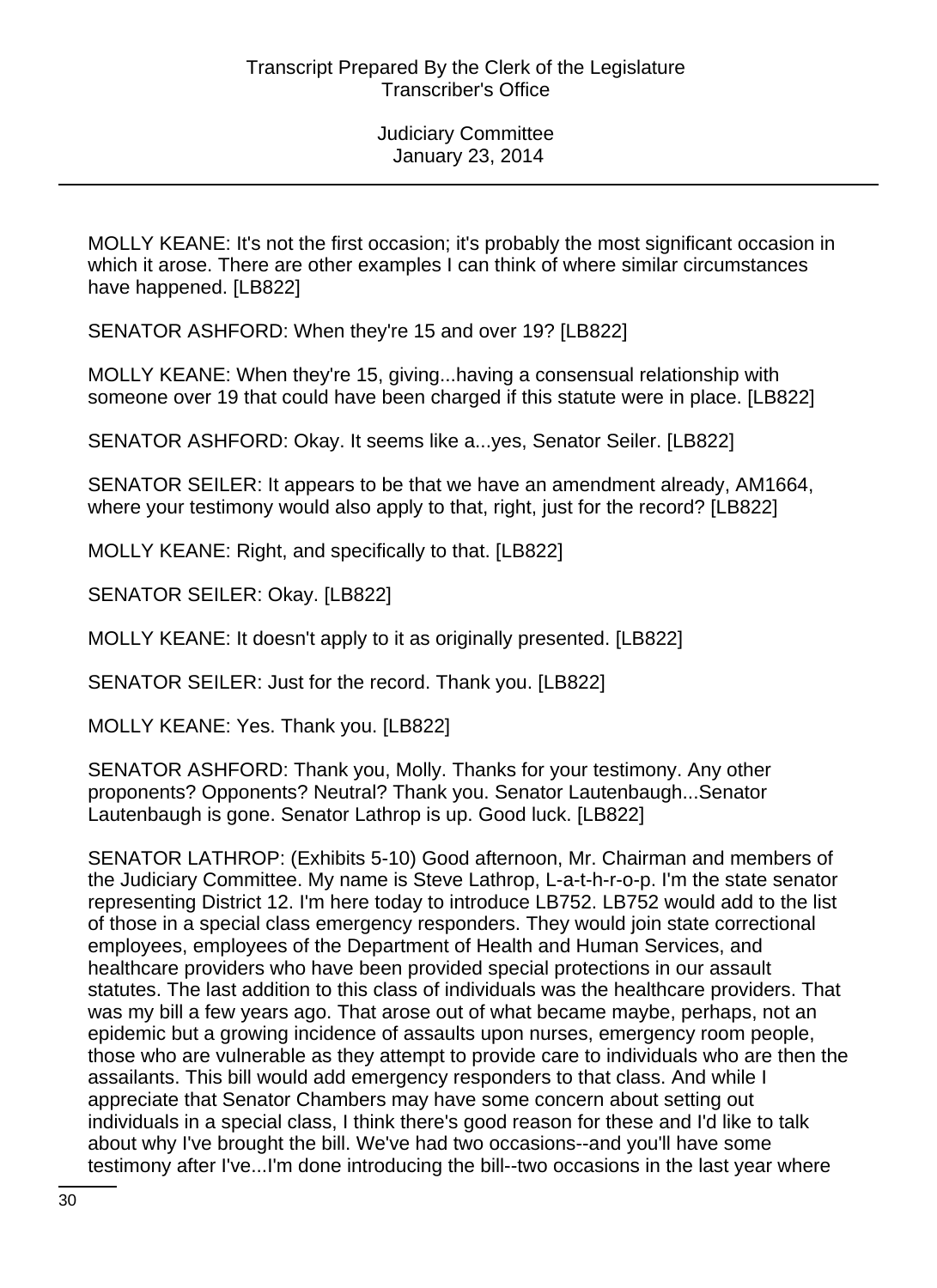MOLLY KEANE: It's not the first occasion; it's probably the most significant occasion in which it arose. There are other examples I can think of where similar circumstances have happened. [LB822]

SENATOR ASHFORD: When they're 15 and over 19? [LB822]

MOLLY KEANE: When they're 15, giving...having a consensual relationship with someone over 19 that could have been charged if this statute were in place. [LB822]

SENATOR ASHFORD: Okay. It seems like a...yes, Senator Seiler. [LB822]

SENATOR SEILER: It appears to be that we have an amendment already, AM1664, where your testimony would also apply to that, right, just for the record? [LB822]

MOLLY KEANE: Right, and specifically to that. [LB822]

SENATOR SEILER: Okay. [LB822]

MOLLY KEANE: It doesn't apply to it as originally presented. [LB822]

SENATOR SEILER: Just for the record. Thank you. [LB822]

MOLLY KEANE: Yes. Thank you. [LB822]

SENATOR ASHFORD: Thank you, Molly. Thanks for your testimony. Any other proponents? Opponents? Neutral? Thank you. Senator Lautenbaugh...Senator Lautenbaugh is gone. Senator Lathrop is up. Good luck. [LB822]

SENATOR LATHROP: (Exhibits 5-10) Good afternoon, Mr. Chairman and members of the Judiciary Committee. My name is Steve Lathrop, L-a-t-h-r-o-p. I'm the state senator representing District 12. I'm here today to introduce LB752. LB752 would add to the list of those in a special class emergency responders. They would join state correctional employees, employees of the Department of Health and Human Services, and healthcare providers who have been provided special protections in our assault statutes. The last addition to this class of individuals was the healthcare providers. That was my bill a few years ago. That arose out of what became maybe, perhaps, not an epidemic but a growing incidence of assaults upon nurses, emergency room people, those who are vulnerable as they attempt to provide care to individuals who are then the assailants. This bill would add emergency responders to that class. And while I appreciate that Senator Chambers may have some concern about setting out individuals in a special class, I think there's good reason for these and I'd like to talk about why I've brought the bill. We've had two occasions--and you'll have some testimony after I've...I'm done introducing the bill--two occasions in the last year where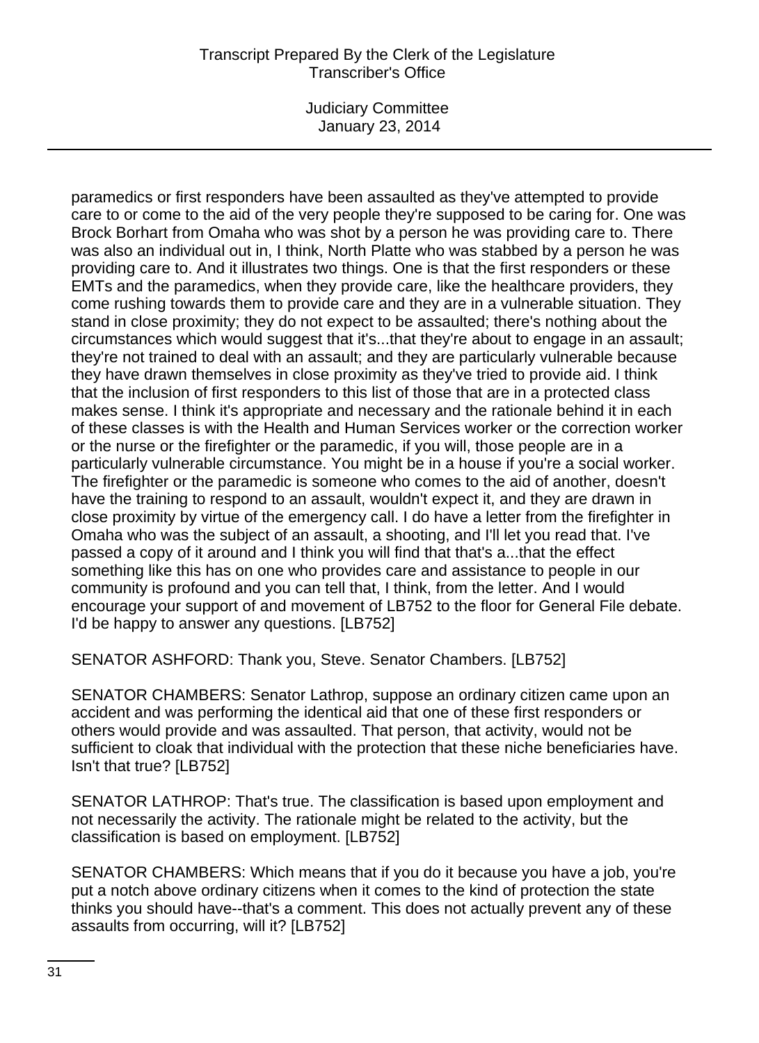paramedics or first responders have been assaulted as they've attempted to provide care to or come to the aid of the very people they're supposed to be caring for. One was Brock Borhart from Omaha who was shot by a person he was providing care to. There was also an individual out in, I think, North Platte who was stabbed by a person he was providing care to. And it illustrates two things. One is that the first responders or these EMTs and the paramedics, when they provide care, like the healthcare providers, they come rushing towards them to provide care and they are in a vulnerable situation. They stand in close proximity; they do not expect to be assaulted; there's nothing about the circumstances which would suggest that it's...that they're about to engage in an assault; they're not trained to deal with an assault; and they are particularly vulnerable because they have drawn themselves in close proximity as they've tried to provide aid. I think that the inclusion of first responders to this list of those that are in a protected class makes sense. I think it's appropriate and necessary and the rationale behind it in each of these classes is with the Health and Human Services worker or the correction worker or the nurse or the firefighter or the paramedic, if you will, those people are in a particularly vulnerable circumstance. You might be in a house if you're a social worker. The firefighter or the paramedic is someone who comes to the aid of another, doesn't have the training to respond to an assault, wouldn't expect it, and they are drawn in close proximity by virtue of the emergency call. I do have a letter from the firefighter in Omaha who was the subject of an assault, a shooting, and I'll let you read that. I've passed a copy of it around and I think you will find that that's a...that the effect something like this has on one who provides care and assistance to people in our community is profound and you can tell that, I think, from the letter. And I would encourage your support of and movement of LB752 to the floor for General File debate. I'd be happy to answer any questions. [LB752]

SENATOR ASHFORD: Thank you, Steve. Senator Chambers. [LB752]

SENATOR CHAMBERS: Senator Lathrop, suppose an ordinary citizen came upon an accident and was performing the identical aid that one of these first responders or others would provide and was assaulted. That person, that activity, would not be sufficient to cloak that individual with the protection that these niche beneficiaries have. Isn't that true? [LB752]

SENATOR LATHROP: That's true. The classification is based upon employment and not necessarily the activity. The rationale might be related to the activity, but the classification is based on employment. [LB752]

SENATOR CHAMBERS: Which means that if you do it because you have a job, you're put a notch above ordinary citizens when it comes to the kind of protection the state thinks you should have--that's a comment. This does not actually prevent any of these assaults from occurring, will it? [LB752]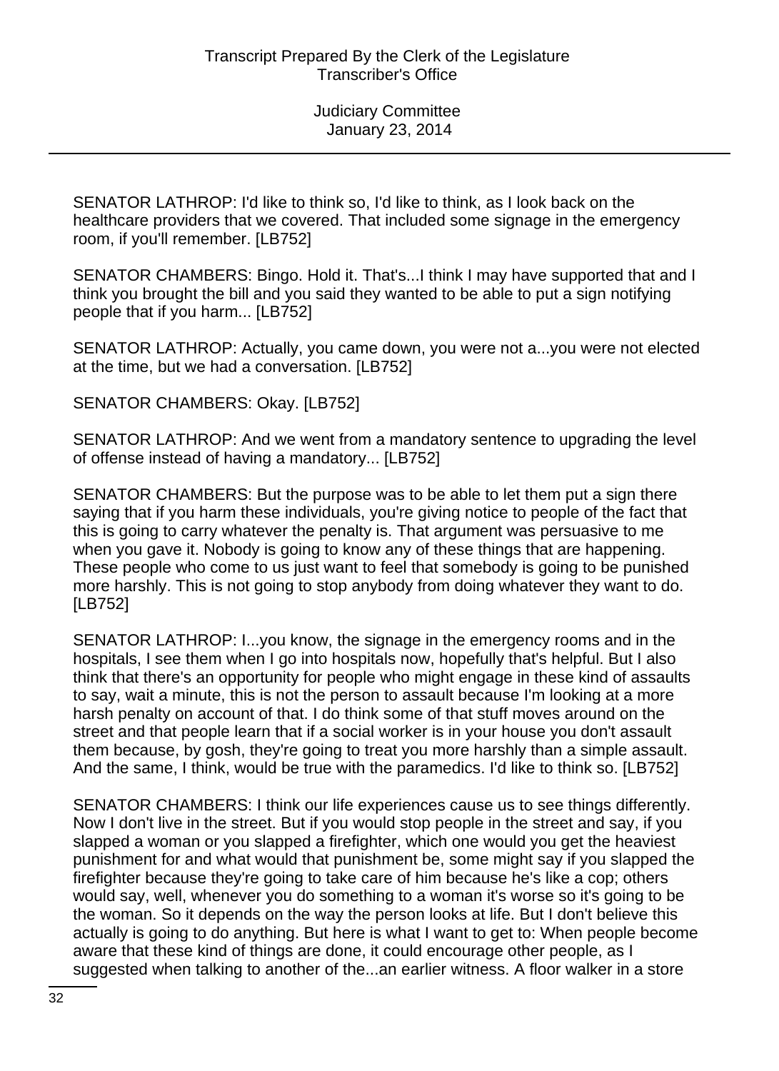SENATOR LATHROP: I'd like to think so, I'd like to think, as I look back on the healthcare providers that we covered. That included some signage in the emergency room, if you'll remember. [LB752]

SENATOR CHAMBERS: Bingo. Hold it. That's...I think I may have supported that and I think you brought the bill and you said they wanted to be able to put a sign notifying people that if you harm... [LB752]

SENATOR LATHROP: Actually, you came down, you were not a...you were not elected at the time, but we had a conversation. [LB752]

SENATOR CHAMBERS: Okay. [LB752]

SENATOR LATHROP: And we went from a mandatory sentence to upgrading the level of offense instead of having a mandatory... [LB752]

SENATOR CHAMBERS: But the purpose was to be able to let them put a sign there saying that if you harm these individuals, you're giving notice to people of the fact that this is going to carry whatever the penalty is. That argument was persuasive to me when you gave it. Nobody is going to know any of these things that are happening. These people who come to us just want to feel that somebody is going to be punished more harshly. This is not going to stop anybody from doing whatever they want to do. [LB752]

SENATOR LATHROP: I...you know, the signage in the emergency rooms and in the hospitals, I see them when I go into hospitals now, hopefully that's helpful. But I also think that there's an opportunity for people who might engage in these kind of assaults to say, wait a minute, this is not the person to assault because I'm looking at a more harsh penalty on account of that. I do think some of that stuff moves around on the street and that people learn that if a social worker is in your house you don't assault them because, by gosh, they're going to treat you more harshly than a simple assault. And the same, I think, would be true with the paramedics. I'd like to think so. [LB752]

SENATOR CHAMBERS: I think our life experiences cause us to see things differently. Now I don't live in the street. But if you would stop people in the street and say, if you slapped a woman or you slapped a firefighter, which one would you get the heaviest punishment for and what would that punishment be, some might say if you slapped the firefighter because they're going to take care of him because he's like a cop; others would say, well, whenever you do something to a woman it's worse so it's going to be the woman. So it depends on the way the person looks at life. But I don't believe this actually is going to do anything. But here is what I want to get to: When people become aware that these kind of things are done, it could encourage other people, as I suggested when talking to another of the...an earlier witness. A floor walker in a store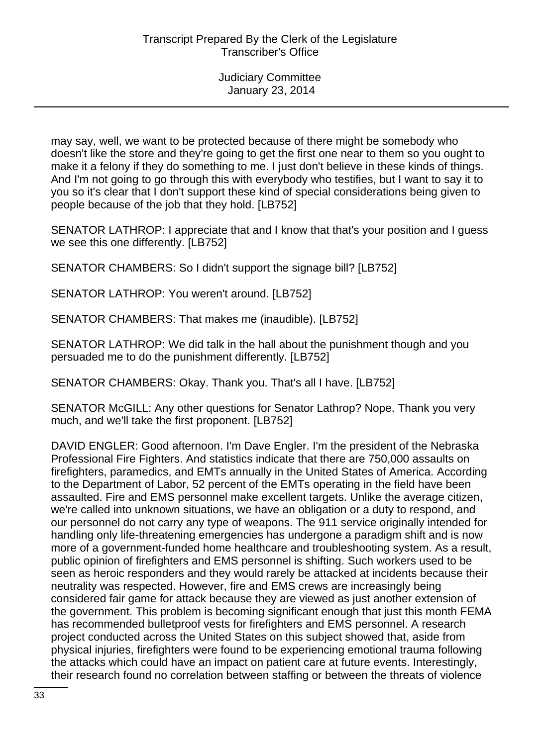may say, well, we want to be protected because of there might be somebody who doesn't like the store and they're going to get the first one near to them so you ought to make it a felony if they do something to me. I just don't believe in these kinds of things. And I'm not going to go through this with everybody who testifies, but I want to say it to you so it's clear that I don't support these kind of special considerations being given to people because of the job that they hold. [LB752]

SENATOR LATHROP: I appreciate that and I know that that's your position and I guess we see this one differently. [LB752]

SENATOR CHAMBERS: So I didn't support the signage bill? [LB752]

SENATOR LATHROP: You weren't around. [LB752]

SENATOR CHAMBERS: That makes me (inaudible). [LB752]

SENATOR LATHROP: We did talk in the hall about the punishment though and you persuaded me to do the punishment differently. [LB752]

SENATOR CHAMBERS: Okay. Thank you. That's all I have. [LB752]

SENATOR McGILL: Any other questions for Senator Lathrop? Nope. Thank you very much, and we'll take the first proponent. [LB752]

DAVID ENGLER: Good afternoon. I'm Dave Engler. I'm the president of the Nebraska Professional Fire Fighters. And statistics indicate that there are 750,000 assaults on firefighters, paramedics, and EMTs annually in the United States of America. According to the Department of Labor, 52 percent of the EMTs operating in the field have been assaulted. Fire and EMS personnel make excellent targets. Unlike the average citizen, we're called into unknown situations, we have an obligation or a duty to respond, and our personnel do not carry any type of weapons. The 911 service originally intended for handling only life-threatening emergencies has undergone a paradigm shift and is now more of a government-funded home healthcare and troubleshooting system. As a result, public opinion of firefighters and EMS personnel is shifting. Such workers used to be seen as heroic responders and they would rarely be attacked at incidents because their neutrality was respected. However, fire and EMS crews are increasingly being considered fair game for attack because they are viewed as just another extension of the government. This problem is becoming significant enough that just this month FEMA has recommended bulletproof vests for firefighters and EMS personnel. A research project conducted across the United States on this subject showed that, aside from physical injuries, firefighters were found to be experiencing emotional trauma following the attacks which could have an impact on patient care at future events. Interestingly, their research found no correlation between staffing or between the threats of violence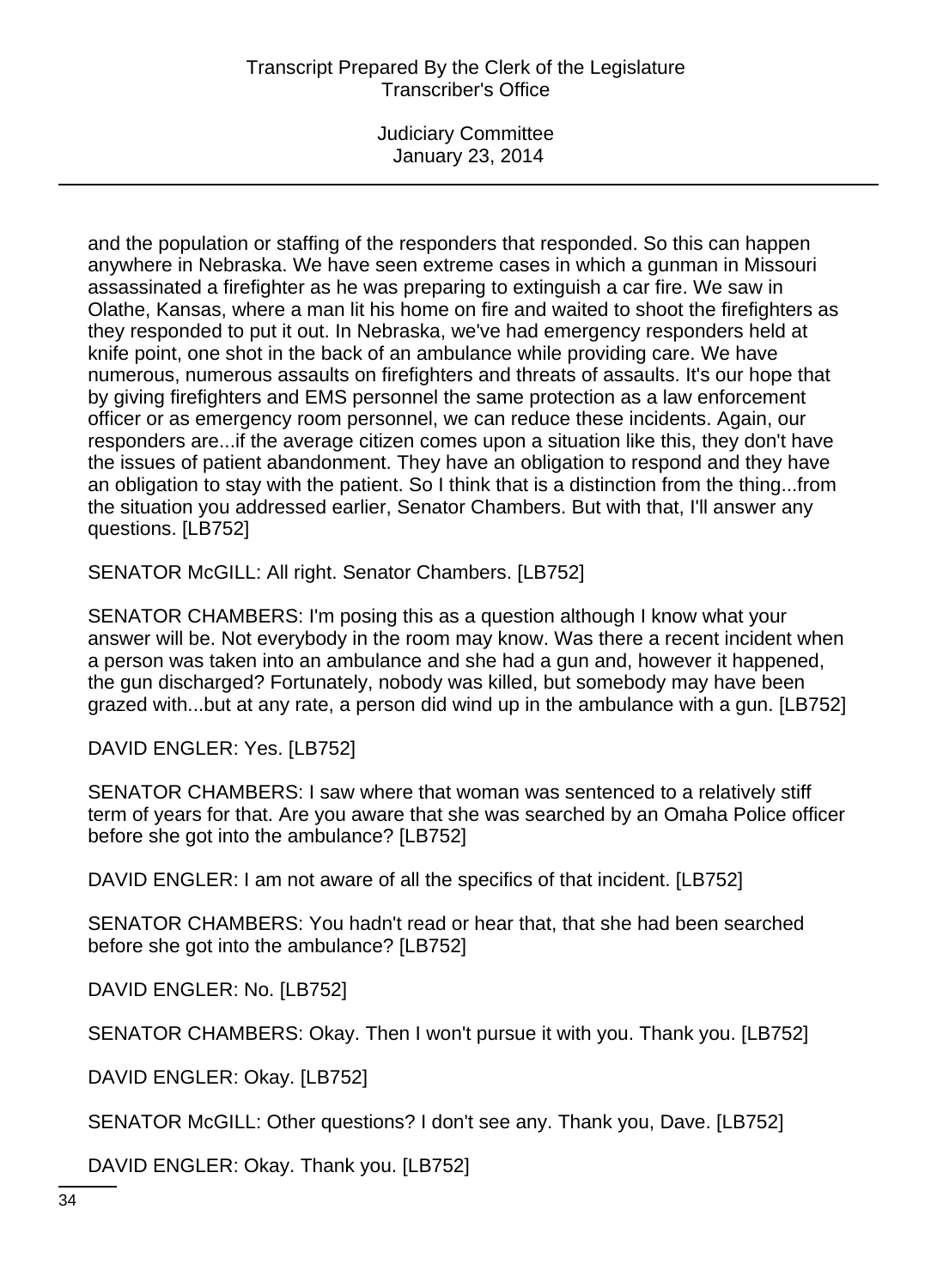and the population or staffing of the responders that responded. So this can happen anywhere in Nebraska. We have seen extreme cases in which a gunman in Missouri assassinated a firefighter as he was preparing to extinguish a car fire. We saw in Olathe, Kansas, where a man lit his home on fire and waited to shoot the firefighters as they responded to put it out. In Nebraska, we've had emergency responders held at knife point, one shot in the back of an ambulance while providing care. We have numerous, numerous assaults on firefighters and threats of assaults. It's our hope that by giving firefighters and EMS personnel the same protection as a law enforcement officer or as emergency room personnel, we can reduce these incidents. Again, our responders are...if the average citizen comes upon a situation like this, they don't have the issues of patient abandonment. They have an obligation to respond and they have an obligation to stay with the patient. So I think that is a distinction from the thing...from the situation you addressed earlier, Senator Chambers. But with that, I'll answer any questions. [LB752]

SENATOR McGILL: All right. Senator Chambers. [LB752]

SENATOR CHAMBERS: I'm posing this as a question although I know what your answer will be. Not everybody in the room may know. Was there a recent incident when a person was taken into an ambulance and she had a gun and, however it happened, the gun discharged? Fortunately, nobody was killed, but somebody may have been grazed with...but at any rate, a person did wind up in the ambulance with a gun. [LB752]

DAVID ENGLER: Yes. [LB752]

SENATOR CHAMBERS: I saw where that woman was sentenced to a relatively stiff term of years for that. Are you aware that she was searched by an Omaha Police officer before she got into the ambulance? [LB752]

DAVID ENGLER: I am not aware of all the specifics of that incident. [LB752]

SENATOR CHAMBERS: You hadn't read or hear that, that she had been searched before she got into the ambulance? [LB752]

DAVID ENGLER: No. [LB752]

SENATOR CHAMBERS: Okay. Then I won't pursue it with you. Thank you. [LB752]

DAVID ENGLER: Okay. [LB752]

SENATOR McGILL: Other questions? I don't see any. Thank you, Dave. [LB752]

DAVID ENGLER: Okay. Thank you. [LB752]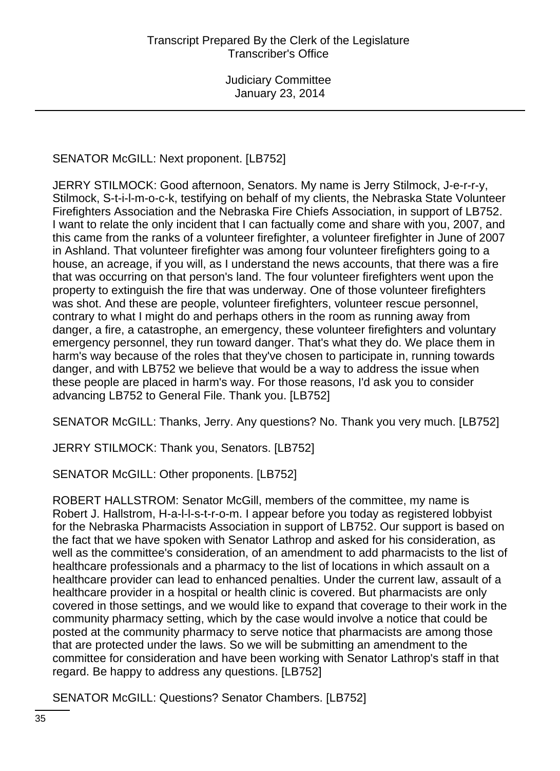SENATOR McGILL: Next proponent. [LB752]

JERRY STILMOCK: Good afternoon, Senators. My name is Jerry Stilmock, J-e-r-r-y, Stilmock, S-t-i-l-m-o-c-k, testifying on behalf of my clients, the Nebraska State Volunteer Firefighters Association and the Nebraska Fire Chiefs Association, in support of LB752. I want to relate the only incident that I can factually come and share with you, 2007, and this came from the ranks of a volunteer firefighter, a volunteer firefighter in June of 2007 in Ashland. That volunteer firefighter was among four volunteer firefighters going to a house, an acreage, if you will, as I understand the news accounts, that there was a fire that was occurring on that person's land. The four volunteer firefighters went upon the property to extinguish the fire that was underway. One of those volunteer firefighters was shot. And these are people, volunteer firefighters, volunteer rescue personnel, contrary to what I might do and perhaps others in the room as running away from danger, a fire, a catastrophe, an emergency, these volunteer firefighters and voluntary emergency personnel, they run toward danger. That's what they do. We place them in harm's way because of the roles that they've chosen to participate in, running towards danger, and with LB752 we believe that would be a way to address the issue when these people are placed in harm's way. For those reasons, I'd ask you to consider advancing LB752 to General File. Thank you. [LB752]

SENATOR McGILL: Thanks, Jerry. Any questions? No. Thank you very much. [LB752]

JERRY STILMOCK: Thank you, Senators. [LB752]

SENATOR McGILL: Other proponents. [LB752]

ROBERT HALLSTROM: Senator McGill, members of the committee, my name is Robert J. Hallstrom, H-a-l-l-s-t-r-o-m. I appear before you today as registered lobbyist for the Nebraska Pharmacists Association in support of LB752. Our support is based on the fact that we have spoken with Senator Lathrop and asked for his consideration, as well as the committee's consideration, of an amendment to add pharmacists to the list of healthcare professionals and a pharmacy to the list of locations in which assault on a healthcare provider can lead to enhanced penalties. Under the current law, assault of a healthcare provider in a hospital or health clinic is covered. But pharmacists are only covered in those settings, and we would like to expand that coverage to their work in the community pharmacy setting, which by the case would involve a notice that could be posted at the community pharmacy to serve notice that pharmacists are among those that are protected under the laws. So we will be submitting an amendment to the committee for consideration and have been working with Senator Lathrop's staff in that regard. Be happy to address any questions. [LB752]

SENATOR McGILL: Questions? Senator Chambers. [LB752]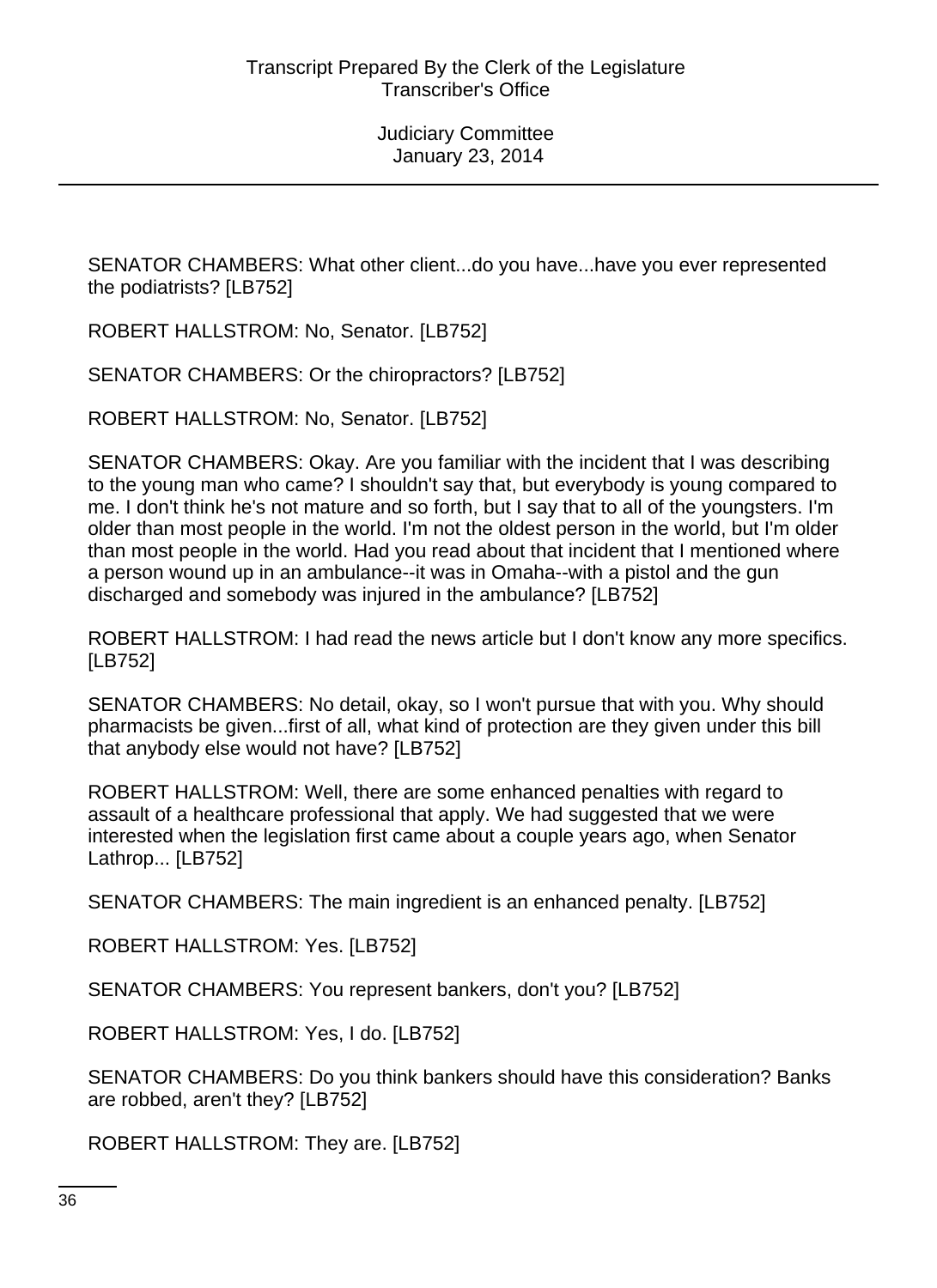SENATOR CHAMBERS: What other client...do you have...have you ever represented the podiatrists? [LB752]

ROBERT HALLSTROM: No, Senator. [LB752]

SENATOR CHAMBERS: Or the chiropractors? [LB752]

ROBERT HALLSTROM: No, Senator. [LB752]

SENATOR CHAMBERS: Okay. Are you familiar with the incident that I was describing to the young man who came? I shouldn't say that, but everybody is young compared to me. I don't think he's not mature and so forth, but I say that to all of the youngsters. I'm older than most people in the world. I'm not the oldest person in the world, but I'm older than most people in the world. Had you read about that incident that I mentioned where a person wound up in an ambulance--it was in Omaha--with a pistol and the gun discharged and somebody was injured in the ambulance? [LB752]

ROBERT HALLSTROM: I had read the news article but I don't know any more specifics. [LB752]

SENATOR CHAMBERS: No detail, okay, so I won't pursue that with you. Why should pharmacists be given...first of all, what kind of protection are they given under this bill that anybody else would not have? [LB752]

ROBERT HALLSTROM: Well, there are some enhanced penalties with regard to assault of a healthcare professional that apply. We had suggested that we were interested when the legislation first came about a couple years ago, when Senator Lathrop... [LB752]

SENATOR CHAMBERS: The main ingredient is an enhanced penalty. [LB752]

ROBERT HALLSTROM: Yes. [LB752]

SENATOR CHAMBERS: You represent bankers, don't you? [LB752]

ROBERT HALLSTROM: Yes, I do. [LB752]

SENATOR CHAMBERS: Do you think bankers should have this consideration? Banks are robbed, aren't they? [LB752]

ROBERT HALLSTROM: They are. [LB752]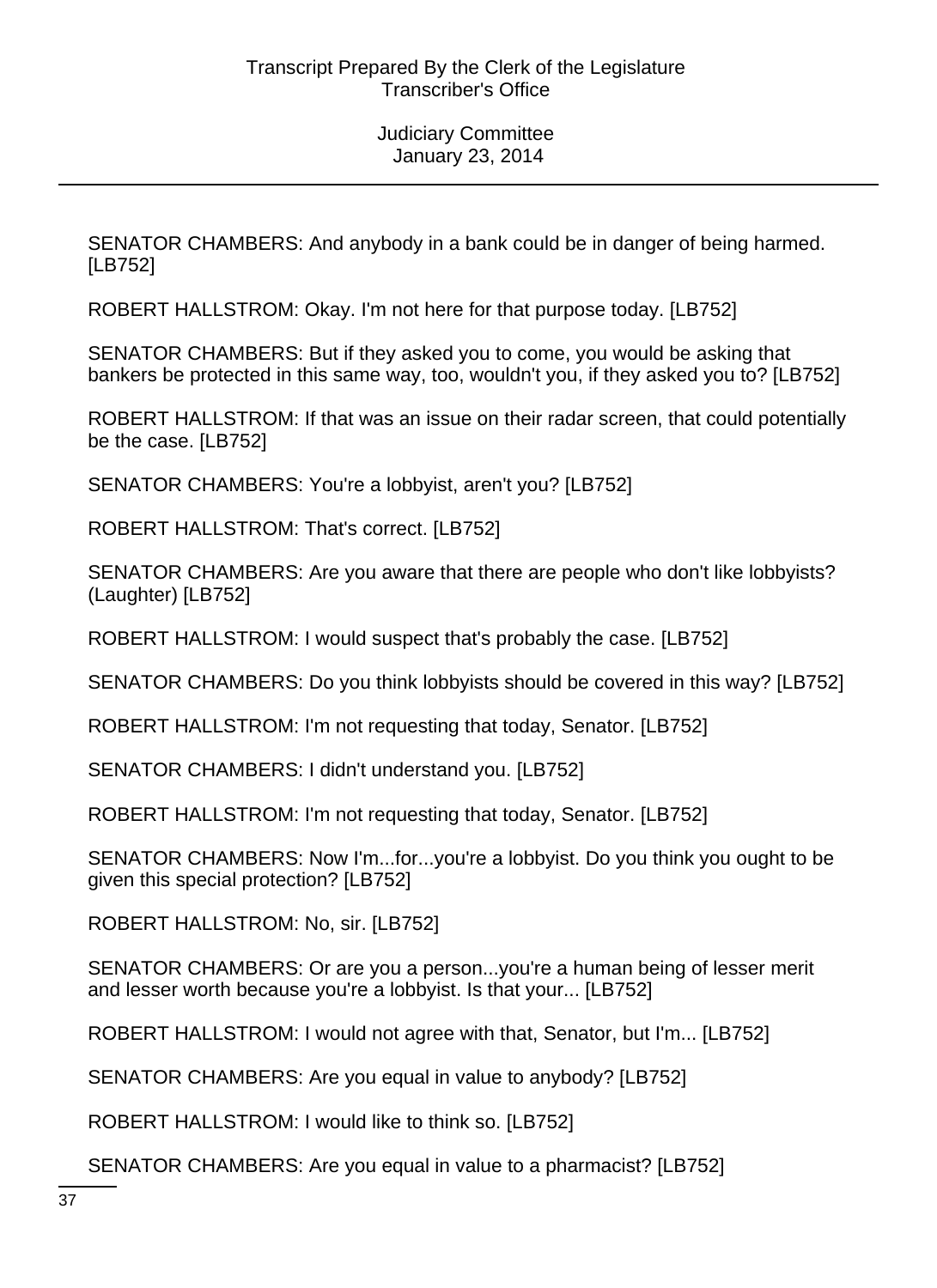SENATOR CHAMBERS: And anybody in a bank could be in danger of being harmed. [LB752]

ROBERT HALLSTROM: Okay. I'm not here for that purpose today. [LB752]

SENATOR CHAMBERS: But if they asked you to come, you would be asking that bankers be protected in this same way, too, wouldn't you, if they asked you to? [LB752]

ROBERT HALLSTROM: If that was an issue on their radar screen, that could potentially be the case. [LB752]

SENATOR CHAMBERS: You're a lobbyist, aren't you? [LB752]

ROBERT HALLSTROM: That's correct. [LB752]

SENATOR CHAMBERS: Are you aware that there are people who don't like lobbyists? (Laughter) [LB752]

ROBERT HALLSTROM: I would suspect that's probably the case. [LB752]

SENATOR CHAMBERS: Do you think lobbyists should be covered in this way? [LB752]

ROBERT HALLSTROM: I'm not requesting that today, Senator. [LB752]

SENATOR CHAMBERS: I didn't understand you. [LB752]

ROBERT HALLSTROM: I'm not requesting that today, Senator. [LB752]

SENATOR CHAMBERS: Now I'm...for...you're a lobbyist. Do you think you ought to be given this special protection? [LB752]

ROBERT HALLSTROM: No, sir. [LB752]

SENATOR CHAMBERS: Or are you a person...you're a human being of lesser merit and lesser worth because you're a lobbyist. Is that your... [LB752]

ROBERT HALLSTROM: I would not agree with that, Senator, but I'm... [LB752]

SENATOR CHAMBERS: Are you equal in value to anybody? [LB752]

ROBERT HALLSTROM: I would like to think so. [LB752]

SENATOR CHAMBERS: Are you equal in value to a pharmacist? [LB752]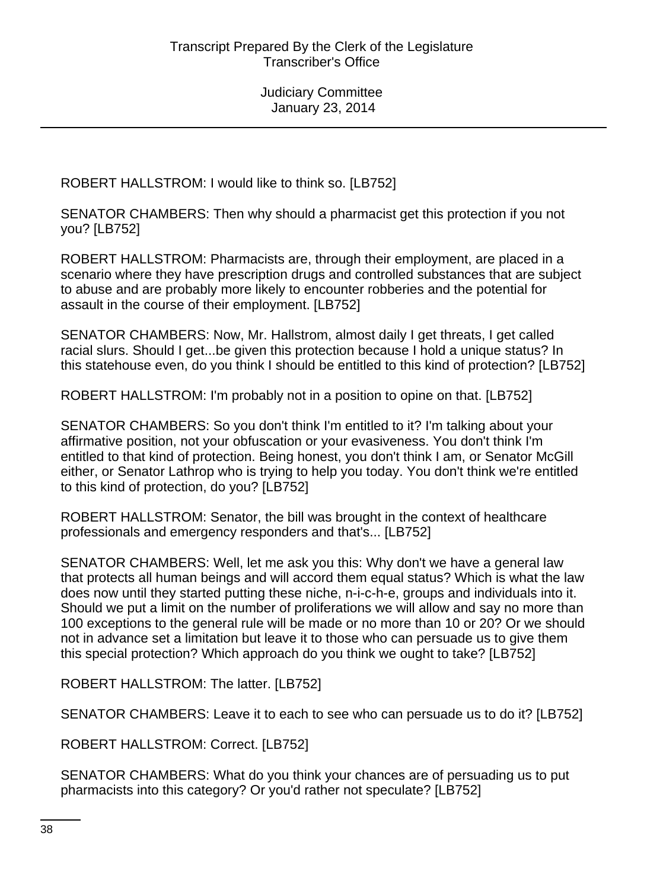ROBERT HALLSTROM: I would like to think so. [LB752]

SENATOR CHAMBERS: Then why should a pharmacist get this protection if you not you? [LB752]

ROBERT HALLSTROM: Pharmacists are, through their employment, are placed in a scenario where they have prescription drugs and controlled substances that are subject to abuse and are probably more likely to encounter robberies and the potential for assault in the course of their employment. [LB752]

SENATOR CHAMBERS: Now, Mr. Hallstrom, almost daily I get threats, I get called racial slurs. Should I get...be given this protection because I hold a unique status? In this statehouse even, do you think I should be entitled to this kind of protection? [LB752]

ROBERT HALLSTROM: I'm probably not in a position to opine on that. [LB752]

SENATOR CHAMBERS: So you don't think I'm entitled to it? I'm talking about your affirmative position, not your obfuscation or your evasiveness. You don't think I'm entitled to that kind of protection. Being honest, you don't think I am, or Senator McGill either, or Senator Lathrop who is trying to help you today. You don't think we're entitled to this kind of protection, do you? [LB752]

ROBERT HALLSTROM: Senator, the bill was brought in the context of healthcare professionals and emergency responders and that's... [LB752]

SENATOR CHAMBERS: Well, let me ask you this: Why don't we have a general law that protects all human beings and will accord them equal status? Which is what the law does now until they started putting these niche, n-i-c-h-e, groups and individuals into it. Should we put a limit on the number of proliferations we will allow and say no more than 100 exceptions to the general rule will be made or no more than 10 or 20? Or we should not in advance set a limitation but leave it to those who can persuade us to give them this special protection? Which approach do you think we ought to take? [LB752]

ROBERT HALLSTROM: The latter. [LB752]

SENATOR CHAMBERS: Leave it to each to see who can persuade us to do it? [LB752]

ROBERT HALLSTROM: Correct. [LB752]

SENATOR CHAMBERS: What do you think your chances are of persuading us to put pharmacists into this category? Or you'd rather not speculate? [LB752]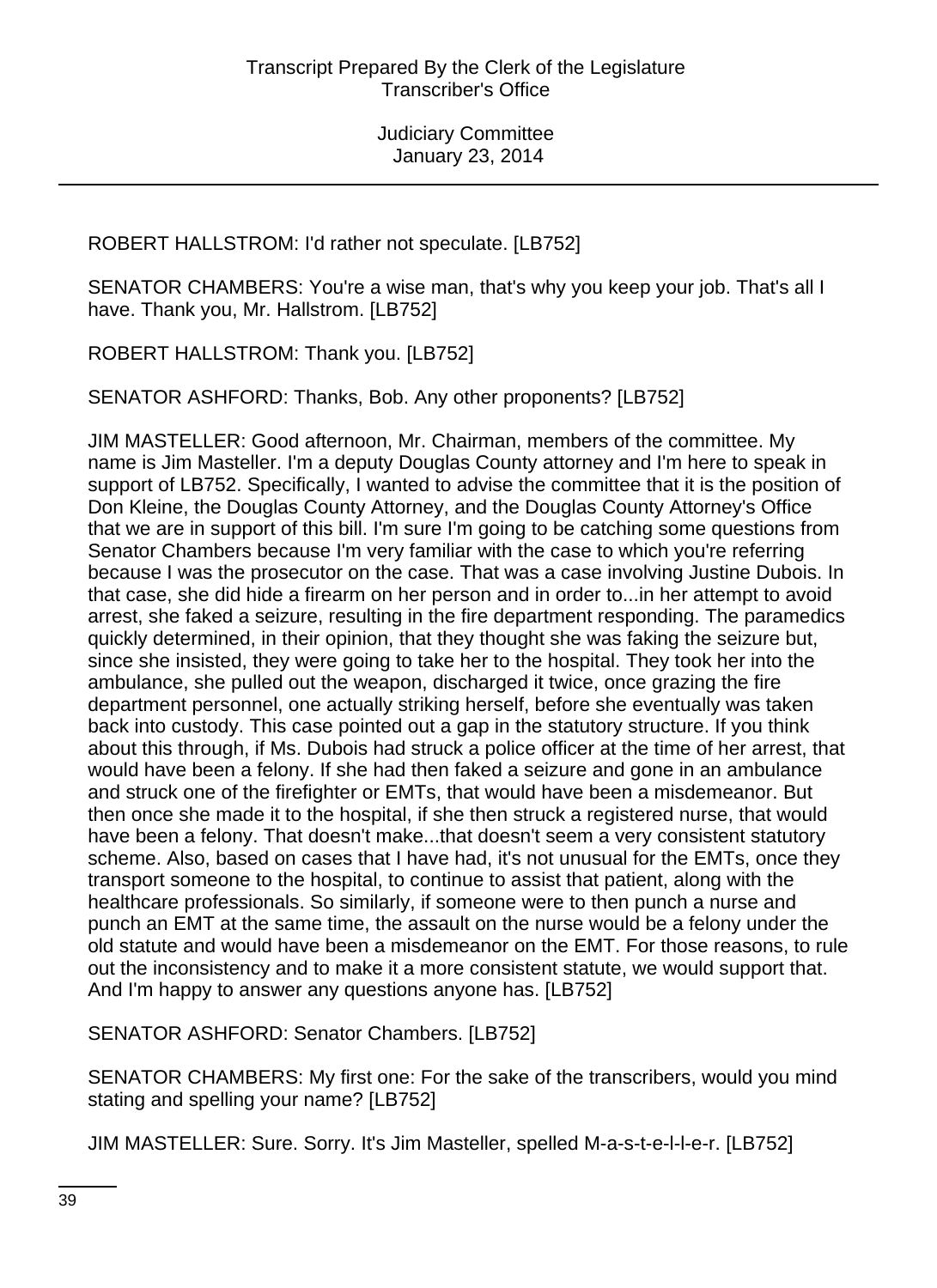ROBERT HALLSTROM: I'd rather not speculate. [LB752]

SENATOR CHAMBERS: You're a wise man, that's why you keep your job. That's all I have. Thank you, Mr. Hallstrom. [LB752]

ROBERT HALLSTROM: Thank you. [LB752]

SENATOR ASHFORD: Thanks, Bob. Any other proponents? [LB752]

JIM MASTELLER: Good afternoon, Mr. Chairman, members of the committee. My name is Jim Masteller. I'm a deputy Douglas County attorney and I'm here to speak in support of LB752. Specifically, I wanted to advise the committee that it is the position of Don Kleine, the Douglas County Attorney, and the Douglas County Attorney's Office that we are in support of this bill. I'm sure I'm going to be catching some questions from Senator Chambers because I'm very familiar with the case to which you're referring because I was the prosecutor on the case. That was a case involving Justine Dubois. In that case, she did hide a firearm on her person and in order to...in her attempt to avoid arrest, she faked a seizure, resulting in the fire department responding. The paramedics quickly determined, in their opinion, that they thought she was faking the seizure but, since she insisted, they were going to take her to the hospital. They took her into the ambulance, she pulled out the weapon, discharged it twice, once grazing the fire department personnel, one actually striking herself, before she eventually was taken back into custody. This case pointed out a gap in the statutory structure. If you think about this through, if Ms. Dubois had struck a police officer at the time of her arrest, that would have been a felony. If she had then faked a seizure and gone in an ambulance and struck one of the firefighter or EMTs, that would have been a misdemeanor. But then once she made it to the hospital, if she then struck a registered nurse, that would have been a felony. That doesn't make...that doesn't seem a very consistent statutory scheme. Also, based on cases that I have had, it's not unusual for the EMTs, once they transport someone to the hospital, to continue to assist that patient, along with the healthcare professionals. So similarly, if someone were to then punch a nurse and punch an EMT at the same time, the assault on the nurse would be a felony under the old statute and would have been a misdemeanor on the EMT. For those reasons, to rule out the inconsistency and to make it a more consistent statute, we would support that. And I'm happy to answer any questions anyone has. [LB752]

SENATOR ASHFORD: Senator Chambers. [LB752]

SENATOR CHAMBERS: My first one: For the sake of the transcribers, would you mind stating and spelling your name? [LB752]

JIM MASTELLER: Sure. Sorry. It's Jim Masteller, spelled M-a-s-t-e-l-l-e-r. [LB752]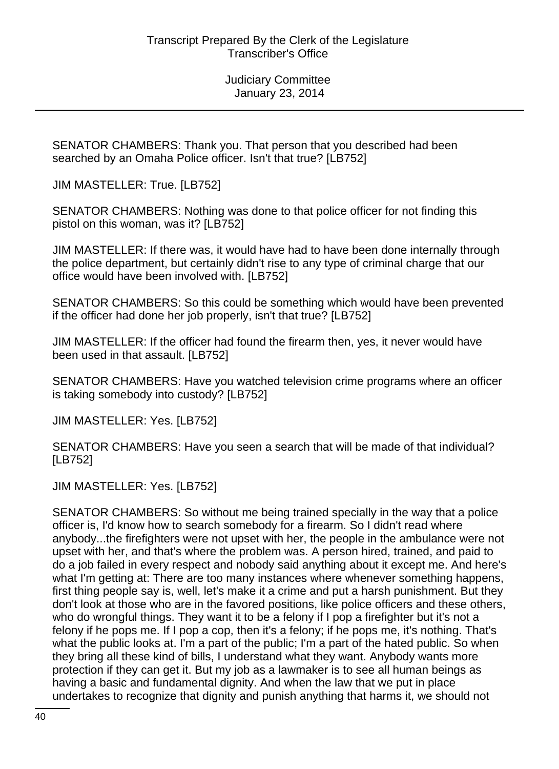SENATOR CHAMBERS: Thank you. That person that you described had been searched by an Omaha Police officer. Isn't that true? [LB752]

JIM MASTELLER: True. [LB752]

SENATOR CHAMBERS: Nothing was done to that police officer for not finding this pistol on this woman, was it? [LB752]

JIM MASTELLER: If there was, it would have had to have been done internally through the police department, but certainly didn't rise to any type of criminal charge that our office would have been involved with. [LB752]

SENATOR CHAMBERS: So this could be something which would have been prevented if the officer had done her job properly, isn't that true? [LB752]

JIM MASTELLER: If the officer had found the firearm then, yes, it never would have been used in that assault. [LB752]

SENATOR CHAMBERS: Have you watched television crime programs where an officer is taking somebody into custody? [LB752]

JIM MASTELLER: Yes. [LB752]

SENATOR CHAMBERS: Have you seen a search that will be made of that individual? [LB752]

JIM MASTELLER: Yes. [LB752]

SENATOR CHAMBERS: So without me being trained specially in the way that a police officer is, I'd know how to search somebody for a firearm. So I didn't read where anybody...the firefighters were not upset with her, the people in the ambulance were not upset with her, and that's where the problem was. A person hired, trained, and paid to do a job failed in every respect and nobody said anything about it except me. And here's what I'm getting at: There are too many instances where whenever something happens, first thing people say is, well, let's make it a crime and put a harsh punishment. But they don't look at those who are in the favored positions, like police officers and these others, who do wrongful things. They want it to be a felony if I pop a firefighter but it's not a felony if he pops me. If I pop a cop, then it's a felony; if he pops me, it's nothing. That's what the public looks at. I'm a part of the public; I'm a part of the hated public. So when they bring all these kind of bills, I understand what they want. Anybody wants more protection if they can get it. But my job as a lawmaker is to see all human beings as having a basic and fundamental dignity. And when the law that we put in place undertakes to recognize that dignity and punish anything that harms it, we should not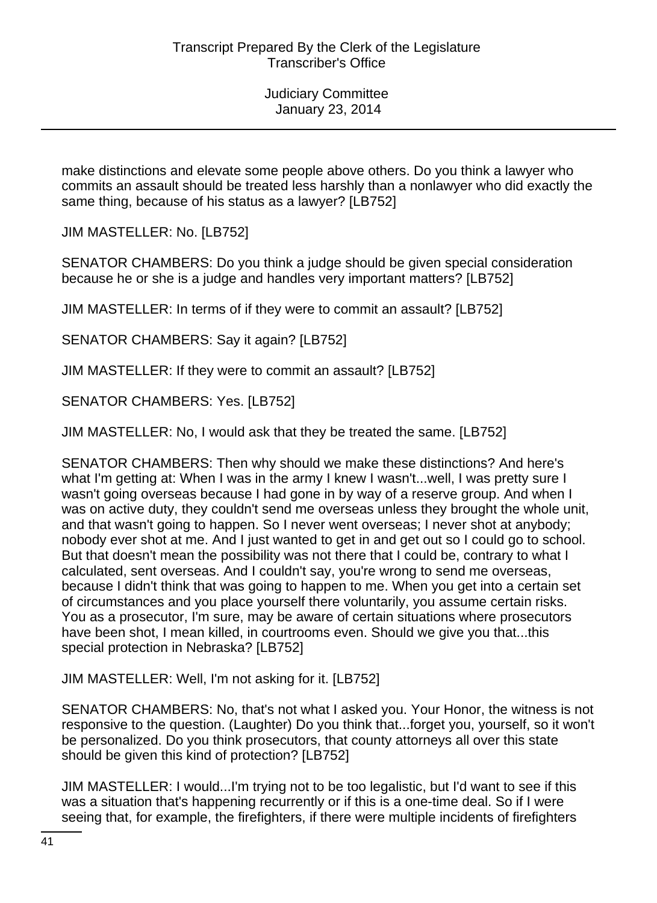make distinctions and elevate some people above others. Do you think a lawyer who commits an assault should be treated less harshly than a nonlawyer who did exactly the same thing, because of his status as a lawyer? [LB752]

JIM MASTELLER: No. [LB752]

SENATOR CHAMBERS: Do you think a judge should be given special consideration because he or she is a judge and handles very important matters? [LB752]

JIM MASTELLER: In terms of if they were to commit an assault? [LB752]

SENATOR CHAMBERS: Say it again? [LB752]

JIM MASTELLER: If they were to commit an assault? [LB752]

SENATOR CHAMBERS: Yes. [LB752]

JIM MASTELLER: No, I would ask that they be treated the same. [LB752]

SENATOR CHAMBERS: Then why should we make these distinctions? And here's what I'm getting at: When I was in the army I knew I wasn't...well, I was pretty sure I wasn't going overseas because I had gone in by way of a reserve group. And when I was on active duty, they couldn't send me overseas unless they brought the whole unit, and that wasn't going to happen. So I never went overseas; I never shot at anybody; nobody ever shot at me. And I just wanted to get in and get out so I could go to school. But that doesn't mean the possibility was not there that I could be, contrary to what I calculated, sent overseas. And I couldn't say, you're wrong to send me overseas, because I didn't think that was going to happen to me. When you get into a certain set of circumstances and you place yourself there voluntarily, you assume certain risks. You as a prosecutor, I'm sure, may be aware of certain situations where prosecutors have been shot, I mean killed, in courtrooms even. Should we give you that...this special protection in Nebraska? [LB752]

JIM MASTELLER: Well, I'm not asking for it. [LB752]

SENATOR CHAMBERS: No, that's not what I asked you. Your Honor, the witness is not responsive to the question. (Laughter) Do you think that...forget you, yourself, so it won't be personalized. Do you think prosecutors, that county attorneys all over this state should be given this kind of protection? [LB752]

JIM MASTELLER: I would...I'm trying not to be too legalistic, but I'd want to see if this was a situation that's happening recurrently or if this is a one-time deal. So if I were seeing that, for example, the firefighters, if there were multiple incidents of firefighters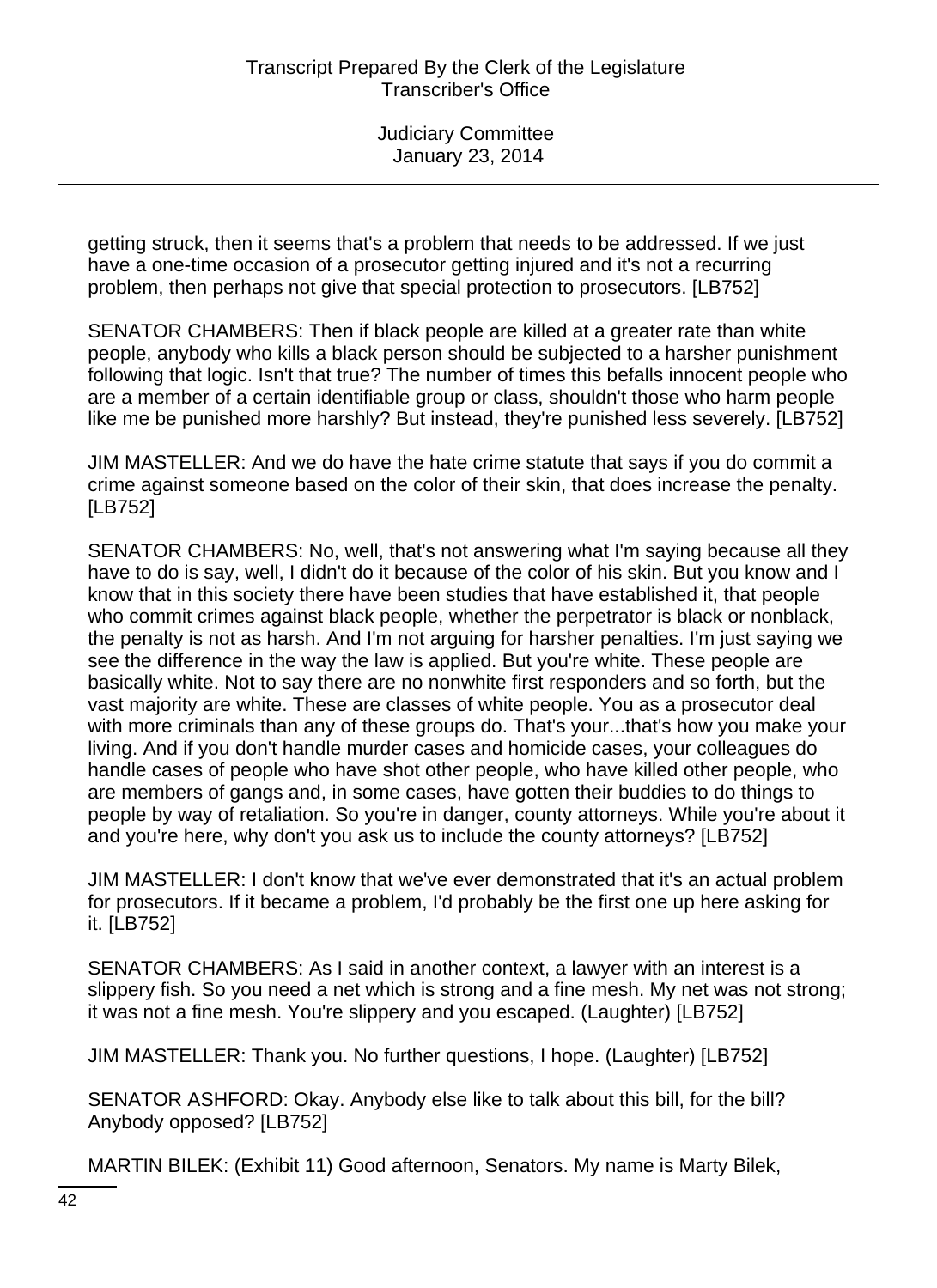getting struck, then it seems that's a problem that needs to be addressed. If we just have a one-time occasion of a prosecutor getting injured and it's not a recurring problem, then perhaps not give that special protection to prosecutors. [LB752]

SENATOR CHAMBERS: Then if black people are killed at a greater rate than white people, anybody who kills a black person should be subjected to a harsher punishment following that logic. Isn't that true? The number of times this befalls innocent people who are a member of a certain identifiable group or class, shouldn't those who harm people like me be punished more harshly? But instead, they're punished less severely. [LB752]

JIM MASTELLER: And we do have the hate crime statute that says if you do commit a crime against someone based on the color of their skin, that does increase the penalty. [LB752]

SENATOR CHAMBERS: No, well, that's not answering what I'm saying because all they have to do is say, well, I didn't do it because of the color of his skin. But you know and I know that in this society there have been studies that have established it, that people who commit crimes against black people, whether the perpetrator is black or nonblack, the penalty is not as harsh. And I'm not arguing for harsher penalties. I'm just saying we see the difference in the way the law is applied. But you're white. These people are basically white. Not to say there are no nonwhite first responders and so forth, but the vast majority are white. These are classes of white people. You as a prosecutor deal with more criminals than any of these groups do. That's your...that's how you make your living. And if you don't handle murder cases and homicide cases, your colleagues do handle cases of people who have shot other people, who have killed other people, who are members of gangs and, in some cases, have gotten their buddies to do things to people by way of retaliation. So you're in danger, county attorneys. While you're about it and you're here, why don't you ask us to include the county attorneys? [LB752]

JIM MASTELLER: I don't know that we've ever demonstrated that it's an actual problem for prosecutors. If it became a problem, I'd probably be the first one up here asking for it. [LB752]

SENATOR CHAMBERS: As I said in another context, a lawyer with an interest is a slippery fish. So you need a net which is strong and a fine mesh. My net was not strong; it was not a fine mesh. You're slippery and you escaped. (Laughter) [LB752]

JIM MASTELLER: Thank you. No further questions, I hope. (Laughter) [LB752]

SENATOR ASHFORD: Okay. Anybody else like to talk about this bill, for the bill? Anybody opposed? [LB752]

MARTIN BILEK: (Exhibit 11) Good afternoon, Senators. My name is Marty Bilek,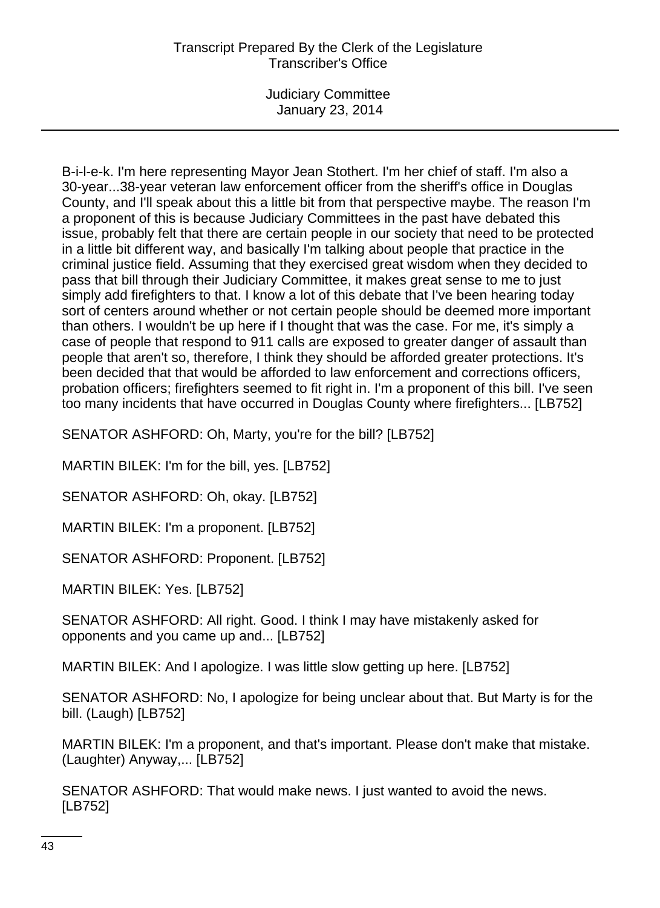B-i-l-e-k. I'm here representing Mayor Jean Stothert. I'm her chief of staff. I'm also a 30-year...38-year veteran law enforcement officer from the sheriff's office in Douglas County, and I'll speak about this a little bit from that perspective maybe. The reason I'm a proponent of this is because Judiciary Committees in the past have debated this issue, probably felt that there are certain people in our society that need to be protected in a little bit different way, and basically I'm talking about people that practice in the criminal justice field. Assuming that they exercised great wisdom when they decided to pass that bill through their Judiciary Committee, it makes great sense to me to just simply add firefighters to that. I know a lot of this debate that I've been hearing today sort of centers around whether or not certain people should be deemed more important than others. I wouldn't be up here if I thought that was the case. For me, it's simply a case of people that respond to 911 calls are exposed to greater danger of assault than people that aren't so, therefore, I think they should be afforded greater protections. It's been decided that that would be afforded to law enforcement and corrections officers, probation officers; firefighters seemed to fit right in. I'm a proponent of this bill. I've seen too many incidents that have occurred in Douglas County where firefighters... [LB752]

SENATOR ASHFORD: Oh, Marty, you're for the bill? [LB752]

MARTIN BILEK: I'm for the bill, yes. [LB752]

SENATOR ASHFORD: Oh, okay. [LB752]

MARTIN BILEK: I'm a proponent. [LB752]

SENATOR ASHFORD: Proponent. [LB752]

MARTIN BILEK: Yes. [LB752]

SENATOR ASHFORD: All right. Good. I think I may have mistakenly asked for opponents and you came up and... [LB752]

MARTIN BILEK: And I apologize. I was little slow getting up here. [LB752]

SENATOR ASHFORD: No, I apologize for being unclear about that. But Marty is for the bill. (Laugh) [LB752]

MARTIN BILEK: I'm a proponent, and that's important. Please don't make that mistake. (Laughter) Anyway,... [LB752]

SENATOR ASHFORD: That would make news. I just wanted to avoid the news. [LB752]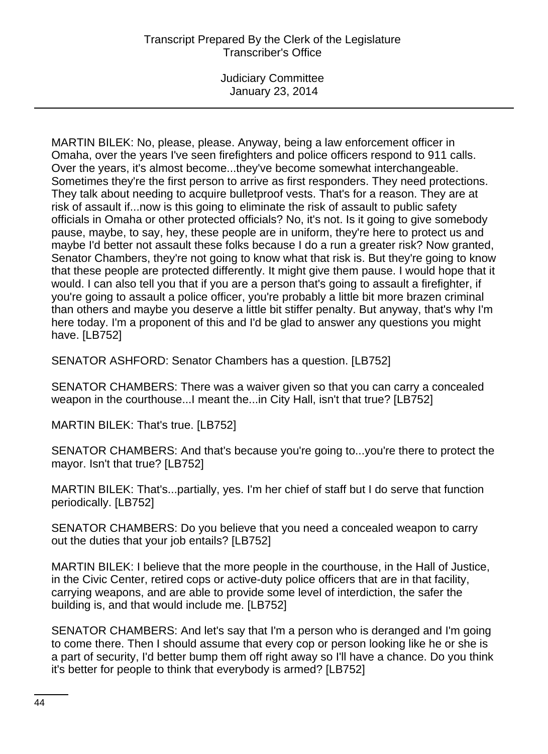MARTIN BILEK: No, please, please. Anyway, being a law enforcement officer in Omaha, over the years I've seen firefighters and police officers respond to 911 calls. Over the years, it's almost become...they've become somewhat interchangeable. Sometimes they're the first person to arrive as first responders. They need protections. They talk about needing to acquire bulletproof vests. That's for a reason. They are at risk of assault if...now is this going to eliminate the risk of assault to public safety officials in Omaha or other protected officials? No, it's not. Is it going to give somebody pause, maybe, to say, hey, these people are in uniform, they're here to protect us and maybe I'd better not assault these folks because I do a run a greater risk? Now granted, Senator Chambers, they're not going to know what that risk is. But they're going to know that these people are protected differently. It might give them pause. I would hope that it would. I can also tell you that if you are a person that's going to assault a firefighter, if you're going to assault a police officer, you're probably a little bit more brazen criminal than others and maybe you deserve a little bit stiffer penalty. But anyway, that's why I'm here today. I'm a proponent of this and I'd be glad to answer any questions you might have. [LB752]

SENATOR ASHFORD: Senator Chambers has a question. [LB752]

SENATOR CHAMBERS: There was a waiver given so that you can carry a concealed weapon in the courthouse...I meant the...in City Hall, isn't that true? [LB752]

MARTIN BILEK: That's true. [LB752]

SENATOR CHAMBERS: And that's because you're going to...you're there to protect the mayor. Isn't that true? [LB752]

MARTIN BILEK: That's...partially, yes. I'm her chief of staff but I do serve that function periodically. [LB752]

SENATOR CHAMBERS: Do you believe that you need a concealed weapon to carry out the duties that your job entails? [LB752]

MARTIN BILEK: I believe that the more people in the courthouse, in the Hall of Justice, in the Civic Center, retired cops or active-duty police officers that are in that facility, carrying weapons, and are able to provide some level of interdiction, the safer the building is, and that would include me. [LB752]

SENATOR CHAMBERS: And let's say that I'm a person who is deranged and I'm going to come there. Then I should assume that every cop or person looking like he or she is a part of security, I'd better bump them off right away so I'll have a chance. Do you think it's better for people to think that everybody is armed? [LB752]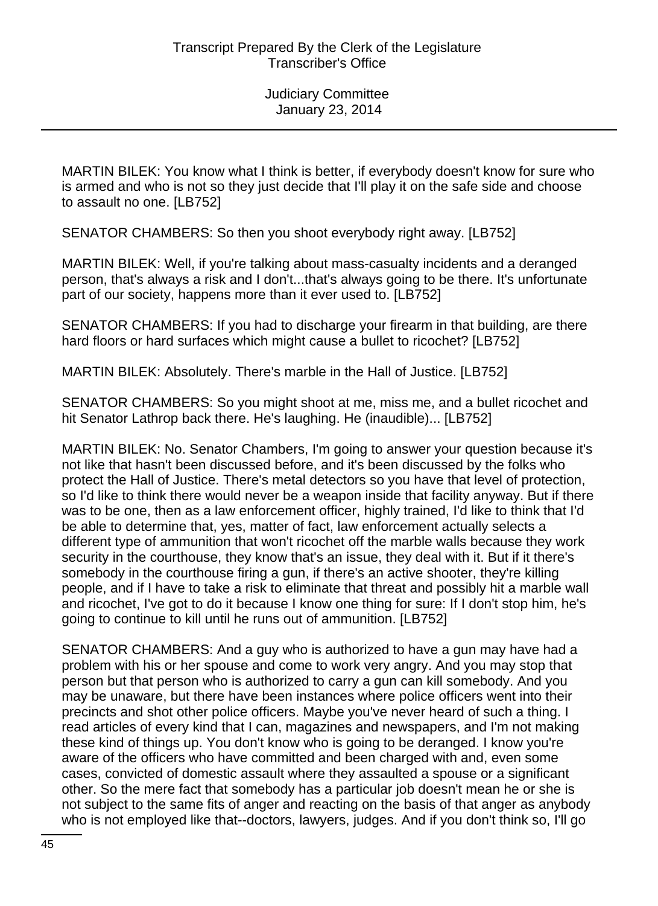MARTIN BILEK: You know what I think is better, if everybody doesn't know for sure who is armed and who is not so they just decide that I'll play it on the safe side and choose to assault no one. [LB752]

SENATOR CHAMBERS: So then you shoot everybody right away. [LB752]

MARTIN BILEK: Well, if you're talking about mass-casualty incidents and a deranged person, that's always a risk and I don't...that's always going to be there. It's unfortunate part of our society, happens more than it ever used to. [LB752]

SENATOR CHAMBERS: If you had to discharge your firearm in that building, are there hard floors or hard surfaces which might cause a bullet to ricochet? [LB752]

MARTIN BILEK: Absolutely. There's marble in the Hall of Justice. [LB752]

SENATOR CHAMBERS: So you might shoot at me, miss me, and a bullet ricochet and hit Senator Lathrop back there. He's laughing. He (inaudible)... [LB752]

MARTIN BILEK: No. Senator Chambers, I'm going to answer your question because it's not like that hasn't been discussed before, and it's been discussed by the folks who protect the Hall of Justice. There's metal detectors so you have that level of protection, so I'd like to think there would never be a weapon inside that facility anyway. But if there was to be one, then as a law enforcement officer, highly trained, I'd like to think that I'd be able to determine that, yes, matter of fact, law enforcement actually selects a different type of ammunition that won't ricochet off the marble walls because they work security in the courthouse, they know that's an issue, they deal with it. But if it there's somebody in the courthouse firing a gun, if there's an active shooter, they're killing people, and if I have to take a risk to eliminate that threat and possibly hit a marble wall and ricochet, I've got to do it because I know one thing for sure: If I don't stop him, he's going to continue to kill until he runs out of ammunition. [LB752]

SENATOR CHAMBERS: And a guy who is authorized to have a gun may have had a problem with his or her spouse and come to work very angry. And you may stop that person but that person who is authorized to carry a gun can kill somebody. And you may be unaware, but there have been instances where police officers went into their precincts and shot other police officers. Maybe you've never heard of such a thing. I read articles of every kind that I can, magazines and newspapers, and I'm not making these kind of things up. You don't know who is going to be deranged. I know you're aware of the officers who have committed and been charged with and, even some cases, convicted of domestic assault where they assaulted a spouse or a significant other. So the mere fact that somebody has a particular job doesn't mean he or she is not subject to the same fits of anger and reacting on the basis of that anger as anybody who is not employed like that--doctors, lawyers, judges. And if you don't think so, I'll go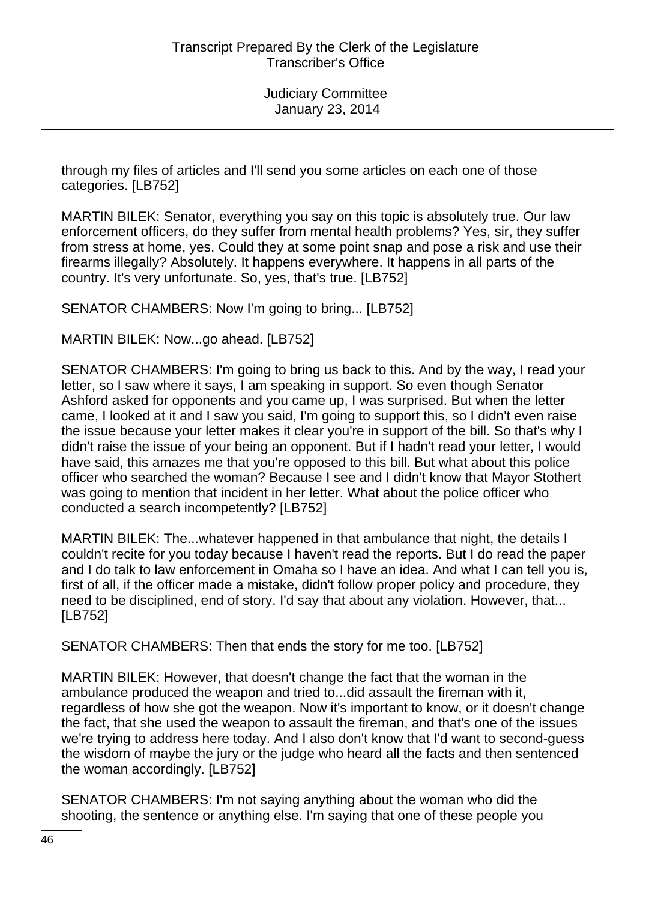through my files of articles and I'll send you some articles on each one of those categories. [LB752]

MARTIN BILEK: Senator, everything you say on this topic is absolutely true. Our law enforcement officers, do they suffer from mental health problems? Yes, sir, they suffer from stress at home, yes. Could they at some point snap and pose a risk and use their firearms illegally? Absolutely. It happens everywhere. It happens in all parts of the country. It's very unfortunate. So, yes, that's true. [LB752]

SENATOR CHAMBERS: Now I'm going to bring... [LB752]

MARTIN BILEK: Now...go ahead. [LB752]

SENATOR CHAMBERS: I'm going to bring us back to this. And by the way, I read your letter, so I saw where it says, I am speaking in support. So even though Senator Ashford asked for opponents and you came up, I was surprised. But when the letter came, I looked at it and I saw you said, I'm going to support this, so I didn't even raise the issue because your letter makes it clear you're in support of the bill. So that's why I didn't raise the issue of your being an opponent. But if I hadn't read your letter, I would have said, this amazes me that you're opposed to this bill. But what about this police officer who searched the woman? Because I see and I didn't know that Mayor Stothert was going to mention that incident in her letter. What about the police officer who conducted a search incompetently? [LB752]

MARTIN BILEK: The...whatever happened in that ambulance that night, the details I couldn't recite for you today because I haven't read the reports. But I do read the paper and I do talk to law enforcement in Omaha so I have an idea. And what I can tell you is, first of all, if the officer made a mistake, didn't follow proper policy and procedure, they need to be disciplined, end of story. I'd say that about any violation. However, that... [LB752]

SENATOR CHAMBERS: Then that ends the story for me too. [LB752]

MARTIN BILEK: However, that doesn't change the fact that the woman in the ambulance produced the weapon and tried to...did assault the fireman with it, regardless of how she got the weapon. Now it's important to know, or it doesn't change the fact, that she used the weapon to assault the fireman, and that's one of the issues we're trying to address here today. And I also don't know that I'd want to second-guess the wisdom of maybe the jury or the judge who heard all the facts and then sentenced the woman accordingly. [LB752]

SENATOR CHAMBERS: I'm not saying anything about the woman who did the shooting, the sentence or anything else. I'm saying that one of these people you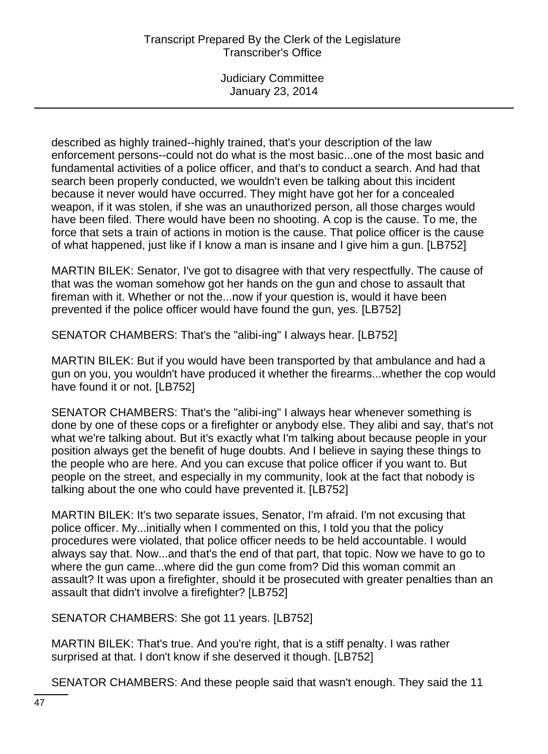described as highly trained--highly trained, that's your description of the law enforcement persons--could not do what is the most basic...one of the most basic and fundamental activities of a police officer, and that's to conduct a search. And had that search been properly conducted, we wouldn't even be talking about this incident because it never would have occurred. They might have got her for a concealed weapon, if it was stolen, if she was an unauthorized person, all those charges would have been filed. There would have been no shooting. A cop is the cause. To me, the force that sets a train of actions in motion is the cause. That police officer is the cause of what happened, just like if I know a man is insane and I give him a gun. [LB752]

MARTIN BILEK: Senator, I've got to disagree with that very respectfully. The cause of that was the woman somehow got her hands on the gun and chose to assault that fireman with it. Whether or not the...now if your question is, would it have been prevented if the police officer would have found the gun, yes. [LB752]

SENATOR CHAMBERS: That's the "alibi-ing" I always hear. [LB752]

MARTIN BILEK: But if you would have been transported by that ambulance and had a gun on you, you wouldn't have produced it whether the firearms...whether the cop would have found it or not. [LB752]

SENATOR CHAMBERS: That's the "alibi-ing" I always hear whenever something is done by one of these cops or a firefighter or anybody else. They alibi and say, that's not what we're talking about. But it's exactly what I'm talking about because people in your position always get the benefit of huge doubts. And I believe in saying these things to the people who are here. And you can excuse that police officer if you want to. But people on the street, and especially in my community, look at the fact that nobody is talking about the one who could have prevented it. [LB752]

MARTIN BILEK: It's two separate issues, Senator, I'm afraid. I'm not excusing that police officer. My...initially when I commented on this, I told you that the policy procedures were violated, that police officer needs to be held accountable. I would always say that. Now...and that's the end of that part, that topic. Now we have to go to where the gun came...where did the gun come from? Did this woman commit an assault? It was upon a firefighter, should it be prosecuted with greater penalties than an assault that didn't involve a firefighter? [LB752]

SENATOR CHAMBERS: She got 11 years. [LB752]

MARTIN BILEK: That's true. And you're right, that is a stiff penalty. I was rather surprised at that. I don't know if she deserved it though. [LB752]

SENATOR CHAMBERS: And these people said that wasn't enough. They said the 11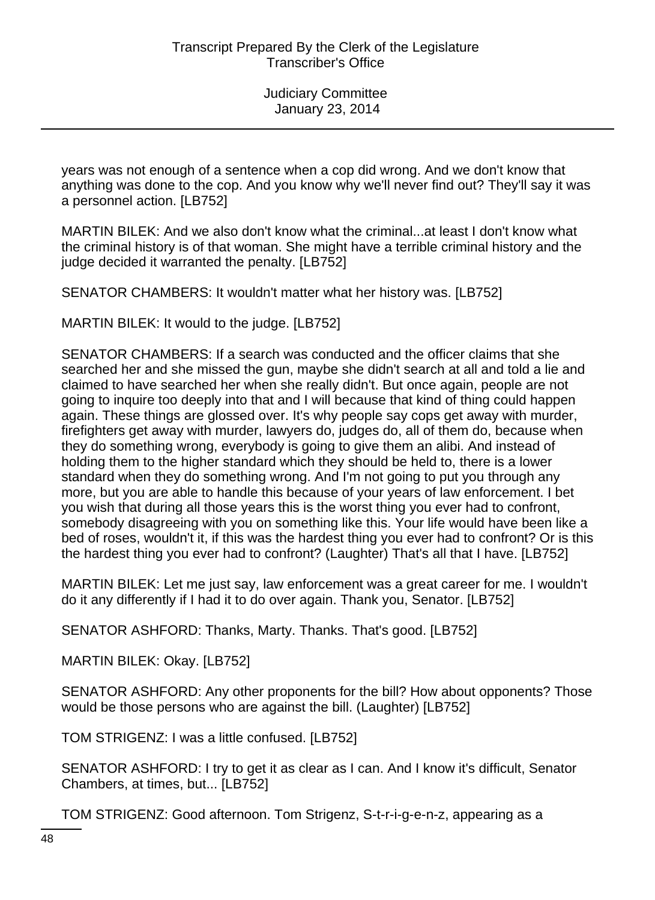years was not enough of a sentence when a cop did wrong. And we don't know that anything was done to the cop. And you know why we'll never find out? They'll say it was a personnel action. [LB752]

MARTIN BILEK: And we also don't know what the criminal...at least I don't know what the criminal history is of that woman. She might have a terrible criminal history and the judge decided it warranted the penalty. [LB752]

SENATOR CHAMBERS: It wouldn't matter what her history was. [LB752]

MARTIN BILEK: It would to the judge. [LB752]

SENATOR CHAMBERS: If a search was conducted and the officer claims that she searched her and she missed the gun, maybe she didn't search at all and told a lie and claimed to have searched her when she really didn't. But once again, people are not going to inquire too deeply into that and I will because that kind of thing could happen again. These things are glossed over. It's why people say cops get away with murder, firefighters get away with murder, lawyers do, judges do, all of them do, because when they do something wrong, everybody is going to give them an alibi. And instead of holding them to the higher standard which they should be held to, there is a lower standard when they do something wrong. And I'm not going to put you through any more, but you are able to handle this because of your years of law enforcement. I bet you wish that during all those years this is the worst thing you ever had to confront, somebody disagreeing with you on something like this. Your life would have been like a bed of roses, wouldn't it, if this was the hardest thing you ever had to confront? Or is this the hardest thing you ever had to confront? (Laughter) That's all that I have. [LB752]

MARTIN BILEK: Let me just say, law enforcement was a great career for me. I wouldn't do it any differently if I had it to do over again. Thank you, Senator. [LB752]

SENATOR ASHFORD: Thanks, Marty. Thanks. That's good. [LB752]

MARTIN BILEK: Okay. [LB752]

SENATOR ASHFORD: Any other proponents for the bill? How about opponents? Those would be those persons who are against the bill. (Laughter) [LB752]

TOM STRIGENZ: I was a little confused. [LB752]

SENATOR ASHFORD: I try to get it as clear as I can. And I know it's difficult, Senator Chambers, at times, but... [LB752]

TOM STRIGENZ: Good afternoon. Tom Strigenz, S-t-r-i-g-e-n-z, appearing as a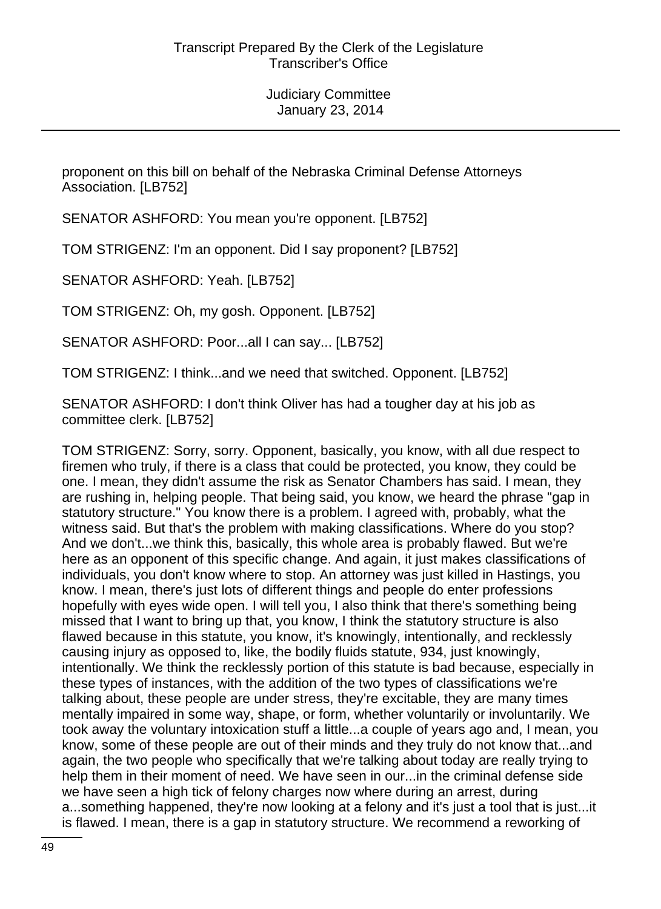proponent on this bill on behalf of the Nebraska Criminal Defense Attorneys Association. [LB752]

SENATOR ASHFORD: You mean you're opponent. [LB752]

TOM STRIGENZ: I'm an opponent. Did I say proponent? [LB752]

SENATOR ASHFORD: Yeah. [LB752]

TOM STRIGENZ: Oh, my gosh. Opponent. [LB752]

SENATOR ASHFORD: Poor...all I can say... [LB752]

TOM STRIGENZ: I think...and we need that switched. Opponent. [LB752]

SENATOR ASHFORD: I don't think Oliver has had a tougher day at his job as committee clerk. [LB752]

TOM STRIGENZ: Sorry, sorry. Opponent, basically, you know, with all due respect to firemen who truly, if there is a class that could be protected, you know, they could be one. I mean, they didn't assume the risk as Senator Chambers has said. I mean, they are rushing in, helping people. That being said, you know, we heard the phrase "gap in statutory structure." You know there is a problem. I agreed with, probably, what the witness said. But that's the problem with making classifications. Where do you stop? And we don't...we think this, basically, this whole area is probably flawed. But we're here as an opponent of this specific change. And again, it just makes classifications of individuals, you don't know where to stop. An attorney was just killed in Hastings, you know. I mean, there's just lots of different things and people do enter professions hopefully with eyes wide open. I will tell you, I also think that there's something being missed that I want to bring up that, you know, I think the statutory structure is also flawed because in this statute, you know, it's knowingly, intentionally, and recklessly causing injury as opposed to, like, the bodily fluids statute, 934, just knowingly, intentionally. We think the recklessly portion of this statute is bad because, especially in these types of instances, with the addition of the two types of classifications we're talking about, these people are under stress, they're excitable, they are many times mentally impaired in some way, shape, or form, whether voluntarily or involuntarily. We took away the voluntary intoxication stuff a little...a couple of years ago and, I mean, you know, some of these people are out of their minds and they truly do not know that...and again, the two people who specifically that we're talking about today are really trying to help them in their moment of need. We have seen in our...in the criminal defense side we have seen a high tick of felony charges now where during an arrest, during a...something happened, they're now looking at a felony and it's just a tool that is just...it is flawed. I mean, there is a gap in statutory structure. We recommend a reworking of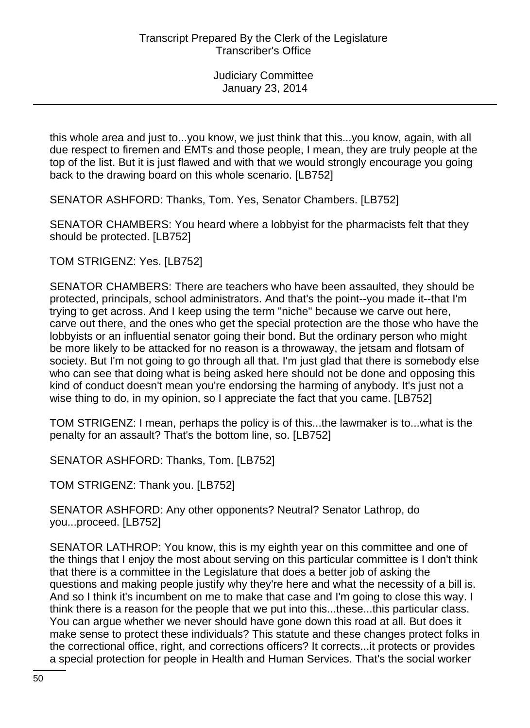this whole area and just to...you know, we just think that this...you know, again, with all due respect to firemen and EMTs and those people, I mean, they are truly people at the top of the list. But it is just flawed and with that we would strongly encourage you going back to the drawing board on this whole scenario. [LB752]

SENATOR ASHFORD: Thanks, Tom. Yes, Senator Chambers. [LB752]

SENATOR CHAMBERS: You heard where a lobbyist for the pharmacists felt that they should be protected. [LB752]

TOM STRIGENZ: Yes. [LB752]

SENATOR CHAMBERS: There are teachers who have been assaulted, they should be protected, principals, school administrators. And that's the point--you made it--that I'm trying to get across. And I keep using the term "niche" because we carve out here, carve out there, and the ones who get the special protection are the those who have the lobbyists or an influential senator going their bond. But the ordinary person who might be more likely to be attacked for no reason is a throwaway, the jetsam and flotsam of society. But I'm not going to go through all that. I'm just glad that there is somebody else who can see that doing what is being asked here should not be done and opposing this kind of conduct doesn't mean you're endorsing the harming of anybody. It's just not a wise thing to do, in my opinion, so I appreciate the fact that you came. [LB752]

TOM STRIGENZ: I mean, perhaps the policy is of this...the lawmaker is to...what is the penalty for an assault? That's the bottom line, so. [LB752]

SENATOR ASHFORD: Thanks, Tom. [LB752]

TOM STRIGENZ: Thank you. [LB752]

SENATOR ASHFORD: Any other opponents? Neutral? Senator Lathrop, do you...proceed. [LB752]

SENATOR LATHROP: You know, this is my eighth year on this committee and one of the things that I enjoy the most about serving on this particular committee is I don't think that there is a committee in the Legislature that does a better job of asking the questions and making people justify why they're here and what the necessity of a bill is. And so I think it's incumbent on me to make that case and I'm going to close this way. I think there is a reason for the people that we put into this...these...this particular class. You can argue whether we never should have gone down this road at all. But does it make sense to protect these individuals? This statute and these changes protect folks in the correctional office, right, and corrections officers? It corrects...it protects or provides a special protection for people in Health and Human Services. That's the social worker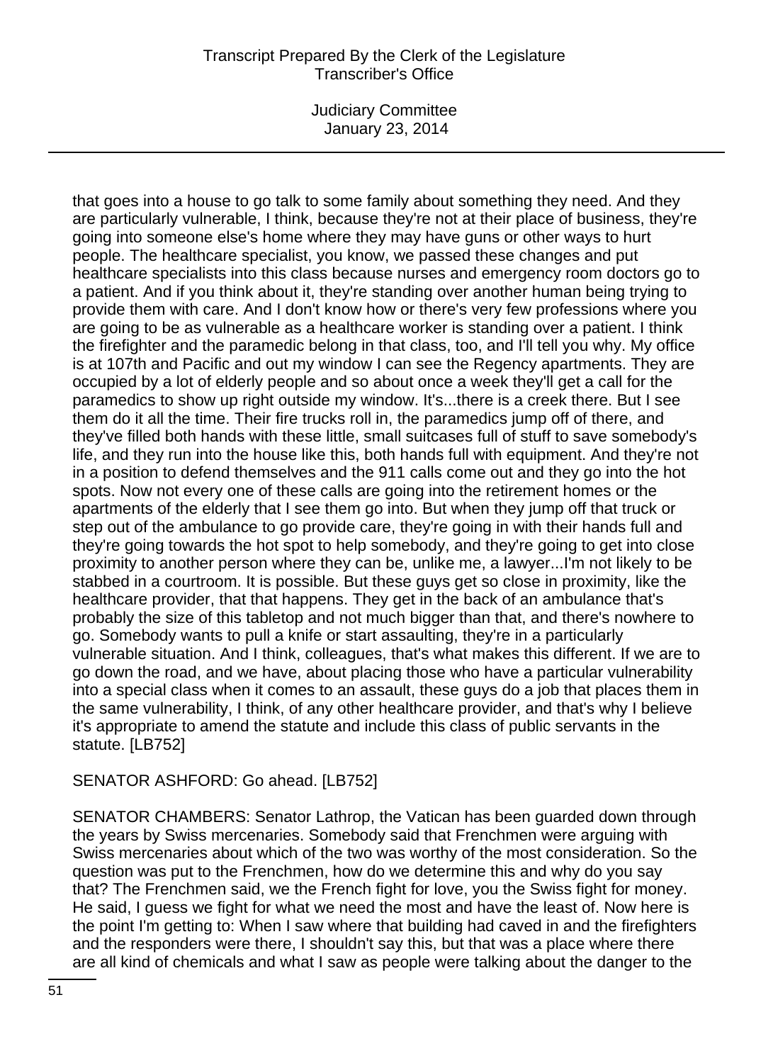that goes into a house to go talk to some family about something they need. And they are particularly vulnerable, I think, because they're not at their place of business, they're going into someone else's home where they may have guns or other ways to hurt people. The healthcare specialist, you know, we passed these changes and put healthcare specialists into this class because nurses and emergency room doctors go to a patient. And if you think about it, they're standing over another human being trying to provide them with care. And I don't know how or there's very few professions where you are going to be as vulnerable as a healthcare worker is standing over a patient. I think the firefighter and the paramedic belong in that class, too, and I'll tell you why. My office is at 107th and Pacific and out my window I can see the Regency apartments. They are occupied by a lot of elderly people and so about once a week they'll get a call for the paramedics to show up right outside my window. It's...there is a creek there. But I see them do it all the time. Their fire trucks roll in, the paramedics jump off of there, and they've filled both hands with these little, small suitcases full of stuff to save somebody's life, and they run into the house like this, both hands full with equipment. And they're not in a position to defend themselves and the 911 calls come out and they go into the hot spots. Now not every one of these calls are going into the retirement homes or the apartments of the elderly that I see them go into. But when they jump off that truck or step out of the ambulance to go provide care, they're going in with their hands full and they're going towards the hot spot to help somebody, and they're going to get into close proximity to another person where they can be, unlike me, a lawyer...I'm not likely to be stabbed in a courtroom. It is possible. But these guys get so close in proximity, like the healthcare provider, that that happens. They get in the back of an ambulance that's probably the size of this tabletop and not much bigger than that, and there's nowhere to go. Somebody wants to pull a knife or start assaulting, they're in a particularly vulnerable situation. And I think, colleagues, that's what makes this different. If we are to go down the road, and we have, about placing those who have a particular vulnerability into a special class when it comes to an assault, these guys do a job that places them in the same vulnerability, I think, of any other healthcare provider, and that's why I believe it's appropriate to amend the statute and include this class of public servants in the statute. [LB752]

SENATOR ASHFORD: Go ahead. [LB752]

SENATOR CHAMBERS: Senator Lathrop, the Vatican has been guarded down through the years by Swiss mercenaries. Somebody said that Frenchmen were arguing with Swiss mercenaries about which of the two was worthy of the most consideration. So the question was put to the Frenchmen, how do we determine this and why do you say that? The Frenchmen said, we the French fight for love, you the Swiss fight for money. He said, I guess we fight for what we need the most and have the least of. Now here is the point I'm getting to: When I saw where that building had caved in and the firefighters and the responders were there, I shouldn't say this, but that was a place where there are all kind of chemicals and what I saw as people were talking about the danger to the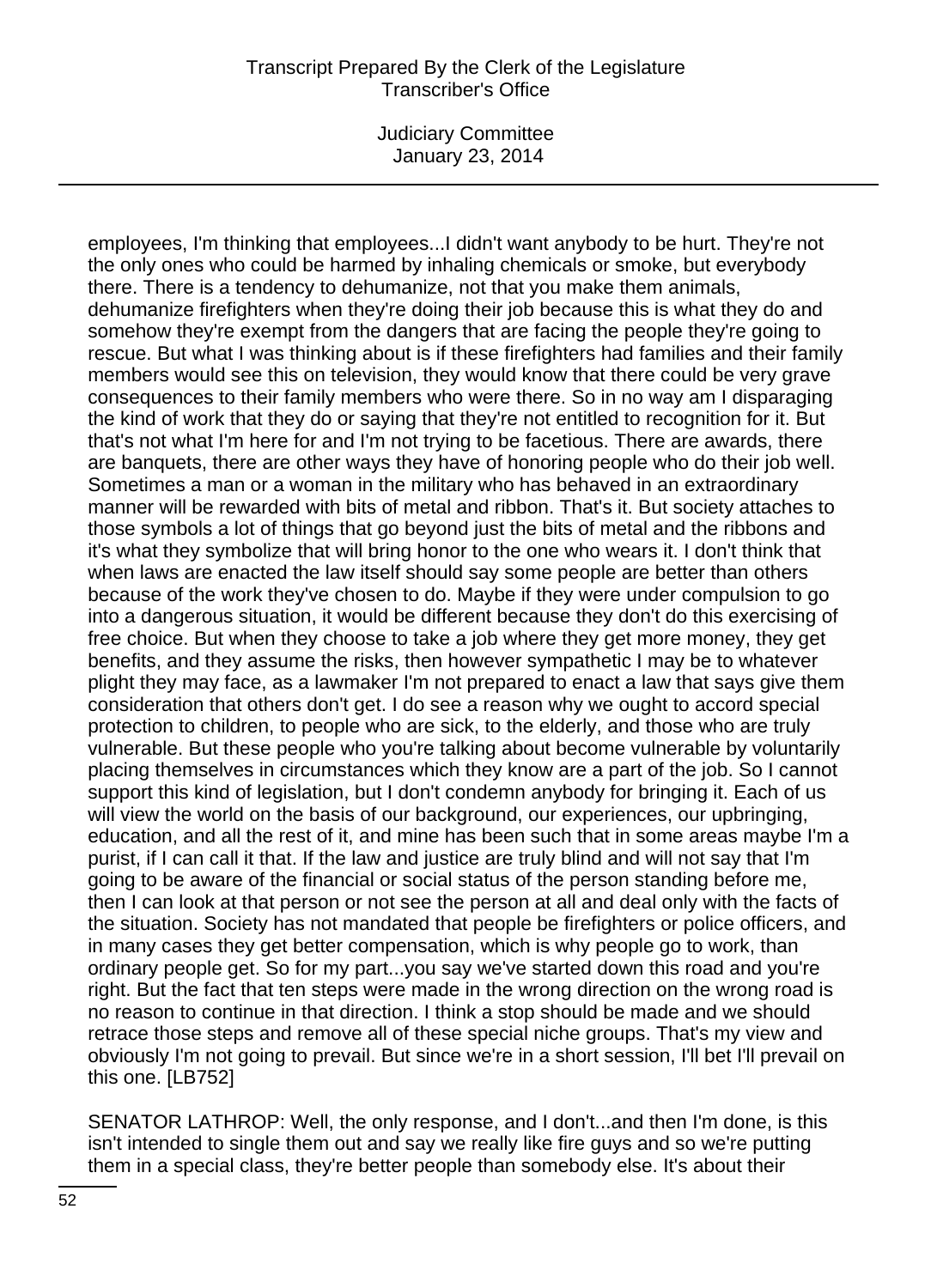employees, I'm thinking that employees...I didn't want anybody to be hurt. They're not the only ones who could be harmed by inhaling chemicals or smoke, but everybody there. There is a tendency to dehumanize, not that you make them animals, dehumanize firefighters when they're doing their job because this is what they do and somehow they're exempt from the dangers that are facing the people they're going to rescue. But what I was thinking about is if these firefighters had families and their family members would see this on television, they would know that there could be very grave consequences to their family members who were there. So in no way am I disparaging the kind of work that they do or saying that they're not entitled to recognition for it. But that's not what I'm here for and I'm not trying to be facetious. There are awards, there are banquets, there are other ways they have of honoring people who do their job well. Sometimes a man or a woman in the military who has behaved in an extraordinary manner will be rewarded with bits of metal and ribbon. That's it. But society attaches to those symbols a lot of things that go beyond just the bits of metal and the ribbons and it's what they symbolize that will bring honor to the one who wears it. I don't think that when laws are enacted the law itself should say some people are better than others because of the work they've chosen to do. Maybe if they were under compulsion to go into a dangerous situation, it would be different because they don't do this exercising of free choice. But when they choose to take a job where they get more money, they get benefits, and they assume the risks, then however sympathetic I may be to whatever plight they may face, as a lawmaker I'm not prepared to enact a law that says give them consideration that others don't get. I do see a reason why we ought to accord special protection to children, to people who are sick, to the elderly, and those who are truly vulnerable. But these people who you're talking about become vulnerable by voluntarily placing themselves in circumstances which they know are a part of the job. So I cannot support this kind of legislation, but I don't condemn anybody for bringing it. Each of us will view the world on the basis of our background, our experiences, our upbringing, education, and all the rest of it, and mine has been such that in some areas maybe I'm a purist, if I can call it that. If the law and justice are truly blind and will not say that I'm going to be aware of the financial or social status of the person standing before me, then I can look at that person or not see the person at all and deal only with the facts of the situation. Society has not mandated that people be firefighters or police officers, and in many cases they get better compensation, which is why people go to work, than ordinary people get. So for my part...you say we've started down this road and you're right. But the fact that ten steps were made in the wrong direction on the wrong road is no reason to continue in that direction. I think a stop should be made and we should retrace those steps and remove all of these special niche groups. That's my view and obviously I'm not going to prevail. But since we're in a short session, I'll bet I'll prevail on this one. [LB752]

SENATOR LATHROP: Well, the only response, and I don't...and then I'm done, is this isn't intended to single them out and say we really like fire guys and so we're putting them in a special class, they're better people than somebody else. It's about their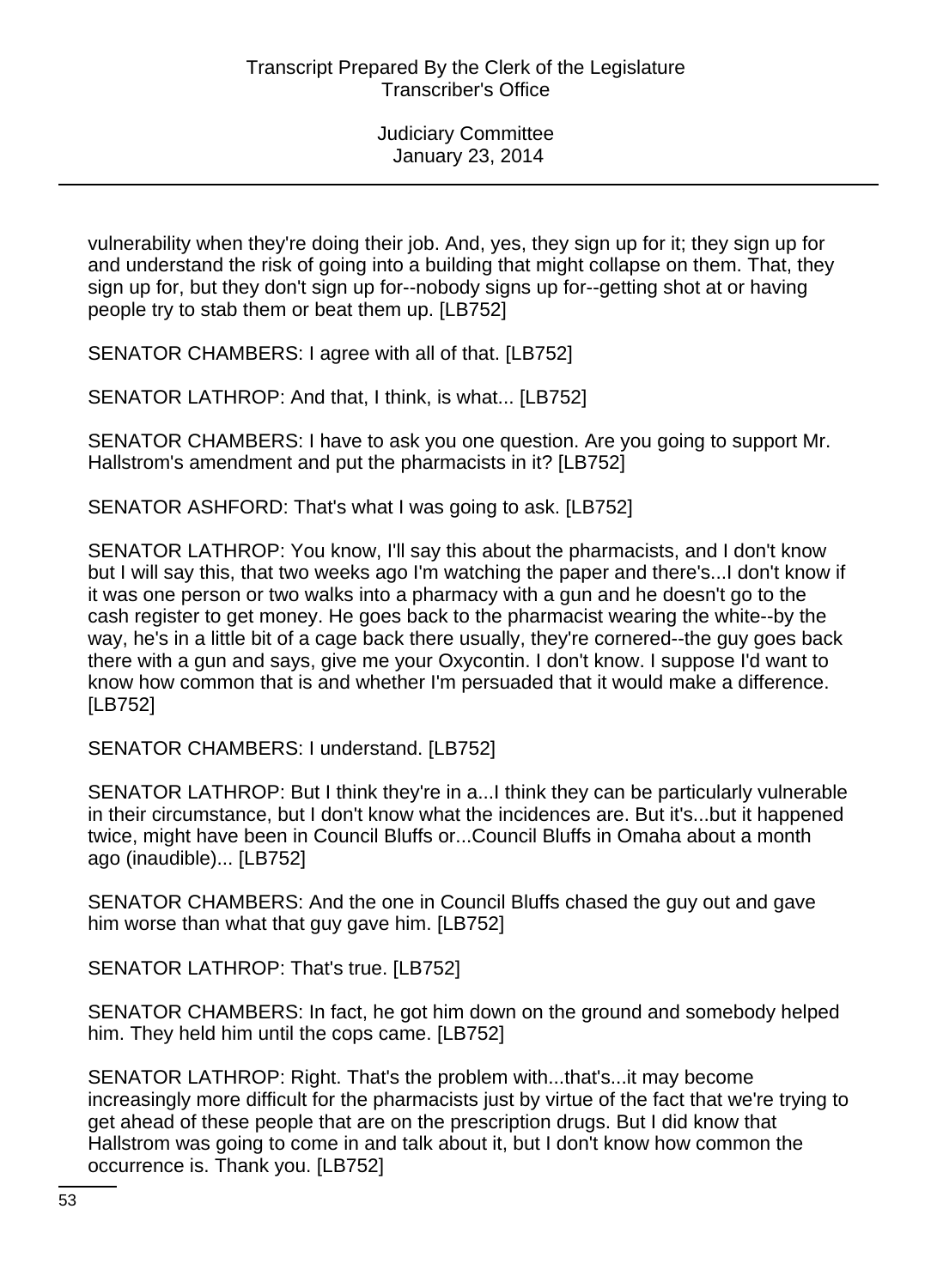vulnerability when they're doing their job. And, yes, they sign up for it; they sign up for and understand the risk of going into a building that might collapse on them. That, they sign up for, but they don't sign up for--nobody signs up for--getting shot at or having people try to stab them or beat them up. [LB752]

SENATOR CHAMBERS: I agree with all of that. [LB752]

SENATOR LATHROP: And that, I think, is what... [LB752]

SENATOR CHAMBERS: I have to ask you one question. Are you going to support Mr. Hallstrom's amendment and put the pharmacists in it? [LB752]

SENATOR ASHFORD: That's what I was going to ask. [LB752]

SENATOR LATHROP: You know, I'll say this about the pharmacists, and I don't know but I will say this, that two weeks ago I'm watching the paper and there's...I don't know if it was one person or two walks into a pharmacy with a gun and he doesn't go to the cash register to get money. He goes back to the pharmacist wearing the white--by the way, he's in a little bit of a cage back there usually, they're cornered--the guy goes back there with a gun and says, give me your Oxycontin. I don't know. I suppose I'd want to know how common that is and whether I'm persuaded that it would make a difference. [LB752]

SENATOR CHAMBERS: I understand. [LB752]

SENATOR LATHROP: But I think they're in a...I think they can be particularly vulnerable in their circumstance, but I don't know what the incidences are. But it's...but it happened twice, might have been in Council Bluffs or...Council Bluffs in Omaha about a month ago (inaudible)... [LB752]

SENATOR CHAMBERS: And the one in Council Bluffs chased the guy out and gave him worse than what that guy gave him. [LB752]

SENATOR LATHROP: That's true. [LB752]

SENATOR CHAMBERS: In fact, he got him down on the ground and somebody helped him. They held him until the cops came. [LB752]

SENATOR LATHROP: Right. That's the problem with...that's...it may become increasingly more difficult for the pharmacists just by virtue of the fact that we're trying to get ahead of these people that are on the prescription drugs. But I did know that Hallstrom was going to come in and talk about it, but I don't know how common the occurrence is. Thank you. [LB752]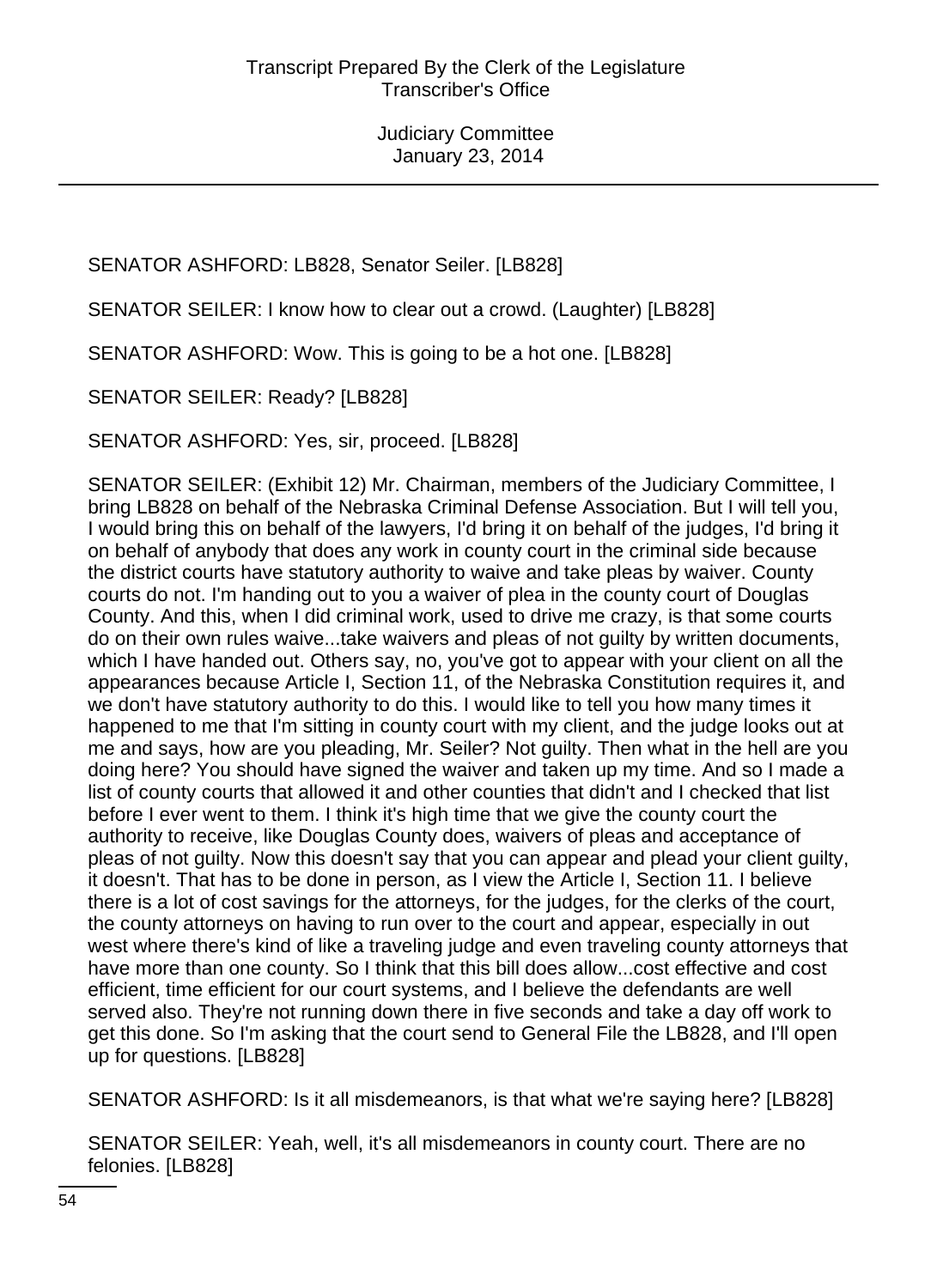SENATOR ASHFORD: LB828, Senator Seiler. [LB828]

SENATOR SEILER: I know how to clear out a crowd. (Laughter) [LB828]

SENATOR ASHFORD: Wow. This is going to be a hot one. [LB828]

SENATOR SEILER: Ready? [LB828]

SENATOR ASHFORD: Yes, sir, proceed. [LB828]

SENATOR SEILER: (Exhibit 12) Mr. Chairman, members of the Judiciary Committee, I bring LB828 on behalf of the Nebraska Criminal Defense Association. But I will tell you, I would bring this on behalf of the lawyers, I'd bring it on behalf of the judges, I'd bring it on behalf of anybody that does any work in county court in the criminal side because the district courts have statutory authority to waive and take pleas by waiver. County courts do not. I'm handing out to you a waiver of plea in the county court of Douglas County. And this, when I did criminal work, used to drive me crazy, is that some courts do on their own rules waive...take waivers and pleas of not guilty by written documents, which I have handed out. Others say, no, you've got to appear with your client on all the appearances because Article I, Section 11, of the Nebraska Constitution requires it, and we don't have statutory authority to do this. I would like to tell you how many times it happened to me that I'm sitting in county court with my client, and the judge looks out at me and says, how are you pleading, Mr. Seiler? Not guilty. Then what in the hell are you doing here? You should have signed the waiver and taken up my time. And so I made a list of county courts that allowed it and other counties that didn't and I checked that list before I ever went to them. I think it's high time that we give the county court the authority to receive, like Douglas County does, waivers of pleas and acceptance of pleas of not guilty. Now this doesn't say that you can appear and plead your client guilty, it doesn't. That has to be done in person, as I view the Article I, Section 11. I believe there is a lot of cost savings for the attorneys, for the judges, for the clerks of the court, the county attorneys on having to run over to the court and appear, especially in out west where there's kind of like a traveling judge and even traveling county attorneys that have more than one county. So I think that this bill does allow...cost effective and cost efficient, time efficient for our court systems, and I believe the defendants are well served also. They're not running down there in five seconds and take a day off work to get this done. So I'm asking that the court send to General File the LB828, and I'll open up for questions. [LB828]

SENATOR ASHFORD: Is it all misdemeanors, is that what we're saying here? [LB828]

SENATOR SEILER: Yeah, well, it's all misdemeanors in county court. There are no felonies. [LB828]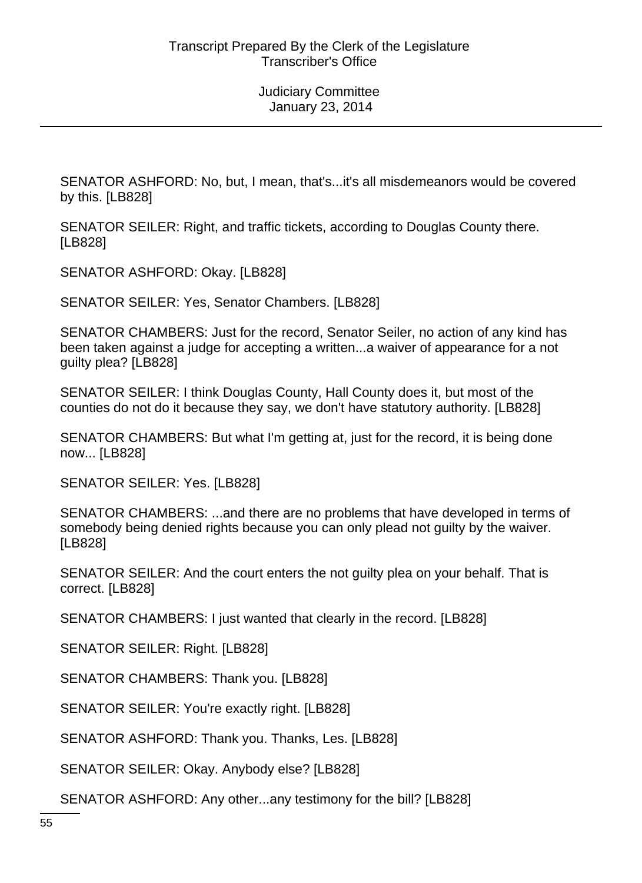SENATOR ASHFORD: No, but, I mean, that's...it's all misdemeanors would be covered by this. [LB828]

SENATOR SEILER: Right, and traffic tickets, according to Douglas County there. [LB828]

SENATOR ASHFORD: Okay. [LB828]

SENATOR SEILER: Yes, Senator Chambers. [LB828]

SENATOR CHAMBERS: Just for the record, Senator Seiler, no action of any kind has been taken against a judge for accepting a written...a waiver of appearance for a not guilty plea? [LB828]

SENATOR SEILER: I think Douglas County, Hall County does it, but most of the counties do not do it because they say, we don't have statutory authority. [LB828]

SENATOR CHAMBERS: But what I'm getting at, just for the record, it is being done now... [LB828]

SENATOR SEILER: Yes. [LB828]

SENATOR CHAMBERS: ...and there are no problems that have developed in terms of somebody being denied rights because you can only plead not guilty by the waiver. [LB828]

SENATOR SEILER: And the court enters the not guilty plea on your behalf. That is correct. [LB828]

SENATOR CHAMBERS: I just wanted that clearly in the record. [LB828]

SENATOR SEILER: Right. [LB828]

SENATOR CHAMBERS: Thank you. [LB828]

SENATOR SEILER: You're exactly right. [LB828]

SENATOR ASHFORD: Thank you. Thanks, Les. [LB828]

SENATOR SEILER: Okay. Anybody else? [LB828]

SENATOR ASHFORD: Any other...any testimony for the bill? [LB828]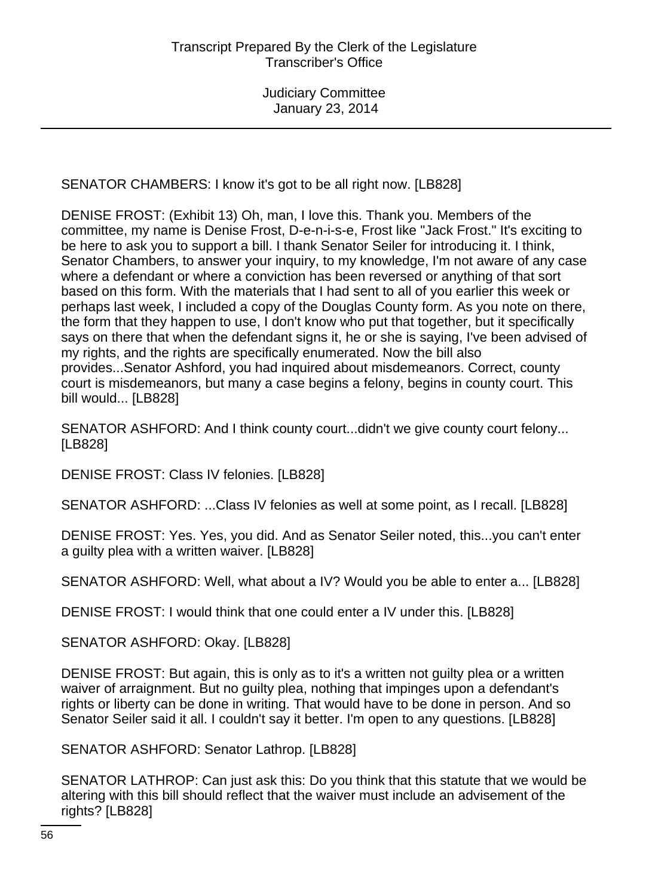SENATOR CHAMBERS: I know it's got to be all right now. [LB828]

DENISE FROST: (Exhibit 13) Oh, man, I love this. Thank you. Members of the committee, my name is Denise Frost, D-e-n-i-s-e, Frost like "Jack Frost." It's exciting to be here to ask you to support a bill. I thank Senator Seiler for introducing it. I think, Senator Chambers, to answer your inquiry, to my knowledge, I'm not aware of any case where a defendant or where a conviction has been reversed or anything of that sort based on this form. With the materials that I had sent to all of you earlier this week or perhaps last week, I included a copy of the Douglas County form. As you note on there, the form that they happen to use, I don't know who put that together, but it specifically says on there that when the defendant signs it, he or she is saying, I've been advised of my rights, and the rights are specifically enumerated. Now the bill also provides...Senator Ashford, you had inquired about misdemeanors. Correct, county court is misdemeanors, but many a case begins a felony, begins in county court. This bill would... [LB828]

SENATOR ASHFORD: And I think county court...didn't we give county court felony... [LB828]

DENISE FROST: Class IV felonies. [LB828]

SENATOR ASHFORD: ...Class IV felonies as well at some point, as I recall. [LB828]

DENISE FROST: Yes. Yes, you did. And as Senator Seiler noted, this...you can't enter a guilty plea with a written waiver. [LB828]

SENATOR ASHFORD: Well, what about a IV? Would you be able to enter a... [LB828]

DENISE FROST: I would think that one could enter a IV under this. [LB828]

SENATOR ASHFORD: Okay. [LB828]

DENISE FROST: But again, this is only as to it's a written not guilty plea or a written waiver of arraignment. But no guilty plea, nothing that impinges upon a defendant's rights or liberty can be done in writing. That would have to be done in person. And so Senator Seiler said it all. I couldn't say it better. I'm open to any questions. [LB828]

SENATOR ASHFORD: Senator Lathrop. [LB828]

SENATOR LATHROP: Can just ask this: Do you think that this statute that we would be altering with this bill should reflect that the waiver must include an advisement of the rights? [LB828]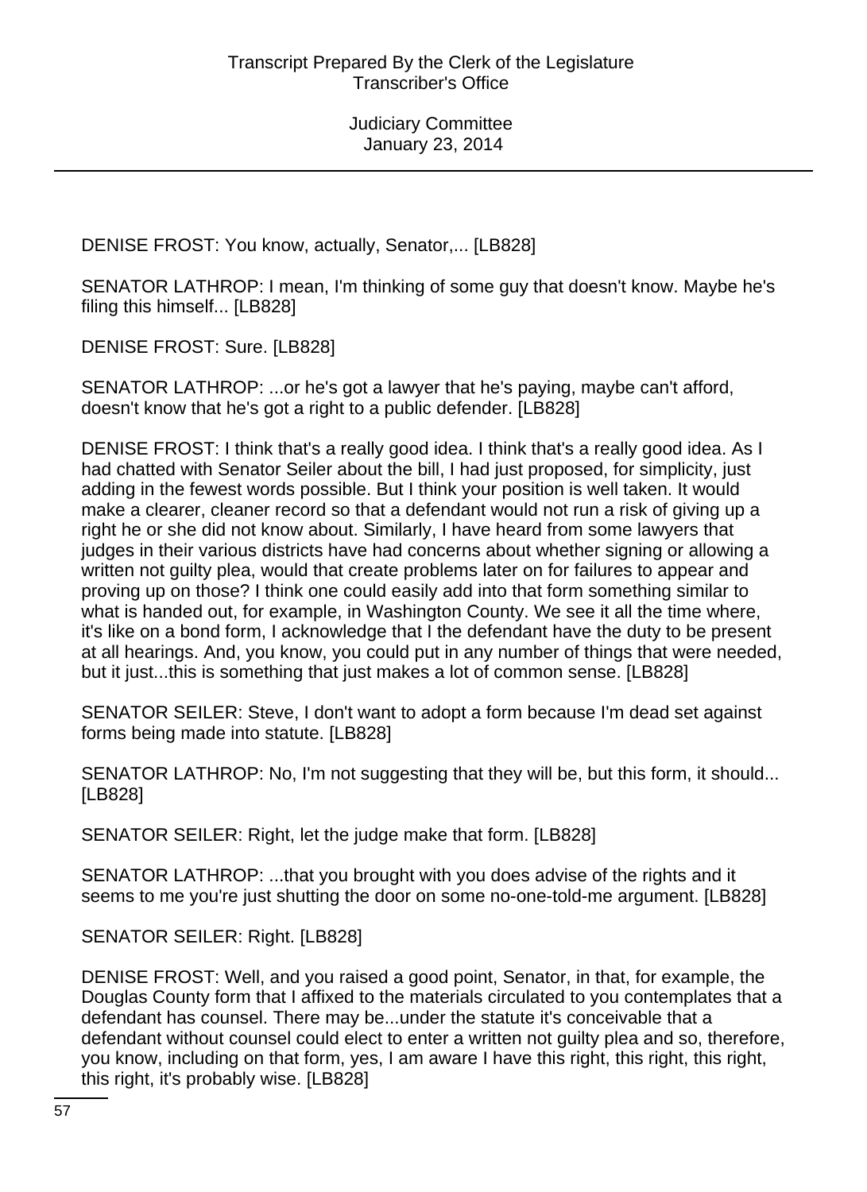DENISE FROST: You know, actually, Senator,... [LB828]

SENATOR LATHROP: I mean, I'm thinking of some guy that doesn't know. Maybe he's filing this himself... [LB828]

DENISE FROST: Sure. [LB828]

SENATOR LATHROP: ...or he's got a lawyer that he's paying, maybe can't afford, doesn't know that he's got a right to a public defender. [LB828]

DENISE FROST: I think that's a really good idea. I think that's a really good idea. As I had chatted with Senator Seiler about the bill, I had just proposed, for simplicity, just adding in the fewest words possible. But I think your position is well taken. It would make a clearer, cleaner record so that a defendant would not run a risk of giving up a right he or she did not know about. Similarly, I have heard from some lawyers that judges in their various districts have had concerns about whether signing or allowing a written not guilty plea, would that create problems later on for failures to appear and proving up on those? I think one could easily add into that form something similar to what is handed out, for example, in Washington County. We see it all the time where, it's like on a bond form, I acknowledge that I the defendant have the duty to be present at all hearings. And, you know, you could put in any number of things that were needed, but it just...this is something that just makes a lot of common sense. [LB828]

SENATOR SEILER: Steve, I don't want to adopt a form because I'm dead set against forms being made into statute. [LB828]

SENATOR LATHROP: No, I'm not suggesting that they will be, but this form, it should... [LB828]

SENATOR SEILER: Right, let the judge make that form. [LB828]

SENATOR LATHROP: ...that you brought with you does advise of the rights and it seems to me you're just shutting the door on some no-one-told-me argument. [LB828]

SENATOR SEILER: Right. [LB828]

DENISE FROST: Well, and you raised a good point, Senator, in that, for example, the Douglas County form that I affixed to the materials circulated to you contemplates that a defendant has counsel. There may be...under the statute it's conceivable that a defendant without counsel could elect to enter a written not guilty plea and so, therefore, you know, including on that form, yes, I am aware I have this right, this right, this right, this right, it's probably wise. [LB828]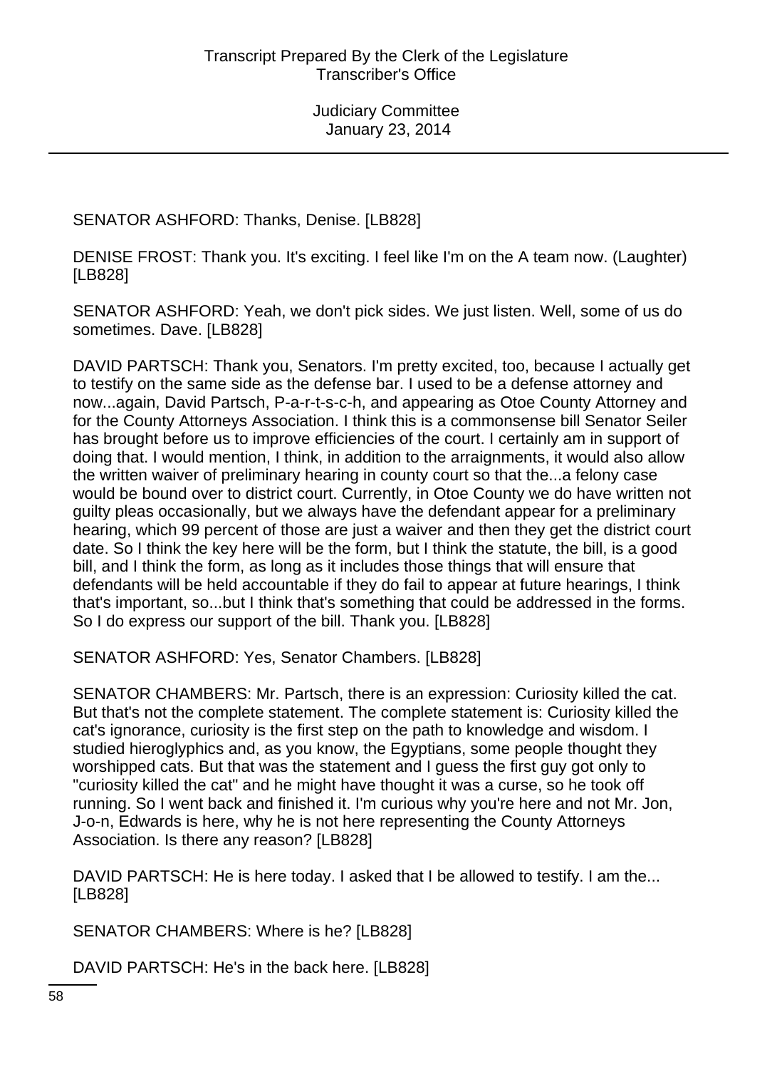SENATOR ASHFORD: Thanks, Denise. [LB828]

DENISE FROST: Thank you. It's exciting. I feel like I'm on the A team now. (Laughter) [LB828]

SENATOR ASHFORD: Yeah, we don't pick sides. We just listen. Well, some of us do sometimes. Dave. [LB828]

DAVID PARTSCH: Thank you, Senators. I'm pretty excited, too, because I actually get to testify on the same side as the defense bar. I used to be a defense attorney and now...again, David Partsch, P-a-r-t-s-c-h, and appearing as Otoe County Attorney and for the County Attorneys Association. I think this is a commonsense bill Senator Seiler has brought before us to improve efficiencies of the court. I certainly am in support of doing that. I would mention, I think, in addition to the arraignments, it would also allow the written waiver of preliminary hearing in county court so that the...a felony case would be bound over to district court. Currently, in Otoe County we do have written not guilty pleas occasionally, but we always have the defendant appear for a preliminary hearing, which 99 percent of those are just a waiver and then they get the district court date. So I think the key here will be the form, but I think the statute, the bill, is a good bill, and I think the form, as long as it includes those things that will ensure that defendants will be held accountable if they do fail to appear at future hearings, I think that's important, so...but I think that's something that could be addressed in the forms. So I do express our support of the bill. Thank you. [LB828]

SENATOR ASHFORD: Yes, Senator Chambers. [LB828]

SENATOR CHAMBERS: Mr. Partsch, there is an expression: Curiosity killed the cat. But that's not the complete statement. The complete statement is: Curiosity killed the cat's ignorance, curiosity is the first step on the path to knowledge and wisdom. I studied hieroglyphics and, as you know, the Egyptians, some people thought they worshipped cats. But that was the statement and I guess the first guy got only to "curiosity killed the cat" and he might have thought it was a curse, so he took off running. So I went back and finished it. I'm curious why you're here and not Mr. Jon, J-o-n, Edwards is here, why he is not here representing the County Attorneys Association. Is there any reason? [LB828]

DAVID PARTSCH: He is here today. I asked that I be allowed to testify. I am the... [LB828]

SENATOR CHAMBERS: Where is he? [LB828]

DAVID PARTSCH: He's in the back here. [LB828]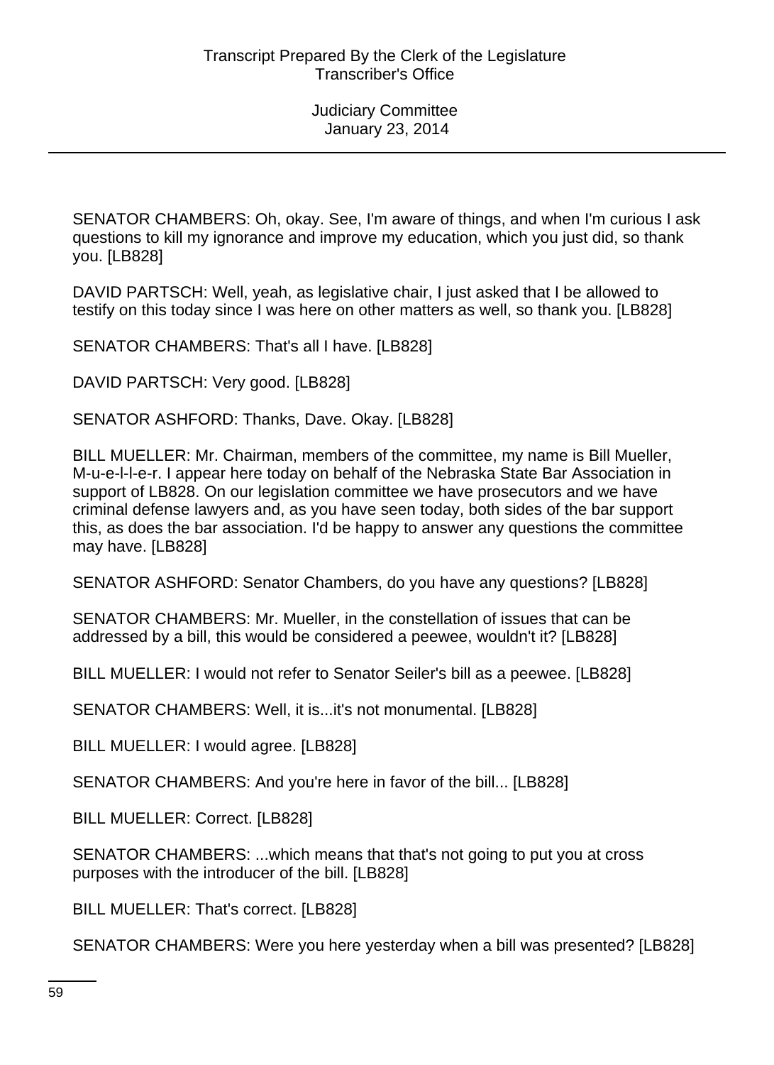SENATOR CHAMBERS: Oh, okay. See, I'm aware of things, and when I'm curious I ask questions to kill my ignorance and improve my education, which you just did, so thank you. [LB828]

DAVID PARTSCH: Well, yeah, as legislative chair, I just asked that I be allowed to testify on this today since I was here on other matters as well, so thank you. [LB828]

SENATOR CHAMBERS: That's all I have. [LB828]

DAVID PARTSCH: Very good. [LB828]

SENATOR ASHFORD: Thanks, Dave. Okay. [LB828]

BILL MUELLER: Mr. Chairman, members of the committee, my name is Bill Mueller, M-u-e-l-l-e-r. I appear here today on behalf of the Nebraska State Bar Association in support of LB828. On our legislation committee we have prosecutors and we have criminal defense lawyers and, as you have seen today, both sides of the bar support this, as does the bar association. I'd be happy to answer any questions the committee may have. [LB828]

SENATOR ASHFORD: Senator Chambers, do you have any questions? [LB828]

SENATOR CHAMBERS: Mr. Mueller, in the constellation of issues that can be addressed by a bill, this would be considered a peewee, wouldn't it? [LB828]

BILL MUELLER: I would not refer to Senator Seiler's bill as a peewee. [LB828]

SENATOR CHAMBERS: Well, it is...it's not monumental. [LB828]

BILL MUELLER: I would agree. [LB828]

SENATOR CHAMBERS: And you're here in favor of the bill... [LB828]

BILL MUELLER: Correct. [LB828]

SENATOR CHAMBERS: ...which means that that's not going to put you at cross purposes with the introducer of the bill. [LB828]

BILL MUELLER: That's correct. [LB828]

SENATOR CHAMBERS: Were you here yesterday when a bill was presented? [LB828]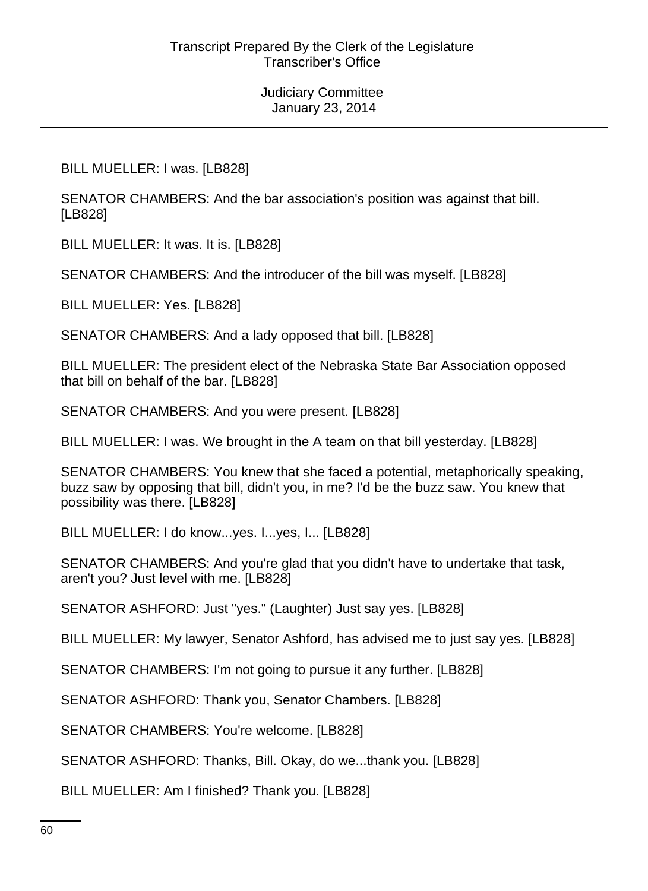BILL MUELLER: I was. [LB828]

SENATOR CHAMBERS: And the bar association's position was against that bill. [LB828]

BILL MUELLER: It was. It is. [LB828]

SENATOR CHAMBERS: And the introducer of the bill was myself. [LB828]

BILL MUELLER: Yes. [LB828]

SENATOR CHAMBERS: And a lady opposed that bill. [LB828]

BILL MUELLER: The president elect of the Nebraska State Bar Association opposed that bill on behalf of the bar. [LB828]

SENATOR CHAMBERS: And you were present. [LB828]

BILL MUELLER: I was. We brought in the A team on that bill yesterday. [LB828]

SENATOR CHAMBERS: You knew that she faced a potential, metaphorically speaking, buzz saw by opposing that bill, didn't you, in me? I'd be the buzz saw. You knew that possibility was there. [LB828]

BILL MUELLER: I do know...yes. I...yes, I... [LB828]

SENATOR CHAMBERS: And you're glad that you didn't have to undertake that task, aren't you? Just level with me. [LB828]

SENATOR ASHFORD: Just "yes." (Laughter) Just say yes. [LB828]

BILL MUELLER: My lawyer, Senator Ashford, has advised me to just say yes. [LB828]

SENATOR CHAMBERS: I'm not going to pursue it any further. [LB828]

SENATOR ASHFORD: Thank you, Senator Chambers. [LB828]

SENATOR CHAMBERS: You're welcome. [LB828]

SENATOR ASHFORD: Thanks, Bill. Okay, do we...thank you. [LB828]

BILL MUELLER: Am I finished? Thank you. [LB828]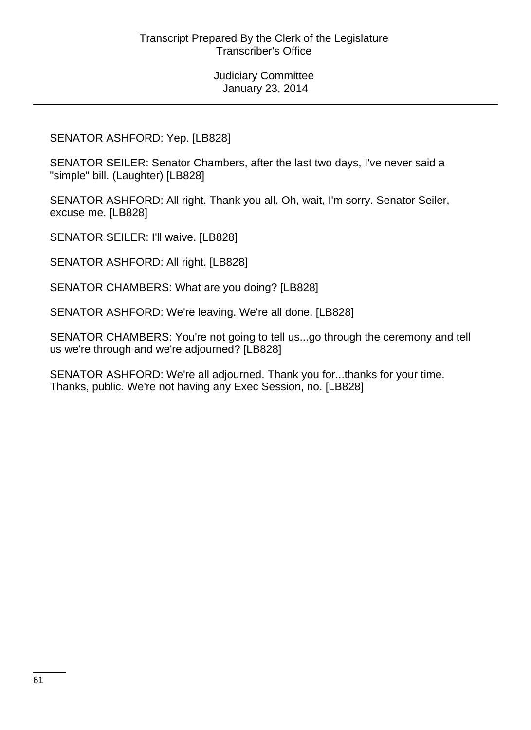SENATOR ASHFORD: Yep. [LB828]

SENATOR SEILER: Senator Chambers, after the last two days, I've never said a "simple" bill. (Laughter) [LB828]

SENATOR ASHFORD: All right. Thank you all. Oh, wait, I'm sorry. Senator Seiler, excuse me. [LB828]

SENATOR SEILER: I'll waive. [LB828]

SENATOR ASHFORD: All right. [LB828]

SENATOR CHAMBERS: What are you doing? [LB828]

SENATOR ASHFORD: We're leaving. We're all done. [LB828]

SENATOR CHAMBERS: You're not going to tell us...go through the ceremony and tell us we're through and we're adjourned? [LB828]

SENATOR ASHFORD: We're all adjourned. Thank you for...thanks for your time. Thanks, public. We're not having any Exec Session, no. [LB828]